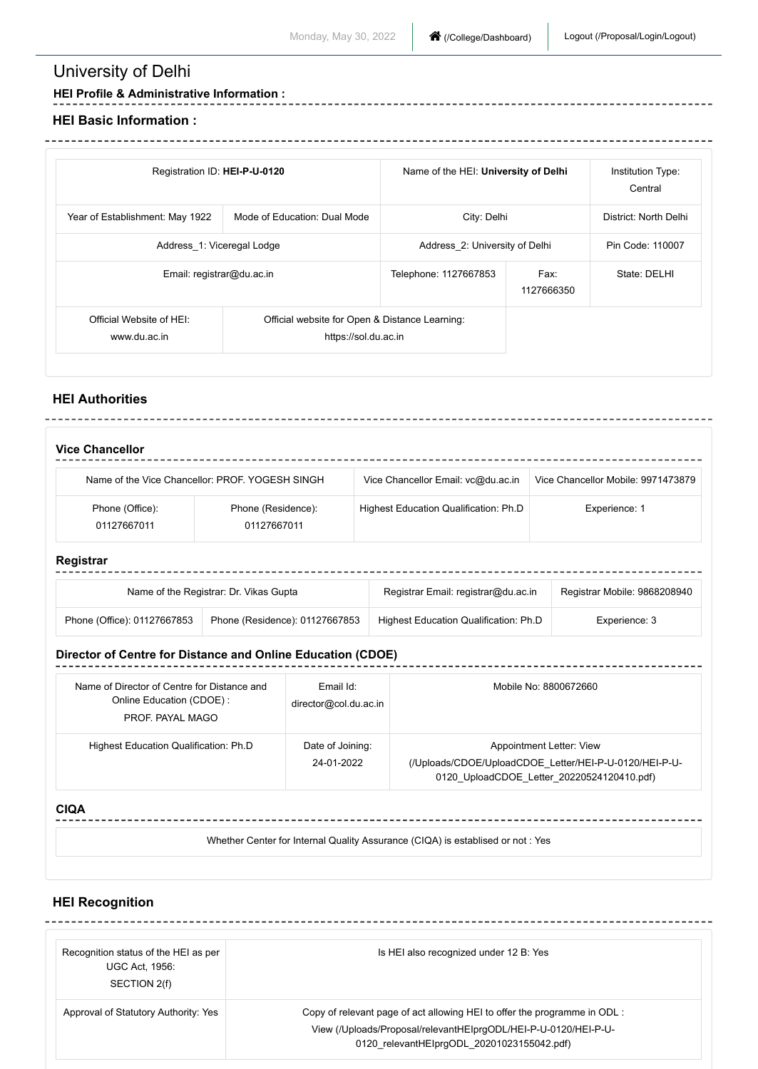# University of Delhi

**HEI Profile & Administrative Information :**

## HEI Basic Information :

| Registration ID: **HEI-P-U-0120** | | Name of the HEI: **University of Delhi** | | Institution Type: Central |
|---|---|---|---|---|
| Year of Establishment: May 1922 | Mode of Education: Dual Mode | City: Delhi | | District: North Delhi |
| Address_1: Viceregal Lodge | | Address_2: University of Delhi | | Pin Code: 110007 |
| Email: registrar@du.ac.in | | Telephone: 1127667853 | Fax: 1127666350 | State: DELHI |
| Official Website of HEI: www.du.ac.in | Official website for Open & Distance Learning: https://sol.du.ac.in | | | |

## HEI Authorities

### Vice Chancellor

| Name of the Vice Chancellor: PROF. YOGESH SINGH | | Vice Chancellor Email: vc@du.ac.in | Vice Chancellor Mobile: 9971473879 |
|---|---|---|---|
| Phone (Office): 01127667011 | Phone (Residence): 01127667011 | Highest Education Qualification: Ph.D | Experience: 1 |

### Registrar

| Name of the Registrar: Dr. Vikas Gupta | | Registrar Email: registrar@du.ac.in | Registrar Mobile: 9868208940 |
|---|---|---|---|
| Phone (Office): 01127667853 | Phone (Residence): 01127667853 | Highest Education Qualification: Ph.D | Experience: 3 |

### Director of Centre for Distance and Online Education (CDOE)

| Name of Director of Centre for Distance and Online Education (CDOE) : PROF. PAYAL MAGO | Email Id: director@col.du.ac.in | Mobile No: 8800672660 |
|---|---|---|
| Highest Education Qualification: Ph.D | Date of Joining: 24-01-2022 | Appointment Letter: View (/Uploads/CDOE/UploadCDOE_Letter/HEI-P-U-0120/HEI-P-U-0120_UploadCDOE_Letter_20220524120410.pdf) |

### CIQA

| Whether Center for Internal Quality Assurance (CIQA) is established or not : Yes |
|---|

## HEI Recognition

| Recognition status of the HEI as per UGC Act, 1956: SECTION 2(f) | Is HEI also recognized under 12 B: Yes |
|---|---|
| Approval of Statutory Authority: Yes | Copy of relevant page of act allowing HEI to offer the programme in ODL : View (/Uploads/Proposal/relevantHEIprgODL/HEI-P-U-0120/HEI-P-U-0120_relevantHEIprgODL_20201023155042.pdf) |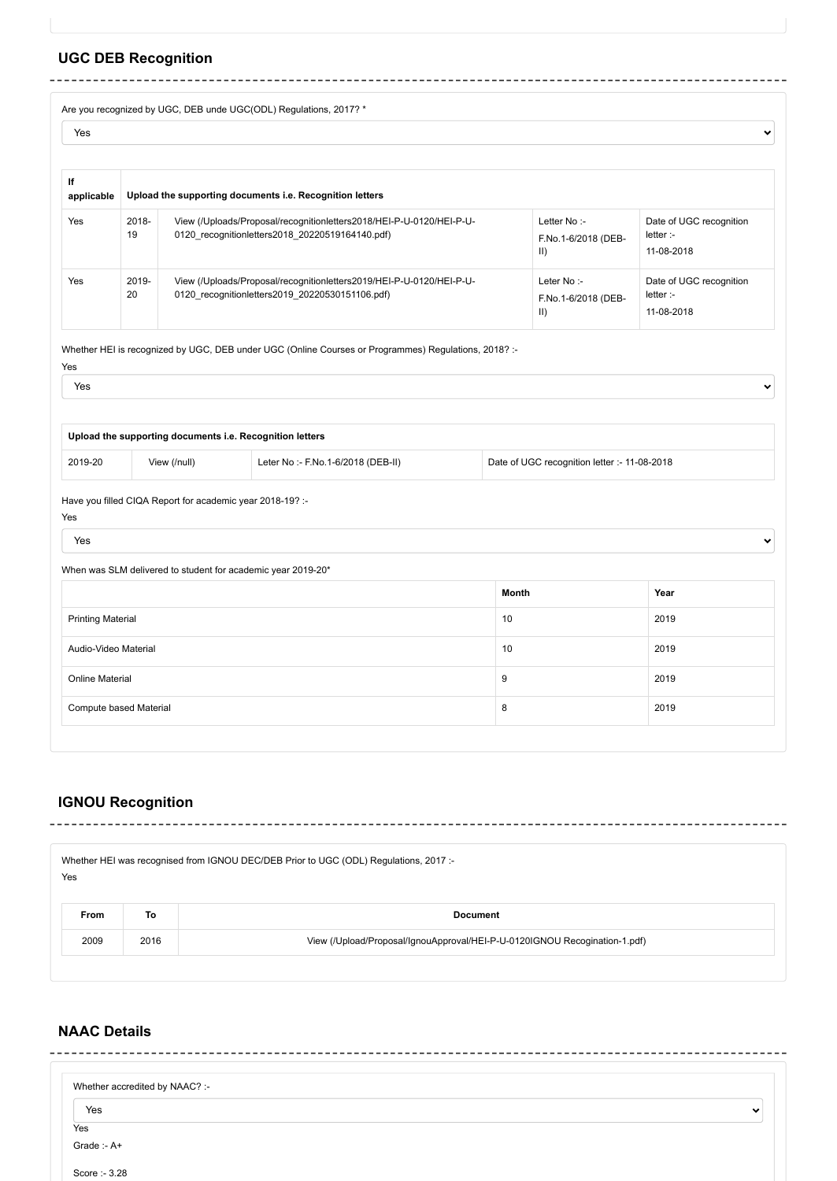## UGC DEB Recognition

Are you recognized by UGC, DEB unde UGC(ODL) Regulations, 2017? *

Yes

| If applicable | Upload the supporting documents i.e. Recognition letters | | | |
|---|---|---|---|---|
| Yes | 2018-19 | View (/Uploads/Proposal/recognitionletters2018/HEI-P-U-0120/HEI-P-U-0120_recognitionletters2018_20220519164140.pdf) | Letter No :- F.No.1-6/2018 (DEB-II) | Date of UGC recognition letter :- 11-08-2018 |
| Yes | 2019-20 | View (/Uploads/Proposal/recognitionletters2019/HEI-P-U-0120/HEI-P-U-0120_recognitionletters2019_20220530151106.pdf) | Leter No :- F.No.1-6/2018 (DEB-II) | Date of UGC recognition letter :- 11-08-2018 |

Whether HEI is recognized by UGC, DEB under UGC (Online Courses or Programmes) Regulations, 2018? :-

Yes

Yes

| Upload the supporting documents i.e. Recognition letters | | | |
|---|---|---|---|
| 2019-20 | View (/null) | Leter No :- F.No.1-6/2018 (DEB-II) | Date of UGC recognition letter :- 11-08-2018 |

Have you filled CIQA Report for academic year 2018-19? :-

Yes

Yes

When was SLM delivered to student for academic year 2019-20*

| | Month | Year |
|---|---|---|
| Printing Material | 10 | 2019 |
| Audio-Video Material | 10 | 2019 |
| Online Material | 9 | 2019 |
| Compute based Material | 8 | 2019 |

## IGNOU Recognition

Whether HEI was recognised from IGNOU DEC/DEB Prior to UGC (ODL) Regulations, 2017 :-

Yes

| From | To | Document |
|---|---|---|
| 2009 | 2016 | View (/Upload/Proposal/IgnouApproval/HEI-P-U-0120IGNOU Recogination-1.pdf) |

## NAAC Details

Whether accredited by NAAC? :-

Yes

Yes

Grade :- A+

Score :- 3.28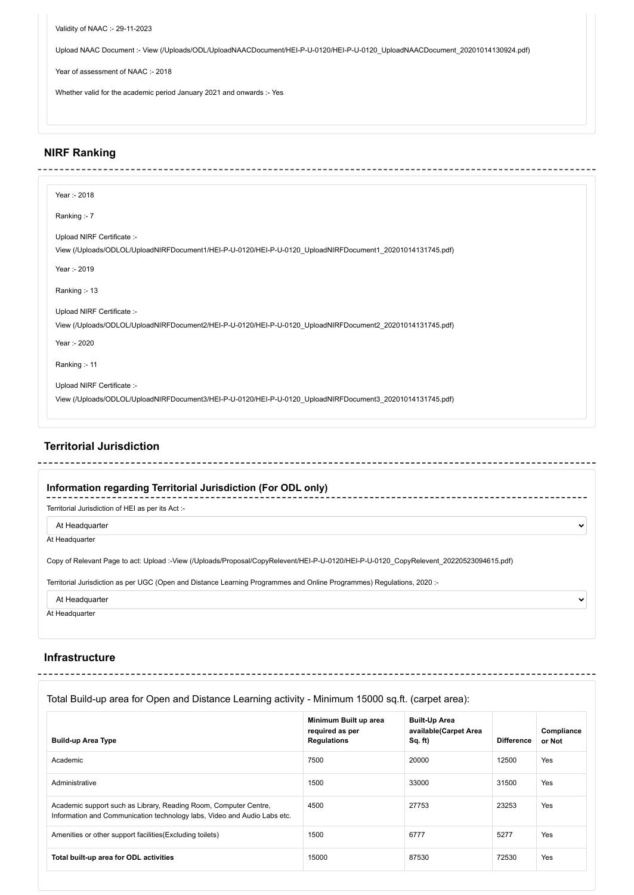Validity of NAAC :- 29-11-2023

Upload NAAC Document :- View (/Uploads/ODL/UploadNAACDocument/HEI-P-U-0120/HEI-P-U-0120_UploadNAACDocument_20201014130924.pdf)

Year of assessment of NAAC :- 2018

Whether valid for the academic period January 2021 and onwards :- Yes

## NIRF Ranking

Year :- 2018

Ranking :- 7

Upload NIRF Certificate :-

View (/Uploads/ODLOL/UploadNIRFDocument1/HEI-P-U-0120/HEI-P-U-0120_UploadNIRFDocument1_20201014131745.pdf)

Year :- 2019

Ranking :- 13

Upload NIRF Certificate :-

View (/Uploads/ODLOL/UploadNIRFDocument2/HEI-P-U-0120/HEI-P-U-0120_UploadNIRFDocument2_20201014131745.pdf)

Year :- 2020

Ranking :- 11

Upload NIRF Certificate :-

View (/Uploads/ODLOL/UploadNIRFDocument3/HEI-P-U-0120/HEI-P-U-0120_UploadNIRFDocument3_20201014131745.pdf)

## Territorial Jurisdiction

### Information regarding Territorial Jurisdiction (For ODL only)

Territorial Jurisdiction of HEI as per its Act :-

At Headquarter

At Headquarter

Copy of Relevant Page to act: Upload :-View (/Uploads/Proposal/CopyRelevent/HEI-P-U-0120/HEI-P-U-0120_CopyRelevent_20220523094615.pdf)

Territorial Jurisdiction as per UGC (Open and Distance Learning Programmes and Online Programmes) Regulations, 2020 :-

At Headquarter

At Headquarter

## Infrastructure

Total Build-up area for Open and Distance Learning activity - Minimum 15000 sq.ft. (carpet area):

| Build-up Area Type | Minimum Built up area required as per Regulations | Built-Up Area available(Carpet Area Sq. ft) | Difference | Compliance or Not |
|---|---|---|---|---|
| Academic | 7500 | 20000 | 12500 | Yes |
| Administrative | 1500 | 33000 | 31500 | Yes |
| Academic support such as Library, Reading Room, Computer Centre, Information and Communication technology labs, Video and Audio Labs etc. | 4500 | 27753 | 23253 | Yes |
| Amenities or other support facilities(Excluding toilets) | 1500 | 6777 | 5277 | Yes |
| **Total built-up area for ODL activities** | 15000 | 87530 | 72530 | Yes |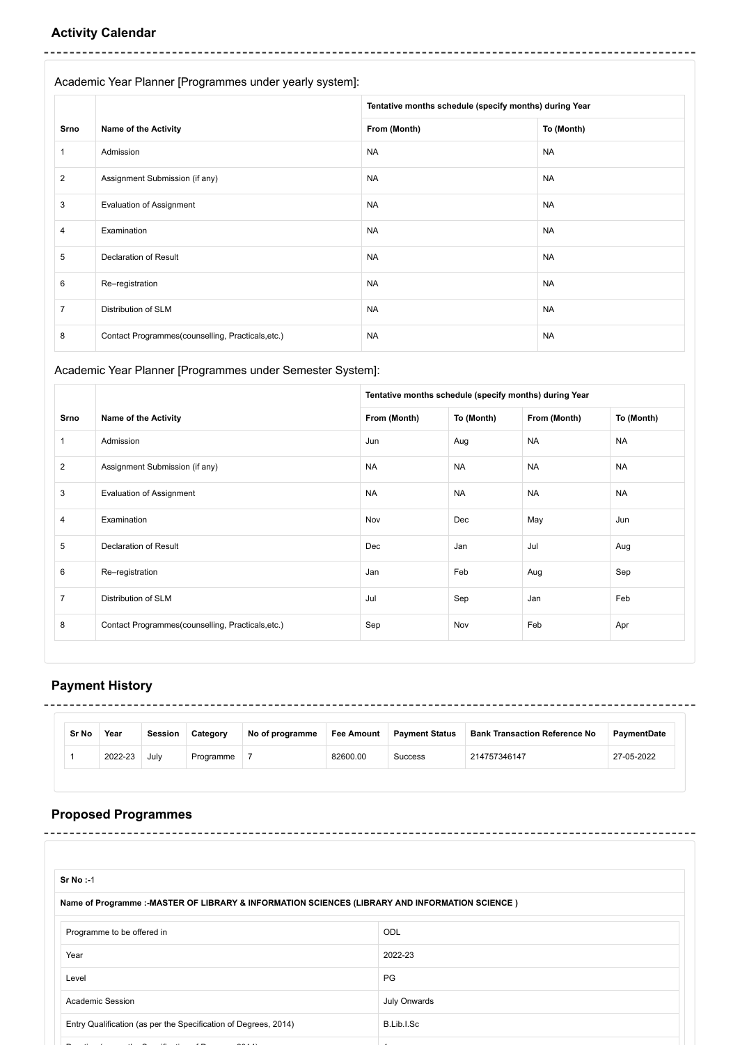## Activity Calendar

Academic Year Planner [Programmes under yearly system]:

| | | Tentative months schedule (specify months) during Year | |
|---|---|---|---|
| **Srno** | **Name of the Activity** | **From (Month)** | **To (Month)** |
| 1 | Admission | NA | NA |
| 2 | Assignment Submission (if any) | NA | NA |
| 3 | Evaluation of Assignment | NA | NA |
| 4 | Examination | NA | NA |
| 5 | Declaration of Result | NA | NA |
| 6 | Re–registration | NA | NA |
| 7 | Distribution of SLM | NA | NA |
| 8 | Contact Programmes(counselling, Practicals,etc.) | NA | NA |

Academic Year Planner [Programmes under Semester System]:

| | | Tentative months schedule (specify months) during Year | | | |
|---|---|---|---|---|---|
| **Srno** | **Name of the Activity** | **From (Month)** | **To (Month)** | **From (Month)** | **To (Month)** |
| 1 | Admission | Jun | Aug | NA | NA |
| 2 | Assignment Submission (if any) | NA | NA | NA | NA |
| 3 | Evaluation of Assignment | NA | NA | NA | NA |
| 4 | Examination | Nov | Dec | May | Jun |
| 5 | Declaration of Result | Dec | Jan | Jul | Aug |
| 6 | Re–registration | Jan | Feb | Aug | Sep |
| 7 | Distribution of SLM | Jul | Sep | Jan | Feb |
| 8 | Contact Programmes(counselling, Practicals,etc.) | Sep | Nov | Feb | Apr |

## Payment History

| Sr No | Year | Session | Category | No of programme | Fee Amount | Payment Status | Bank Transaction Reference No | PaymentDate |
|---|---|---|---|---|---|---|---|---|
| 1 | 2022-23 | July | Programme | 7 | 82600.00 | Success | 214757346147 | 27-05-2022 |

## Proposed Programmes

**Sr No :-**1

**Name of Programme :-MASTER OF LIBRARY & INFORMATION SCIENCES (LIBRARY AND INFORMATION SCIENCE )**

| | |
|---|---|
| Programme to be offered in | ODL |
| Year | 2022-23 |
| Level | PG |
| Academic Session | July Onwards |
| Entry Qualification (as per the Specification of Degrees, 2014) | B.Lib.I.Sc |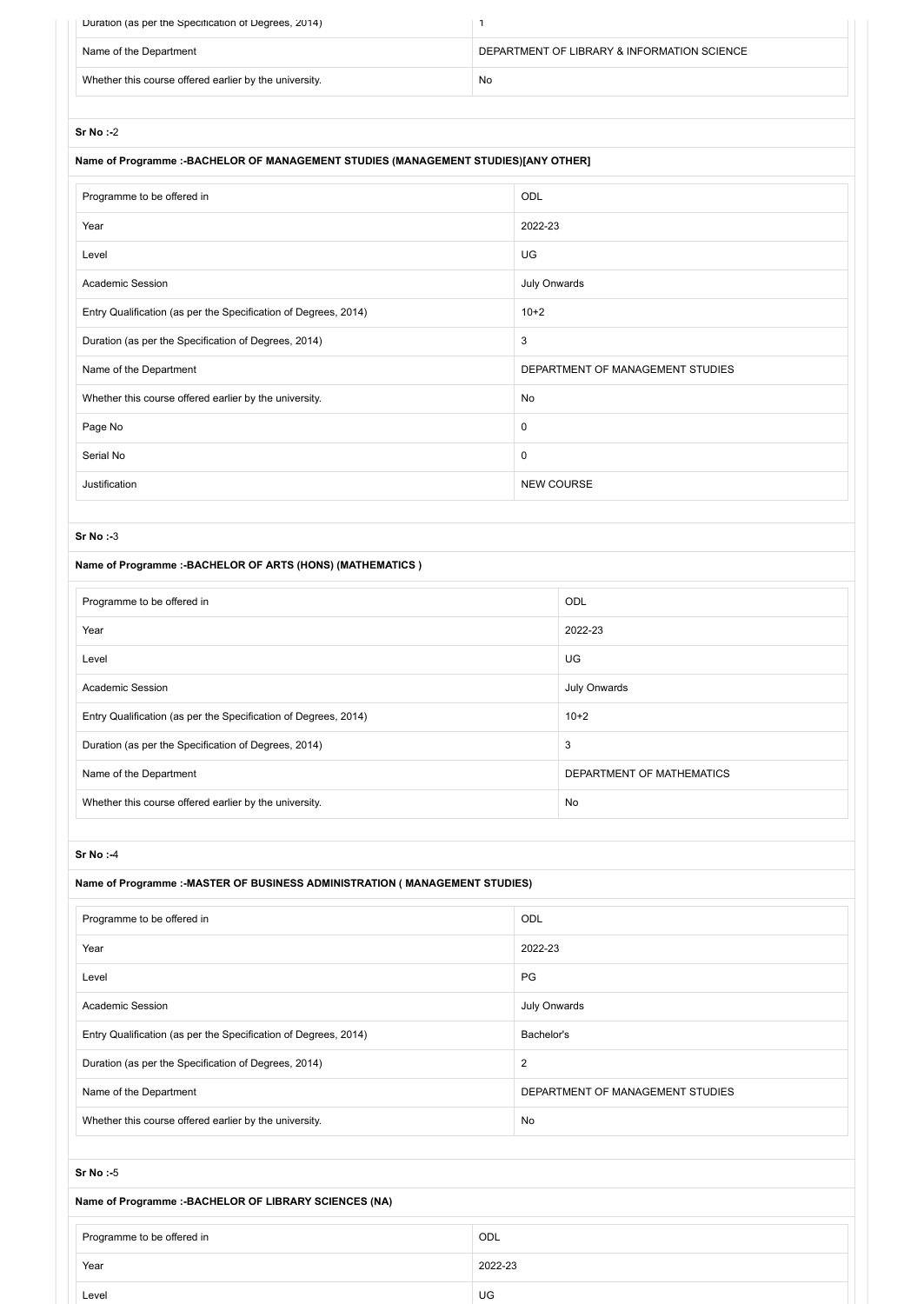| Duration (as per the Specification of Degrees, 2014) | 1 |
|---|---|
| Name of the Department | DEPARTMENT OF LIBRARY & INFORMATION SCIENCE |
| Whether this course offered earlier by the university. | No |

**Sr No :-**2

**Name of Programme :-BACHELOR OF MANAGEMENT STUDIES (MANAGEMENT STUDIES)[ANY OTHER]**

| Programme to be offered in | ODL |
|---|---|
| Year | 2022-23 |
| Level | UG |
| Academic Session | July Onwards |
| Entry Qualification (as per the Specification of Degrees, 2014) | 10+2 |
| Duration (as per the Specification of Degrees, 2014) | 3 |
| Name of the Department | DEPARTMENT OF MANAGEMENT STUDIES |
| Whether this course offered earlier by the university. | No |
| Page No | 0 |
| Serial No | 0 |
| Justification | NEW COURSE |

**Sr No :-**3

**Name of Programme :-BACHELOR OF ARTS (HONS) (MATHEMATICS )**

| Programme to be offered in | ODL |
|---|---|
| Year | 2022-23 |
| Level | UG |
| Academic Session | July Onwards |
| Entry Qualification (as per the Specification of Degrees, 2014) | 10+2 |
| Duration (as per the Specification of Degrees, 2014) | 3 |
| Name of the Department | DEPARTMENT OF MATHEMATICS |
| Whether this course offered earlier by the university. | No |

**Sr No :-**4

**Name of Programme :-MASTER OF BUSINESS ADMINISTRATION ( MANAGEMENT STUDIES)**

| Programme to be offered in | ODL |
|---|---|
| Year | 2022-23 |
| Level | PG |
| Academic Session | July Onwards |
| Entry Qualification (as per the Specification of Degrees, 2014) | Bachelor's |
| Duration (as per the Specification of Degrees, 2014) | 2 |
| Name of the Department | DEPARTMENT OF MANAGEMENT STUDIES |
| Whether this course offered earlier by the university. | No |

**Sr No :-**5

**Name of Programme :-BACHELOR OF LIBRARY SCIENCES (NA)**

| Programme to be offered in | ODL |
|---|---|
| Year | 2022-23 |
| Level | UG |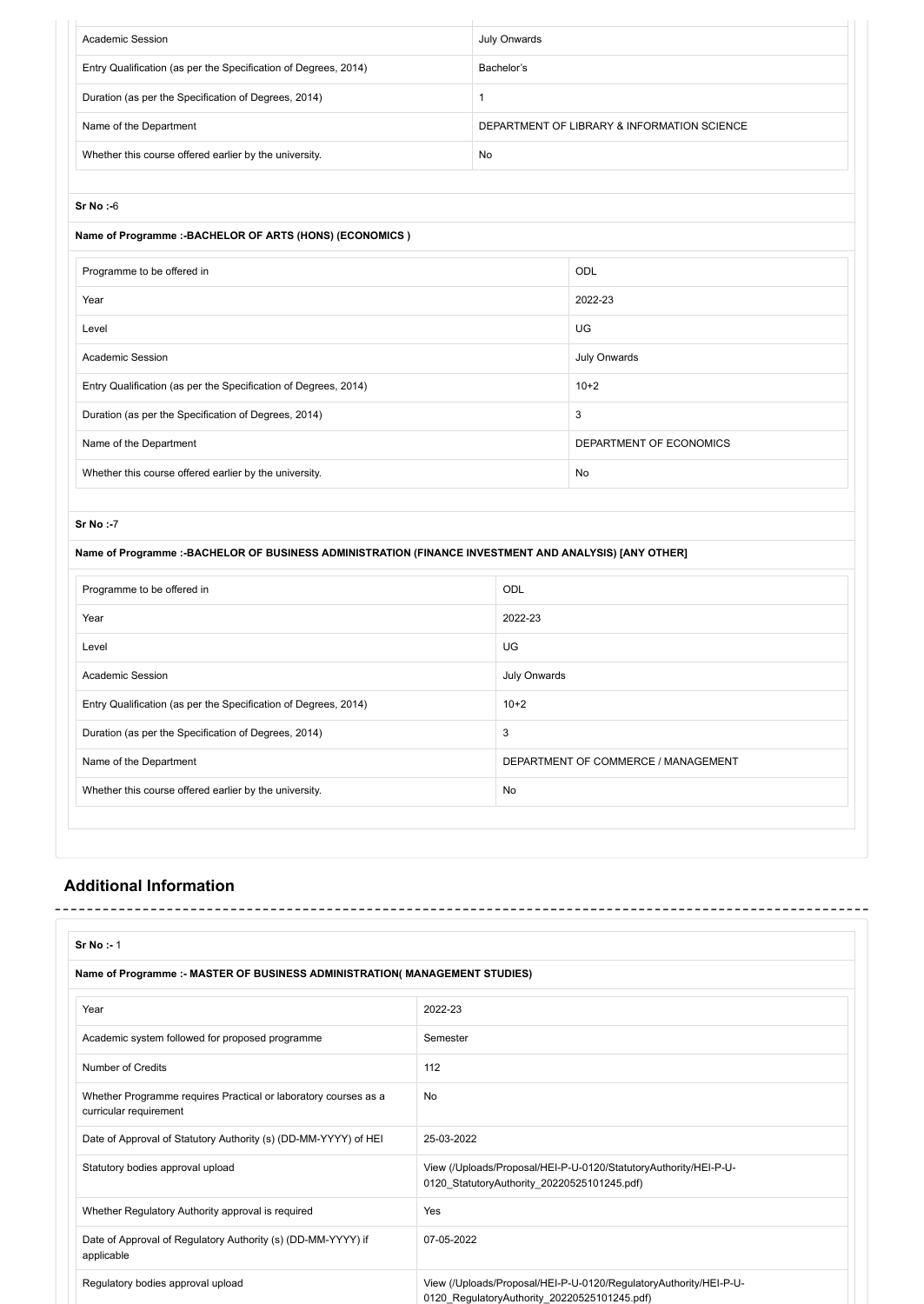| Academic Session | July Onwards |
|---|---|
| Entry Qualification (as per the Specification of Degrees, 2014) | Bachelor's |
| Duration (as per the Specification of Degrees, 2014) | 1 |
| Name of the Department | DEPARTMENT OF LIBRARY & INFORMATION SCIENCE |
| Whether this course offered earlier by the university. | No |

**Sr No :-**6

**Name of Programme :-BACHELOR OF ARTS (HONS) (ECONOMICS )**

| Programme to be offered in | ODL |
|---|---|
| Year | 2022-23 |
| Level | UG |
| Academic Session | July Onwards |
| Entry Qualification (as per the Specification of Degrees, 2014) | 10+2 |
| Duration (as per the Specification of Degrees, 2014) | 3 |
| Name of the Department | DEPARTMENT OF ECONOMICS |
| Whether this course offered earlier by the university. | No |

**Sr No :-**7

**Name of Programme :-BACHELOR OF BUSINESS ADMINISTRATION (FINANCE INVESTMENT AND ANALYSIS) [ANY OTHER]**

| Programme to be offered in | ODL |
|---|---|
| Year | 2022-23 |
| Level | UG |
| Academic Session | July Onwards |
| Entry Qualification (as per the Specification of Degrees, 2014) | 10+2 |
| Duration (as per the Specification of Degrees, 2014) | 3 |
| Name of the Department | DEPARTMENT OF COMMERCE / MANAGEMENT |
| Whether this course offered earlier by the university. | No |

## Additional Information

**Sr No :-** 1

**Name of Programme :- MASTER OF BUSINESS ADMINISTRATION( MANAGEMENT STUDIES)**

| Year | 2022-23 |
|---|---|
| Academic system followed for proposed programme | Semester |
| Number of Credits | 112 |
| Whether Programme requires Practical or laboratory courses as a curricular requirement | No |
| Date of Approval of Statutory Authority (s) (DD-MM-YYYY) of HEI | 25-03-2022 |
| Statutory bodies approval upload | View (/Uploads/Proposal/HEI-P-U-0120/StatutoryAuthority/HEI-P-U-0120_StatutoryAuthority_20220525101245.pdf) |
| Whether Regulatory Authority approval is required | Yes |
| Date of Approval of Regulatory Authority (s) (DD-MM-YYYY) if applicable | 07-05-2022 |
| Regulatory bodies approval upload | View (/Uploads/Proposal/HEI-P-U-0120/RegulatoryAuthority/HEI-P-U-0120_RegulatoryAuthority_20220525101245.pdf) |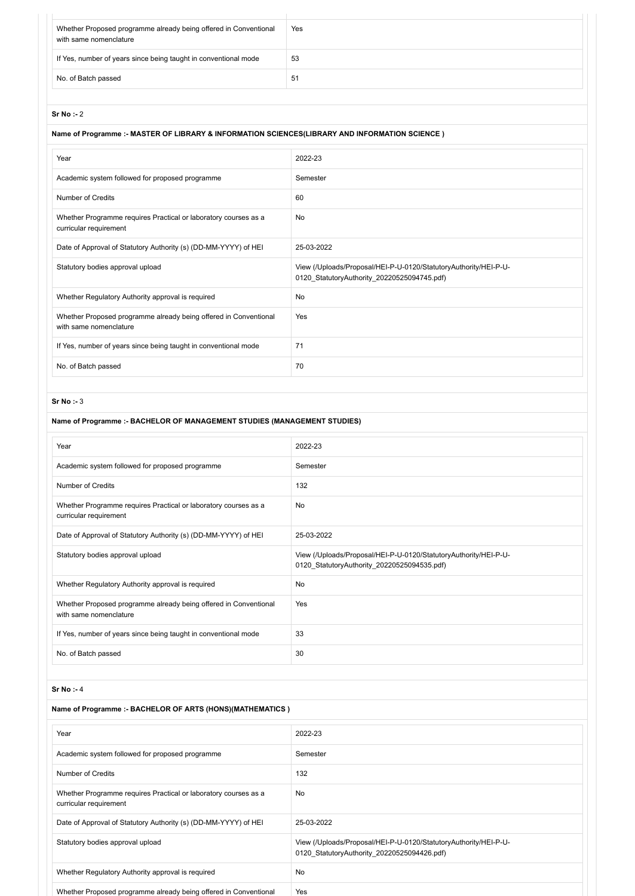| | |
|---|---|
| Whether Proposed programme already being offered in Conventional with same nomenclature | Yes |
| If Yes, number of years since being taught in conventional mode | 53 |
| No. of Batch passed | 51 |

**Sr No :-** 2

**Name of Programme :- MASTER OF LIBRARY & INFORMATION SCIENCES(LIBRARY AND INFORMATION SCIENCE )**

| | |
|---|---|
| Year | 2022-23 |
| Academic system followed for proposed programme | Semester |
| Number of Credits | 60 |
| Whether Programme requires Practical or laboratory courses as a curricular requirement | No |
| Date of Approval of Statutory Authority (s) (DD-MM-YYYY) of HEI | 25-03-2022 |
| Statutory bodies approval upload | View (/Uploads/Proposal/HEI-P-U-0120/StatutoryAuthority/HEI-P-U-0120_StatutoryAuthority_20220525094745.pdf) |
| Whether Regulatory Authority approval is required | No |
| Whether Proposed programme already being offered in Conventional with same nomenclature | Yes |
| If Yes, number of years since being taught in conventional mode | 71 |
| No. of Batch passed | 70 |

**Sr No :-** 3

**Name of Programme :- BACHELOR OF MANAGEMENT STUDIES (MANAGEMENT STUDIES)**

| | |
|---|---|
| Year | 2022-23 |
| Academic system followed for proposed programme | Semester |
| Number of Credits | 132 |
| Whether Programme requires Practical or laboratory courses as a curricular requirement | No |
| Date of Approval of Statutory Authority (s) (DD-MM-YYYY) of HEI | 25-03-2022 |
| Statutory bodies approval upload | View (/Uploads/Proposal/HEI-P-U-0120/StatutoryAuthority/HEI-P-U-0120_StatutoryAuthority_20220525094535.pdf) |
| Whether Regulatory Authority approval is required | No |
| Whether Proposed programme already being offered in Conventional with same nomenclature | Yes |
| If Yes, number of years since being taught in conventional mode | 33 |
| No. of Batch passed | 30 |

**Sr No :-** 4

**Name of Programme :- BACHELOR OF ARTS (HONS)(MATHEMATICS )**

| | |
|---|---|
| Year | 2022-23 |
| Academic system followed for proposed programme | Semester |
| Number of Credits | 132 |
| Whether Programme requires Practical or laboratory courses as a curricular requirement | No |
| Date of Approval of Statutory Authority (s) (DD-MM-YYYY) of HEI | 25-03-2022 |
| Statutory bodies approval upload | View (/Uploads/Proposal/HEI-P-U-0120/StatutoryAuthority/HEI-P-U-0120_StatutoryAuthority_20220525094426.pdf) |
| Whether Regulatory Authority approval is required | No |
| Whether Proposed programme already being offered in Conventional | Yes |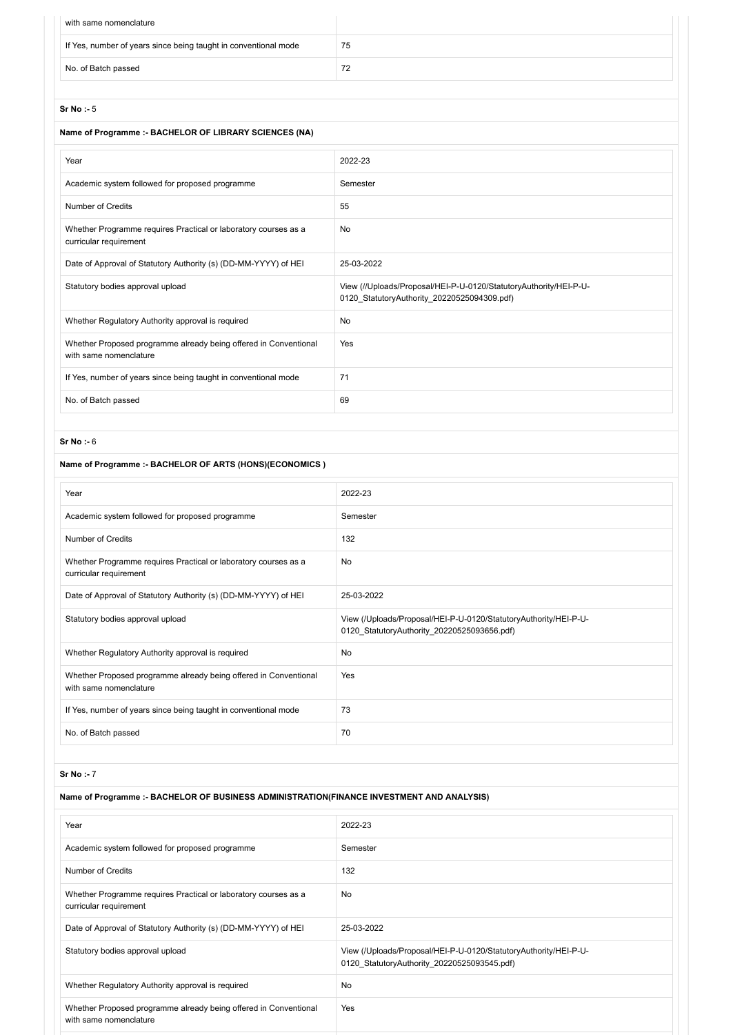| with same nomenclature | |
|---|---|
| If Yes, number of years since being taught in conventional mode | 75 |
| No. of Batch passed | 72 |

**Sr No :-** 5

**Name of Programme :- BACHELOR OF LIBRARY SCIENCES (NA)**

| Year | 2022-23 |
|---|---|
| Academic system followed for proposed programme | Semester |
| Number of Credits | 55 |
| Whether Programme requires Practical or laboratory courses as a curricular requirement | No |
| Date of Approval of Statutory Authority (s) (DD-MM-YYYY) of HEI | 25-03-2022 |
| Statutory bodies approval upload | View (//Uploads/Proposal/HEI-P-U-0120/StatutoryAuthority/HEI-P-U-0120_StatutoryAuthority_20220525094309.pdf) |
| Whether Regulatory Authority approval is required | No |
| Whether Proposed programme already being offered in Conventional with same nomenclature | Yes |
| If Yes, number of years since being taught in conventional mode | 71 |
| No. of Batch passed | 69 |

**Sr No :-** 6

**Name of Programme :- BACHELOR OF ARTS (HONS)(ECONOMICS )**

| Year | 2022-23 |
|---|---|
| Academic system followed for proposed programme | Semester |
| Number of Credits | 132 |
| Whether Programme requires Practical or laboratory courses as a curricular requirement | No |
| Date of Approval of Statutory Authority (s) (DD-MM-YYYY) of HEI | 25-03-2022 |
| Statutory bodies approval upload | View (/Uploads/Proposal/HEI-P-U-0120/StatutoryAuthority/HEI-P-U-0120_StatutoryAuthority_20220525093656.pdf) |
| Whether Regulatory Authority approval is required | No |
| Whether Proposed programme already being offered in Conventional with same nomenclature | Yes |
| If Yes, number of years since being taught in conventional mode | 73 |
| No. of Batch passed | 70 |

**Sr No :-** 7

**Name of Programme :- BACHELOR OF BUSINESS ADMINISTRATION(FINANCE INVESTMENT AND ANALYSIS)**

| Year | 2022-23 |
|---|---|
| Academic system followed for proposed programme | Semester |
| Number of Credits | 132 |
| Whether Programme requires Practical or laboratory courses as a curricular requirement | No |
| Date of Approval of Statutory Authority (s) (DD-MM-YYYY) of HEI | 25-03-2022 |
| Statutory bodies approval upload | View (/Uploads/Proposal/HEI-P-U-0120/StatutoryAuthority/HEI-P-U-0120_StatutoryAuthority_20220525093545.pdf) |
| Whether Regulatory Authority approval is required | No |
| Whether Proposed programme already being offered in Conventional with same nomenclature | Yes |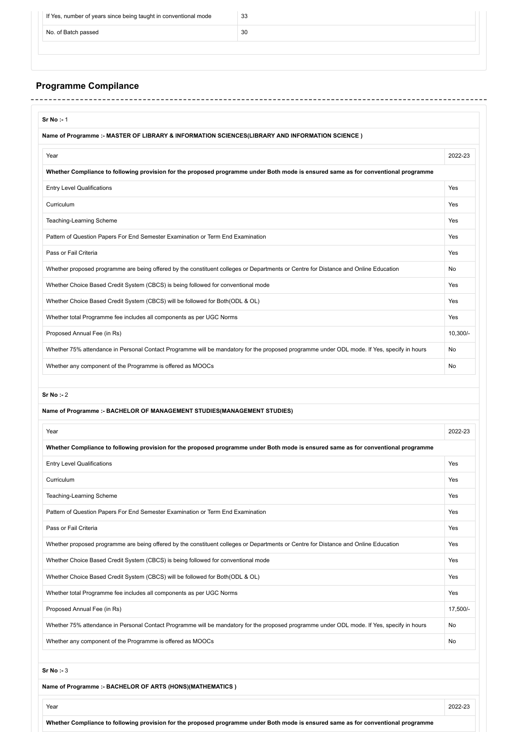| If Yes, number of years since being taught in conventional mode | 33 |
|---|---|
| No. of Batch passed | 30 |

## Programme Compilance

**Sr No :-** 1

**Name of Programme :- MASTER OF LIBRARY & INFORMATION SCIENCES(LIBRARY AND INFORMATION SCIENCE )**

| Year | 2022-23 |
|---|---|
| **Whether Compliance to following provision for the proposed programme under Both mode is ensured same as for conventional programme** | |
| Entry Level Qualifications | Yes |
| Curriculum | Yes |
| Teaching-Learning Scheme | Yes |
| Pattern of Question Papers For End Semester Examination or Term End Examination | Yes |
| Pass or Fail Criteria | Yes |
| Whether proposed programme are being offered by the constituent colleges or Departments or Centre for Distance and Online Education | No |
| Whether Choice Based Credit System (CBCS) is being followed for conventional mode | Yes |
| Whether Choice Based Credit System (CBCS) will be followed for Both(ODL & OL) | Yes |
| Whether total Programme fee includes all components as per UGC Norms | Yes |
| Proposed Annual Fee (in Rs) | 10,300/- |
| Whether 75% attendance in Personal Contact Programme will be mandatory for the proposed programme under ODL mode. If Yes, specify in hours | No |
| Whether any component of the Programme is offered as MOOCs | No |

**Sr No :-** 2

**Name of Programme :- BACHELOR OF MANAGEMENT STUDIES(MANAGEMENT STUDIES)**

| Year | 2022-23 |
|---|---|
| **Whether Compliance to following provision for the proposed programme under Both mode is ensured same as for conventional programme** | |
| Entry Level Qualifications | Yes |
| Curriculum | Yes |
| Teaching-Learning Scheme | Yes |
| Pattern of Question Papers For End Semester Examination or Term End Examination | Yes |
| Pass or Fail Criteria | Yes |
| Whether proposed programme are being offered by the constituent colleges or Departments or Centre for Distance and Online Education | Yes |
| Whether Choice Based Credit System (CBCS) is being followed for conventional mode | Yes |
| Whether Choice Based Credit System (CBCS) will be followed for Both(ODL & OL) | Yes |
| Whether total Programme fee includes all components as per UGC Norms | Yes |
| Proposed Annual Fee (in Rs) | 17,500/- |
| Whether 75% attendance in Personal Contact Programme will be mandatory for the proposed programme under ODL mode. If Yes, specify in hours | No |
| Whether any component of the Programme is offered as MOOCs | No |

**Sr No :-** 3

**Name of Programme :- BACHELOR OF ARTS (HONS)(MATHEMATICS )**

| Year | 2022-23 |
|---|---|
| **Whether Compliance to following provision for the proposed programme under Both mode is ensured same as for conventional programme** | |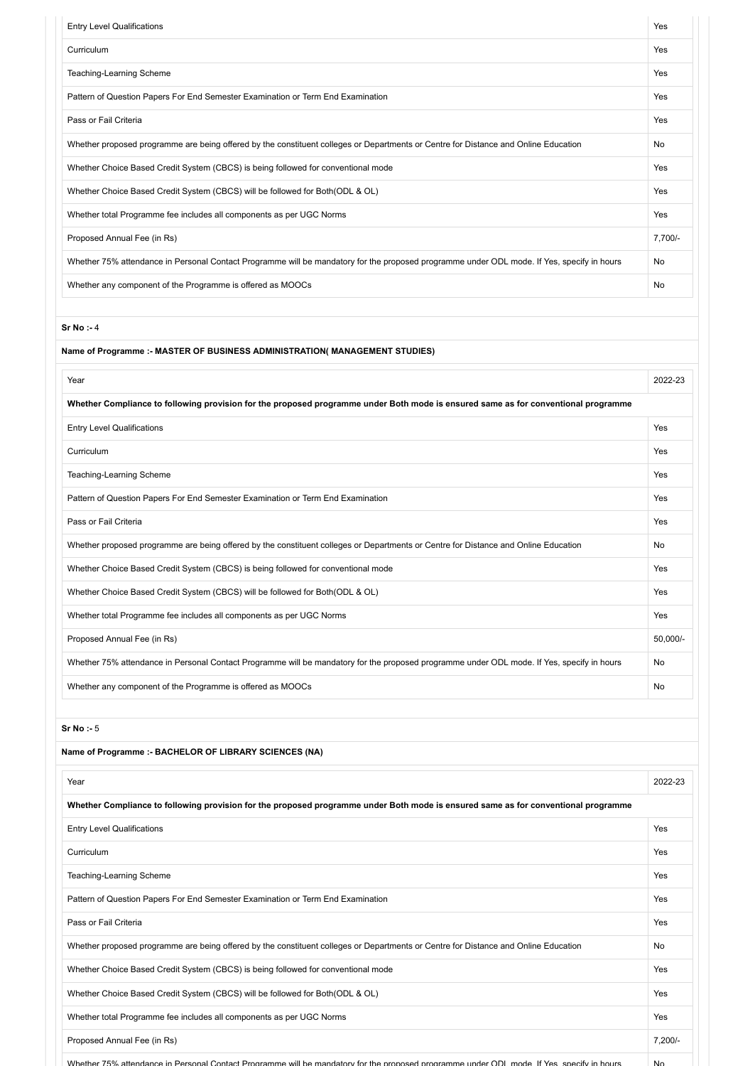| | |
|---|---|
| Entry Level Qualifications | Yes |
| Curriculum | Yes |
| Teaching-Learning Scheme | Yes |
| Pattern of Question Papers For End Semester Examination or Term End Examination | Yes |
| Pass or Fail Criteria | Yes |
| Whether proposed programme are being offered by the constituent colleges or Departments or Centre for Distance and Online Education | No |
| Whether Choice Based Credit System (CBCS) is being followed for conventional mode | Yes |
| Whether Choice Based Credit System (CBCS) will be followed for Both(ODL & OL) | Yes |
| Whether total Programme fee includes all components as per UGC Norms | Yes |
| Proposed Annual Fee (in Rs) | 7,700/- |
| Whether 75% attendance in Personal Contact Programme will be mandatory for the proposed programme under ODL mode. If Yes, specify in hours | No |
| Whether any component of the Programme is offered as MOOCs | No |

**Sr No :-** 4

**Name of Programme :- MASTER OF BUSINESS ADMINISTRATION( MANAGEMENT STUDIES)**

| Year | 2022-23 |
|---|---|
| **Whether Compliance to following provision for the proposed programme under Both mode is ensured same as for conventional programme** | |
| Entry Level Qualifications | Yes |
| Curriculum | Yes |
| Teaching-Learning Scheme | Yes |
| Pattern of Question Papers For End Semester Examination or Term End Examination | Yes |
| Pass or Fail Criteria | Yes |
| Whether proposed programme are being offered by the constituent colleges or Departments or Centre for Distance and Online Education | No |
| Whether Choice Based Credit System (CBCS) is being followed for conventional mode | Yes |
| Whether Choice Based Credit System (CBCS) will be followed for Both(ODL & OL) | Yes |
| Whether total Programme fee includes all components as per UGC Norms | Yes |
| Proposed Annual Fee (in Rs) | 50,000/- |
| Whether 75% attendance in Personal Contact Programme will be mandatory for the proposed programme under ODL mode. If Yes, specify in hours | No |
| Whether any component of the Programme is offered as MOOCs | No |

**Sr No :-** 5

**Name of Programme :- BACHELOR OF LIBRARY SCIENCES (NA)**

| Year | 2022-23 |
|---|---|
| **Whether Compliance to following provision for the proposed programme under Both mode is ensured same as for conventional programme** | |
| Entry Level Qualifications | Yes |
| Curriculum | Yes |
| Teaching-Learning Scheme | Yes |
| Pattern of Question Papers For End Semester Examination or Term End Examination | Yes |
| Pass or Fail Criteria | Yes |
| Whether proposed programme are being offered by the constituent colleges or Departments or Centre for Distance and Online Education | No |
| Whether Choice Based Credit System (CBCS) is being followed for conventional mode | Yes |
| Whether Choice Based Credit System (CBCS) will be followed for Both(ODL & OL) | Yes |
| Whether total Programme fee includes all components as per UGC Norms | Yes |
| Proposed Annual Fee (in Rs) | 7,200/- |
| Whether 75% attendance in Personal Contact Programme will be mandatory for the proposed programme under ODL mode. If Yes, specify in hours | No |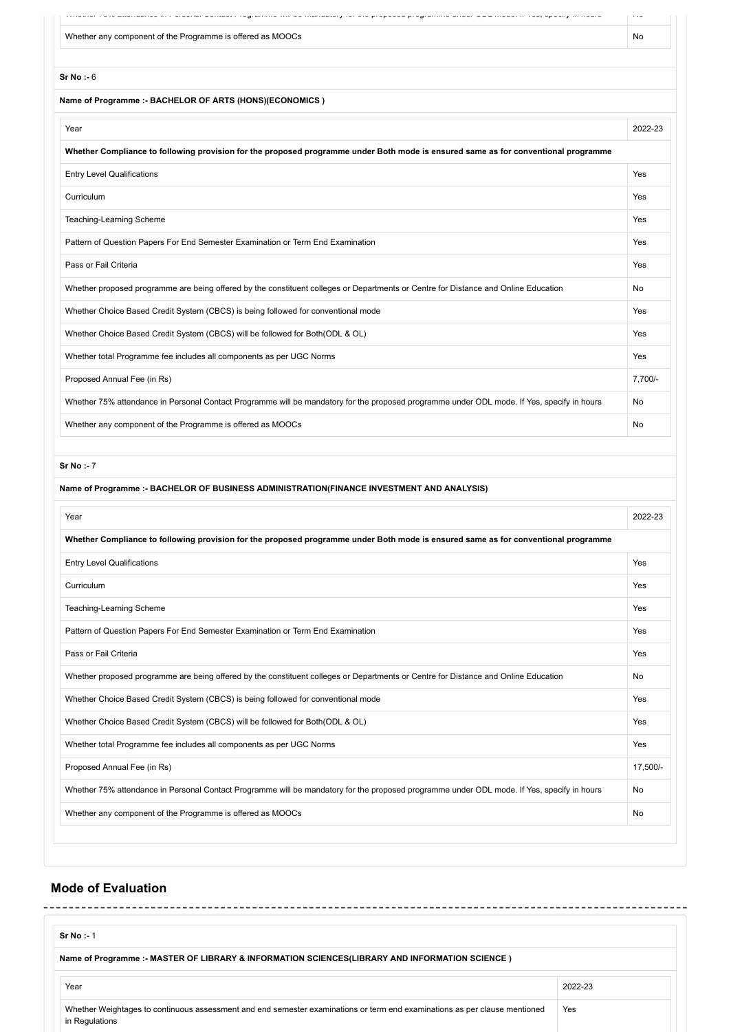| Whether 75% attendance in Personal Contact Programme will be mandatory for the proposed programme under ODL mode. If Yes, specify in hours | No |
|---|---|
| Whether any component of the Programme is offered as MOOCs | No |

**Sr No :-** 6

**Name of Programme :- BACHELOR OF ARTS (HONS)(ECONOMICS )**

| Year | 2022-23 |
|---|---|
| **Whether Compliance to following provision for the proposed programme under Both mode is ensured same as for conventional programme** | |
| Entry Level Qualifications | Yes |
| Curriculum | Yes |
| Teaching-Learning Scheme | Yes |
| Pattern of Question Papers For End Semester Examination or Term End Examination | Yes |
| Pass or Fail Criteria | Yes |
| Whether proposed programme are being offered by the constituent colleges or Departments or Centre for Distance and Online Education | No |
| Whether Choice Based Credit System (CBCS) is being followed for conventional mode | Yes |
| Whether Choice Based Credit System (CBCS) will be followed for Both(ODL & OL) | Yes |
| Whether total Programme fee includes all components as per UGC Norms | Yes |
| Proposed Annual Fee (in Rs) | 7,700/- |
| Whether 75% attendance in Personal Contact Programme will be mandatory for the proposed programme under ODL mode. If Yes, specify in hours | No |
| Whether any component of the Programme is offered as MOOCs | No |

**Sr No :-** 7

**Name of Programme :- BACHELOR OF BUSINESS ADMINISTRATION(FINANCE INVESTMENT AND ANALYSIS)**

| Year | 2022-23 |
|---|---|
| **Whether Compliance to following provision for the proposed programme under Both mode is ensured same as for conventional programme** | |
| Entry Level Qualifications | Yes |
| Curriculum | Yes |
| Teaching-Learning Scheme | Yes |
| Pattern of Question Papers For End Semester Examination or Term End Examination | Yes |
| Pass or Fail Criteria | Yes |
| Whether proposed programme are being offered by the constituent colleges or Departments or Centre for Distance and Online Education | No |
| Whether Choice Based Credit System (CBCS) is being followed for conventional mode | Yes |
| Whether Choice Based Credit System (CBCS) will be followed for Both(ODL & OL) | Yes |
| Whether total Programme fee includes all components as per UGC Norms | Yes |
| Proposed Annual Fee (in Rs) | 17,500/- |
| Whether 75% attendance in Personal Contact Programme will be mandatory for the proposed programme under ODL mode. If Yes, specify in hours | No |
| Whether any component of the Programme is offered as MOOCs | No |

## Mode of Evaluation

**Sr No :-** 1

**Name of Programme :- MASTER OF LIBRARY & INFORMATION SCIENCES(LIBRARY AND INFORMATION SCIENCE )**

| Year | 2022-23 |
|---|---|
| Whether Weightages to continuous assessment and end semester examinations or term end examinations as per clause mentioned in Regulations | Yes |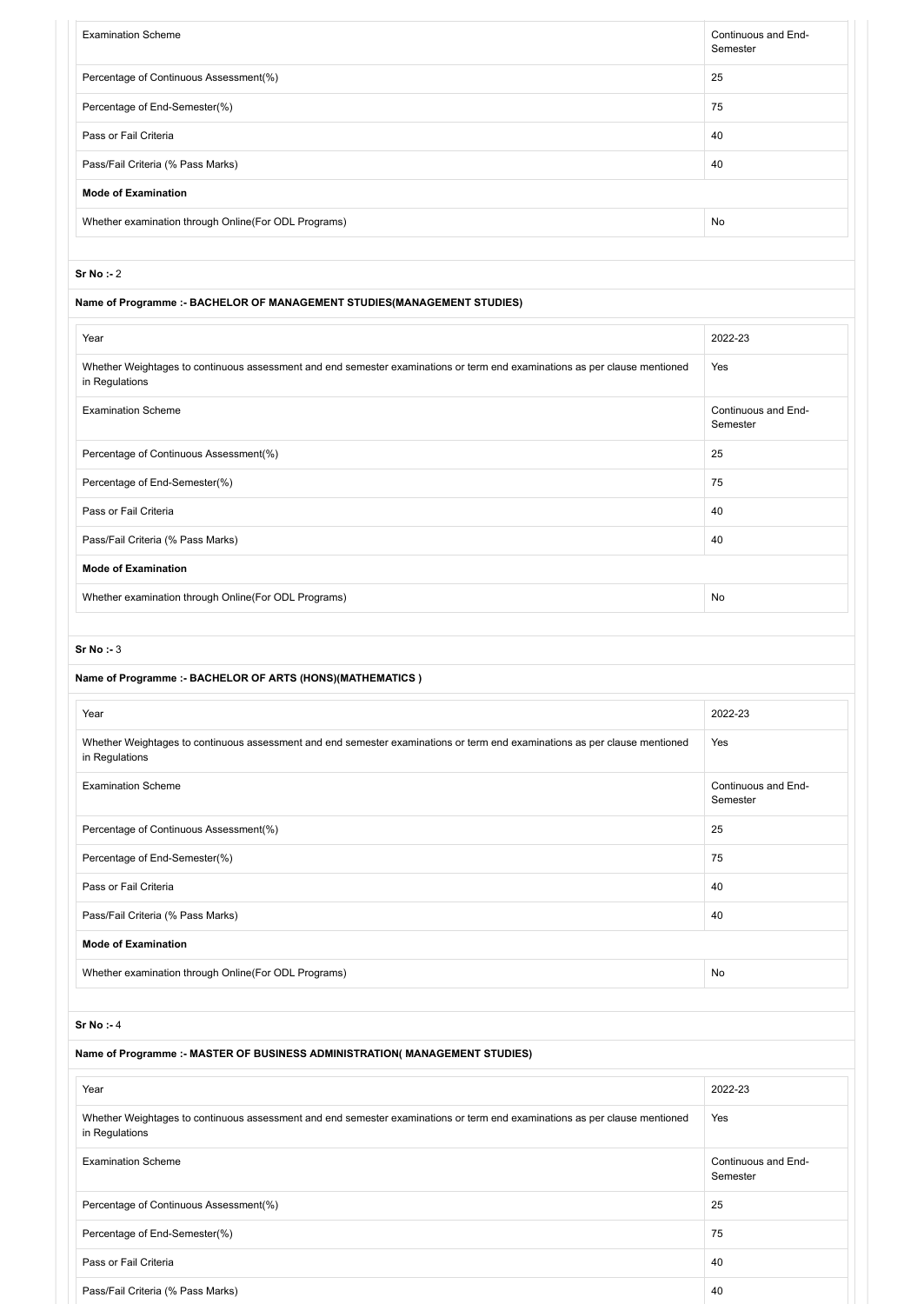| Examination Scheme | Continuous and End-Semester |
|---|---|
| Percentage of Continuous Assessment(%) | 25 |
| Percentage of End-Semester(%) | 75 |
| Pass or Fail Criteria | 40 |
| Pass/Fail Criteria (% Pass Marks) | 40 |
| **Mode of Examination** | |
| Whether examination through Online(For ODL Programs) | No |

**Sr No :-** 2

**Name of Programme :- BACHELOR OF MANAGEMENT STUDIES(MANAGEMENT STUDIES)**

| Year | 2022-23 |
|---|---|
| Whether Weightages to continuous assessment and end semester examinations or term end examinations as per clause mentioned in Regulations | Yes |
| Examination Scheme | Continuous and End-Semester |
| Percentage of Continuous Assessment(%) | 25 |
| Percentage of End-Semester(%) | 75 |
| Pass or Fail Criteria | 40 |
| Pass/Fail Criteria (% Pass Marks) | 40 |
| **Mode of Examination** | |
| Whether examination through Online(For ODL Programs) | No |

**Sr No :-** 3

**Name of Programme :- BACHELOR OF ARTS (HONS)(MATHEMATICS )**

| Year | 2022-23 |
|---|---|
| Whether Weightages to continuous assessment and end semester examinations or term end examinations as per clause mentioned in Regulations | Yes |
| Examination Scheme | Continuous and End-Semester |
| Percentage of Continuous Assessment(%) | 25 |
| Percentage of End-Semester(%) | 75 |
| Pass or Fail Criteria | 40 |
| Pass/Fail Criteria (% Pass Marks) | 40 |
| **Mode of Examination** | |
| Whether examination through Online(For ODL Programs) | No |

**Sr No :-** 4

**Name of Programme :- MASTER OF BUSINESS ADMINISTRATION( MANAGEMENT STUDIES)**

| Year | 2022-23 |
|---|---|
| Whether Weightages to continuous assessment and end semester examinations or term end examinations as per clause mentioned in Regulations | Yes |
| Examination Scheme | Continuous and End-Semester |
| Percentage of Continuous Assessment(%) | 25 |
| Percentage of End-Semester(%) | 75 |
| Pass or Fail Criteria | 40 |
| Pass/Fail Criteria (% Pass Marks) | 40 |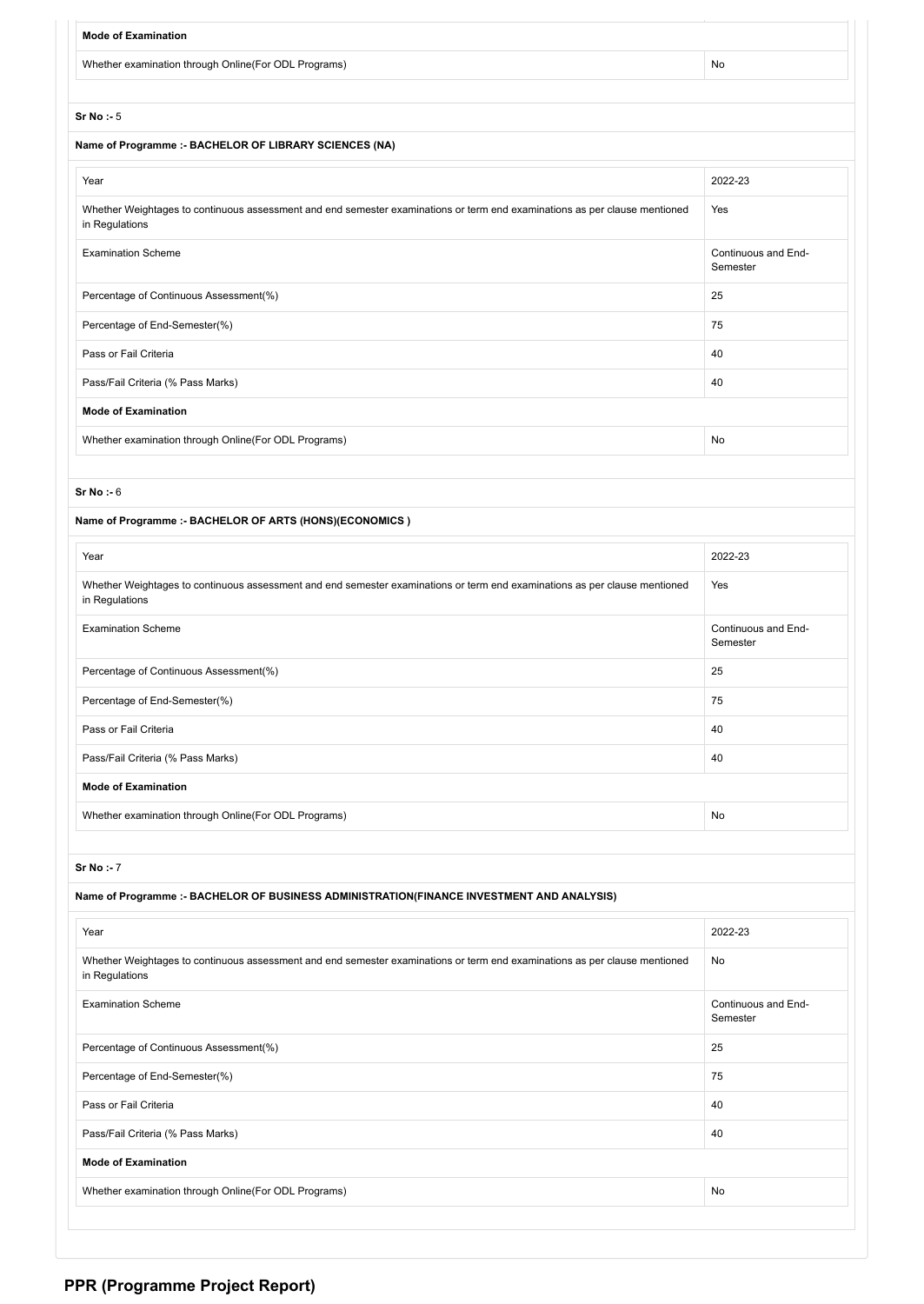| Mode of Examination | |
|---|---|
| Whether examination through Online(For ODL Programs) | No |

**Sr No :-** 5

**Name of Programme :- BACHELOR OF LIBRARY SCIENCES (NA)**

| Year | 2022-23 |
|---|---|
| Whether Weightages to continuous assessment and end semester examinations or term end examinations as per clause mentioned in Regulations | Yes |
| Examination Scheme | Continuous and End-Semester |
| Percentage of Continuous Assessment(%) | 25 |
| Percentage of End-Semester(%) | 75 |
| Pass or Fail Criteria | 40 |
| Pass/Fail Criteria (% Pass Marks) | 40 |
| **Mode of Examination** | |
| Whether examination through Online(For ODL Programs) | No |

**Sr No :-** 6

**Name of Programme :- BACHELOR OF ARTS (HONS)(ECONOMICS )**

| Year | 2022-23 |
|---|---|
| Whether Weightages to continuous assessment and end semester examinations or term end examinations as per clause mentioned in Regulations | Yes |
| Examination Scheme | Continuous and End-Semester |
| Percentage of Continuous Assessment(%) | 25 |
| Percentage of End-Semester(%) | 75 |
| Pass or Fail Criteria | 40 |
| Pass/Fail Criteria (% Pass Marks) | 40 |
| **Mode of Examination** | |
| Whether examination through Online(For ODL Programs) | No |

**Sr No :-** 7

**Name of Programme :- BACHELOR OF BUSINESS ADMINISTRATION(FINANCE INVESTMENT AND ANALYSIS)**

| Year | 2022-23 |
|---|---|
| Whether Weightages to continuous assessment and end semester examinations or term end examinations as per clause mentioned in Regulations | No |
| Examination Scheme | Continuous and End-Semester |
| Percentage of Continuous Assessment(%) | 25 |
| Percentage of End-Semester(%) | 75 |
| Pass or Fail Criteria | 40 |
| Pass/Fail Criteria (% Pass Marks) | 40 |
| **Mode of Examination** | |
| Whether examination through Online(For ODL Programs) | No |

## PPR (Programme Project Report)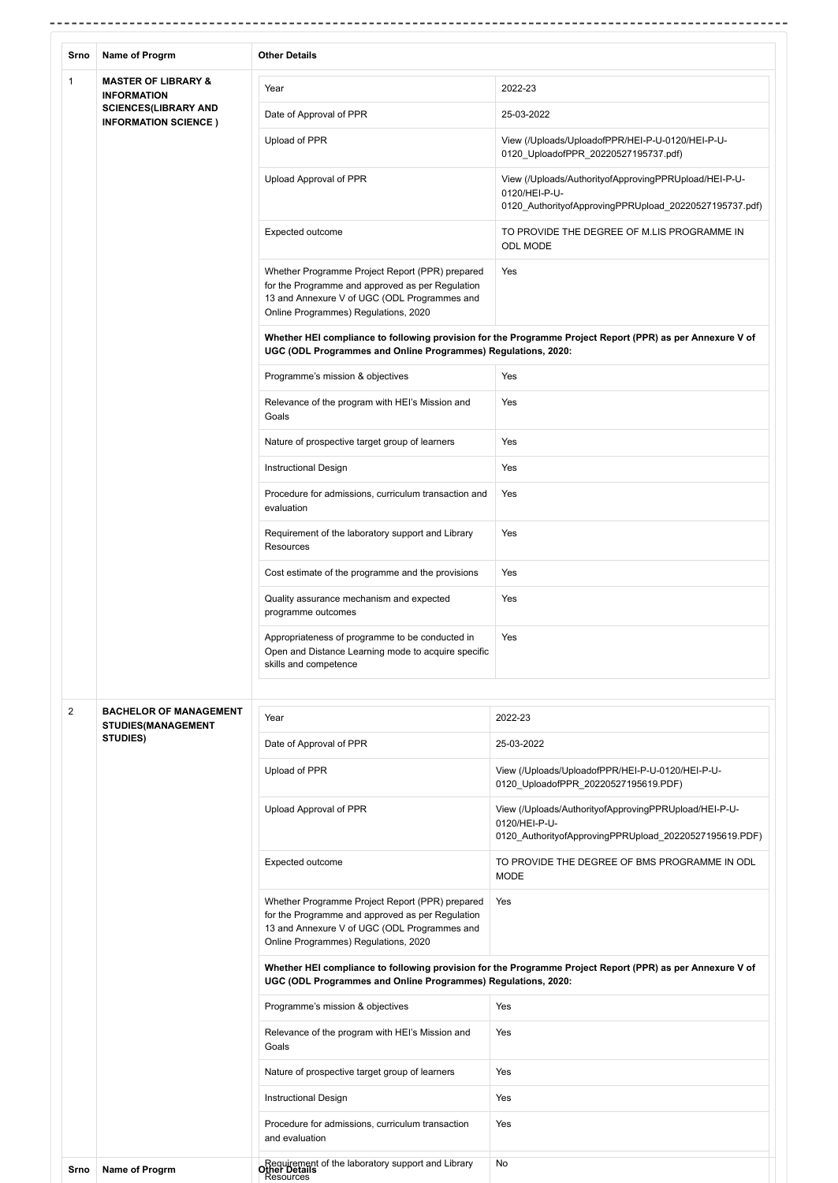| Srno | Name of Progrm | Other Details | |
|---|---|---|---|
| 1 | **MASTER OF LIBRARY & INFORMATION SCIENCES(LIBRARY AND INFORMATION SCIENCE )** | Year | 2022-23 |
| | | Date of Approval of PPR | 25-03-2022 |
| | | Upload of PPR | View (/Uploads/UploadofPPR/HEI-P-U-0120/HEI-P-U-0120_UploadofPPR_20220527195737.pdf) |
| | | Upload Approval of PPR | View (/Uploads/AuthorityofApprovingPPRUpload/HEI-P-U-0120/HEI-P-U-0120_AuthorityofApprovingPPRUpload_20220527195737.pdf) |
| | | Expected outcome | TO PROVIDE THE DEGREE OF M.LIS PROGRAMME IN ODL MODE |
| | | Whether Programme Project Report (PPR) prepared for the Programme and approved as per Regulation 13 and Annexure V of UGC (ODL Programmes and Online Programmes) Regulations, 2020 | Yes |
| | | **Whether HEI compliance to following provision for the Programme Project Report (PPR) as per Annexure V of UGC (ODL Programmes and Online Programmes) Regulations, 2020:** | |
| | | Programme's mission & objectives | Yes |
| | | Relevance of the program with HEI's Mission and Goals | Yes |
| | | Nature of prospective target group of learners | Yes |
| | | Instructional Design | Yes |
| | | Procedure for admissions, curriculum transaction and evaluation | Yes |
| | | Requirement of the laboratory support and Library Resources | Yes |
| | | Cost estimate of the programme and the provisions | Yes |
| | | Quality assurance mechanism and expected programme outcomes | Yes |
| | | Appropriateness of programme to be conducted in Open and Distance Learning mode to acquire specific skills and competence | Yes |
| 2 | **BACHELOR OF MANAGEMENT STUDIES(MANAGEMENT STUDIES)** | Year | 2022-23 |
| | | Date of Approval of PPR | 25-03-2022 |
| | | Upload of PPR | View (/Uploads/UploadofPPR/HEI-P-U-0120/HEI-P-U-0120_UploadofPPR_20220527195619.PDF) |
| | | Upload Approval of PPR | View (/Uploads/AuthorityofApprovingPPRUpload/HEI-P-U-0120/HEI-P-U-0120_AuthorityofApprovingPPRUpload_20220527195619.PDF) |
| | | Expected outcome | TO PROVIDE THE DEGREE OF BMS PROGRAMME IN ODL MODE |
| | | Whether Programme Project Report (PPR) prepared for the Programme and approved as per Regulation 13 and Annexure V of UGC (ODL Programmes and Online Programmes) Regulations, 2020 | Yes |
| | | **Whether HEI compliance to following provision for the Programme Project Report (PPR) as per Annexure V of UGC (ODL Programmes and Online Programmes) Regulations, 2020:** | |
| | | Programme's mission & objectives | Yes |
| | | Relevance of the program with HEI's Mission and Goals | Yes |
| | | Nature of prospective target group of learners | Yes |
| | | Instructional Design | Yes |
| | | Procedure for admissions, curriculum transaction and evaluation | Yes |
| | | Requirement of the laboratory support and Library Resources | No |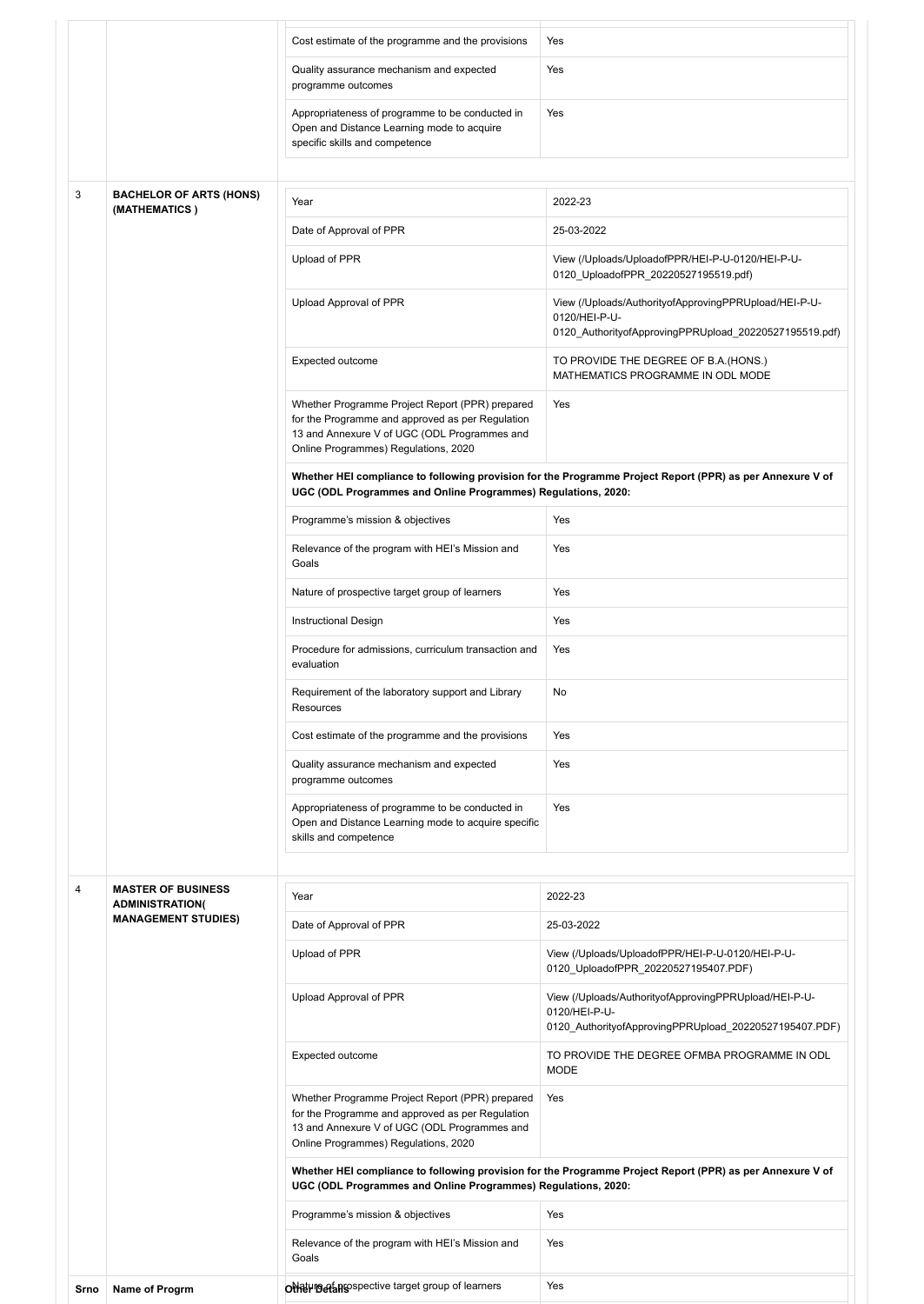| Srno | Name of Progrm | Other Details | |
|---|---|---|---|
| | | Cost estimate of the programme and the provisions | Yes |
| | | Quality assurance mechanism and expected programme outcomes | Yes |
| | | Appropriateness of programme to be conducted in Open and Distance Learning mode to acquire specific skills and competence | Yes |
| 3 | **BACHELOR OF ARTS (HONS) (MATHEMATICS )** | Year | 2022-23 |
| | | Date of Approval of PPR | 25-03-2022 |
| | | Upload of PPR | View (/Uploads/UploadofPPR/HEI-P-U-0120/HEI-P-U-0120_UploadofPPR_20220527195519.pdf) |
| | | Upload Approval of PPR | View (/Uploads/AuthorityofApprovingPPRUpload/HEI-P-U-0120/HEI-P-U-0120_AuthorityofApprovingPPRUpload_20220527195519.pdf) |
| | | Expected outcome | TO PROVIDE THE DEGREE OF B.A.(HONS.) MATHEMATICS PROGRAMME IN ODL MODE |
| | | Whether Programme Project Report (PPR) prepared for the Programme and approved as per Regulation 13 and Annexure V of UGC (ODL Programmes and Online Programmes) Regulations, 2020 | Yes |
| | | **Whether HEI compliance to following provision for the Programme Project Report (PPR) as per Annexure V of UGC (ODL Programmes and Online Programmes) Regulations, 2020:** | |
| | | Programme's mission & objectives | Yes |
| | | Relevance of the program with HEI's Mission and Goals | Yes |
| | | Nature of prospective target group of learners | Yes |
| | | Instructional Design | Yes |
| | | Procedure for admissions, curriculum transaction and evaluation | Yes |
| | | Requirement of the laboratory support and Library Resources | No |
| | | Cost estimate of the programme and the provisions | Yes |
| | | Quality assurance mechanism and expected programme outcomes | Yes |
| | | Appropriateness of programme to be conducted in Open and Distance Learning mode to acquire specific skills and competence | Yes |
| 4 | **MASTER OF BUSINESS ADMINISTRATION( MANAGEMENT STUDIES)** | Year | 2022-23 |
| | | Date of Approval of PPR | 25-03-2022 |
| | | Upload of PPR | View (/Uploads/UploadofPPR/HEI-P-U-0120/HEI-P-U-0120_UploadofPPR_20220527195407.PDF) |
| | | Upload Approval of PPR | View (/Uploads/AuthorityofApprovingPPRUpload/HEI-P-U-0120/HEI-P-U-0120_AuthorityofApprovingPPRUpload_20220527195407.PDF) |
| | | Expected outcome | TO PROVIDE THE DEGREE OFMBA PROGRAMME IN ODL MODE |
| | | Whether Programme Project Report (PPR) prepared for the Programme and approved as per Regulation 13 and Annexure V of UGC (ODL Programmes and Online Programmes) Regulations, 2020 | Yes |
| | | **Whether HEI compliance to following provision for the Programme Project Report (PPR) as per Annexure V of UGC (ODL Programmes and Online Programmes) Regulations, 2020:** | |
| | | Programme's mission & objectives | Yes |
| | | Relevance of the program with HEI's Mission and Goals | Yes |
| | | Nature of prospective target group of learners | Yes |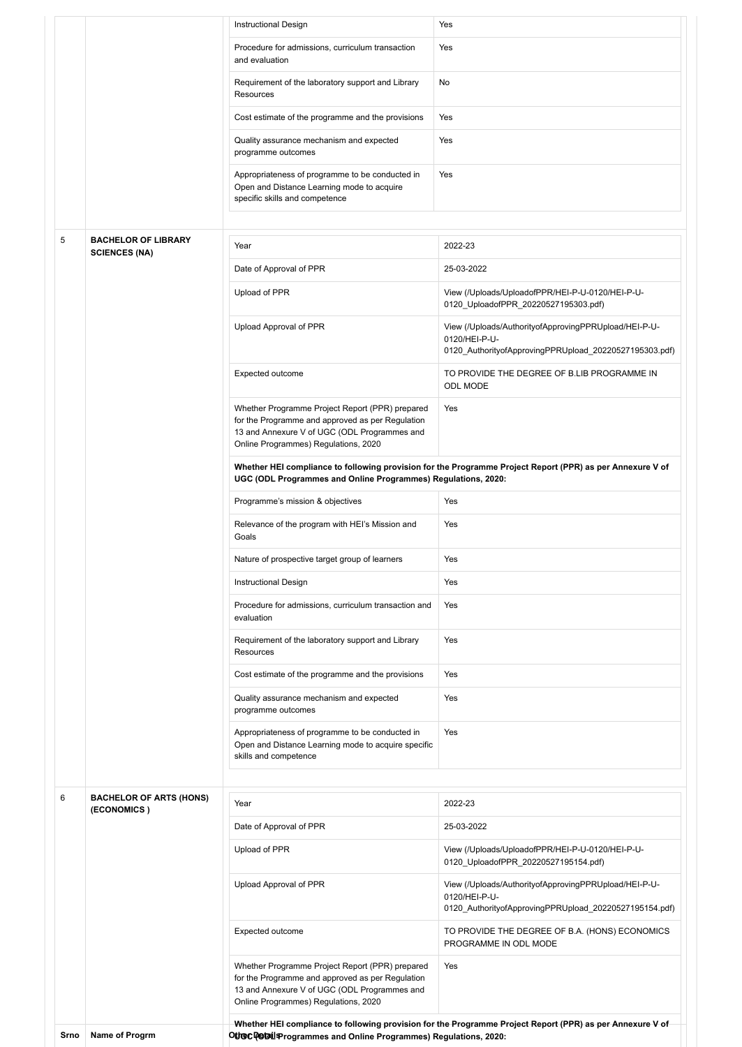| Srno | Name of Progrm | Other Details | |
|---|---|---|---|
| | | Instructional Design | Yes |
| | | Procedure for admissions, curriculum transaction and evaluation | Yes |
| | | Requirement of the laboratory support and Library Resources | No |
| | | Cost estimate of the programme and the provisions | Yes |
| | | Quality assurance mechanism and expected programme outcomes | Yes |
| | | Appropriateness of programme to be conducted in Open and Distance Learning mode to acquire specific skills and competence | Yes |
| 5 | **BACHELOR OF LIBRARY SCIENCES (NA)** | Year | 2022-23 |
| | | Date of Approval of PPR | 25-03-2022 |
| | | Upload of PPR | View (/Uploads/UploadofPPR/HEI-P-U-0120/HEI-P-U-0120_UploadofPPR_20220527195303.pdf) |
| | | Upload Approval of PPR | View (/Uploads/AuthorityofApprovingPPRUpload/HEI-P-U-0120/HEI-P-U-0120_AuthorityofApprovingPPRUpload_20220527195303.pdf) |
| | | Expected outcome | TO PROVIDE THE DEGREE OF B.LIB PROGRAMME IN ODL MODE |
| | | Whether Programme Project Report (PPR) prepared for the Programme and approved as per Regulation 13 and Annexure V of UGC (ODL Programmes and Online Programmes) Regulations, 2020 | Yes |
| | | **Whether HEI compliance to following provision for the Programme Project Report (PPR) as per Annexure V of UGC (ODL Programmes and Online Programmes) Regulations, 2020:** | |
| | | Programme's mission & objectives | Yes |
| | | Relevance of the program with HEI's Mission and Goals | Yes |
| | | Nature of prospective target group of learners | Yes |
| | | Instructional Design | Yes |
| | | Procedure for admissions, curriculum transaction and evaluation | Yes |
| | | Requirement of the laboratory support and Library Resources | Yes |
| | | Cost estimate of the programme and the provisions | Yes |
| | | Quality assurance mechanism and expected programme outcomes | Yes |
| | | Appropriateness of programme to be conducted in Open and Distance Learning mode to acquire specific skills and competence | Yes |
| 6 | **BACHELOR OF ARTS (HONS) (ECONOMICS )** | Year | 2022-23 |
| | | Date of Approval of PPR | 25-03-2022 |
| | | Upload of PPR | View (/Uploads/UploadofPPR/HEI-P-U-0120/HEI-P-U-0120_UploadofPPR_20220527195154.pdf) |
| | | Upload Approval of PPR | View (/Uploads/AuthorityofApprovingPPRUpload/HEI-P-U-0120/HEI-P-U-0120_AuthorityofApprovingPPRUpload_20220527195154.pdf) |
| | | Expected outcome | TO PROVIDE THE DEGREE OF B.A. (HONS) ECONOMICS PROGRAMME IN ODL MODE |
| | | Whether Programme Project Report (PPR) prepared for the Programme and approved as per Regulation 13 and Annexure V of UGC (ODL Programmes and Online Programmes) Regulations, 2020 | Yes |
| | | **Whether HEI compliance to following provision for the Programme Project Report (PPR) as per Annexure V of UGC (ODL Programmes and Online Programmes) Regulations, 2020:** | |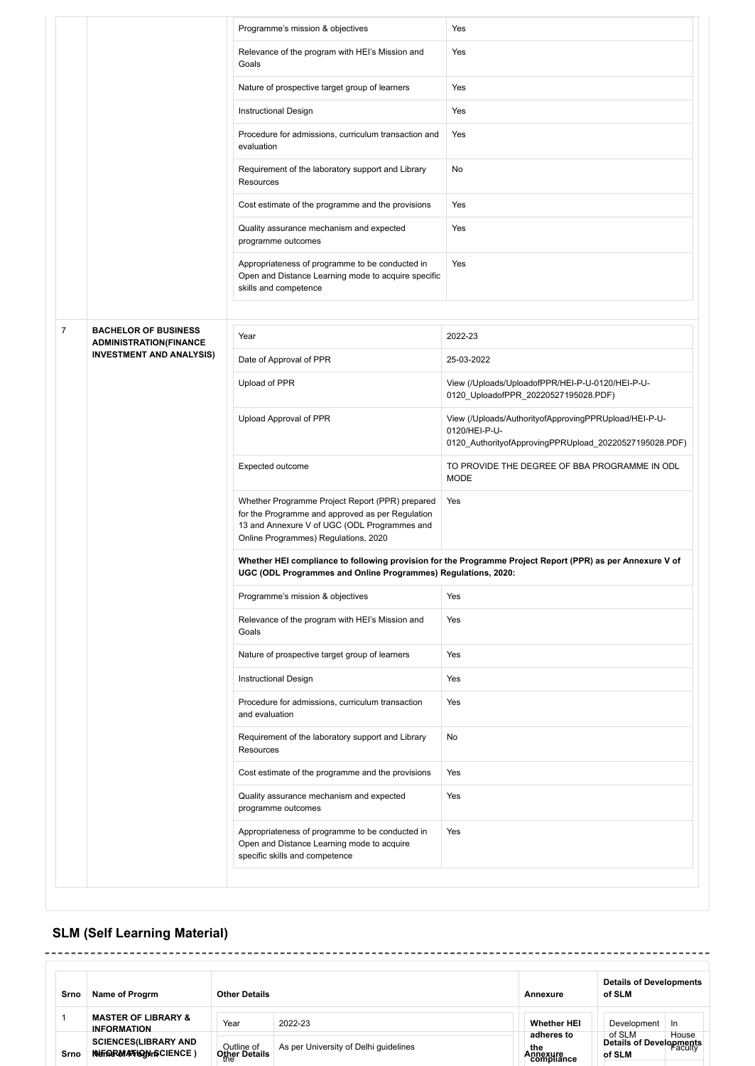| | | | |
|---|---|---|---|
| | | Programme's mission & objectives | Yes |
| | | Relevance of the program with HEI's Mission and Goals | Yes |
| | | Nature of prospective target group of learners | Yes |
| | | Instructional Design | Yes |
| | | Procedure for admissions, curriculum transaction and evaluation | Yes |
| | | Requirement of the laboratory support and Library Resources | No |
| | | Cost estimate of the programme and the provisions | Yes |
| | | Quality assurance mechanism and expected programme outcomes | Yes |
| | | Appropriateness of programme to be conducted in Open and Distance Learning mode to acquire specific skills and competence | Yes |
| 7 | **BACHELOR OF BUSINESS ADMINISTRATION(FINANCE INVESTMENT AND ANALYSIS)** | Year | 2022-23 |
| | | Date of Approval of PPR | 25-03-2022 |
| | | Upload of PPR | View (/Uploads/UploadofPPR/HEI-P-U-0120/HEI-P-U-0120_UploadofPPR_20220527195028.PDF) |
| | | Upload Approval of PPR | View (/Uploads/AuthorityofApprovingPPRUpload/HEI-P-U-0120/HEI-P-U-0120_AuthorityofApprovingPPRUpload_20220527195028.PDF) |
| | | Expected outcome | TO PROVIDE THE DEGREE OF BBA PROGRAMME IN ODL MODE |
| | | Whether Programme Project Report (PPR) prepared for the Programme and approved as per Regulation 13 and Annexure V of UGC (ODL Programmes and Online Programmes) Regulations, 2020 | Yes |
| | | **Whether HEI compliance to following provision for the Programme Project Report (PPR) as per Annexure V of UGC (ODL Programmes and Online Programmes) Regulations, 2020:** | |
| | | Programme's mission & objectives | Yes |
| | | Relevance of the program with HEI's Mission and Goals | Yes |
| | | Nature of prospective target group of learners | Yes |
| | | Instructional Design | Yes |
| | | Procedure for admissions, curriculum transaction and evaluation | Yes |
| | | Requirement of the laboratory support and Library Resources | No |
| | | Cost estimate of the programme and the provisions | Yes |
| | | Quality assurance mechanism and expected programme outcomes | Yes |
| | | Appropriateness of programme to be conducted in Open and Distance Learning mode to acquire specific skills and competence | Yes |

## SLM (Self Learning Material)

| Srno | Name of Progrm | Other Details | | Annexure | Details of Developments of SLM | |
|---|---|---|---|---|---|---|
| 1 | **MASTER OF LIBRARY & INFORMATION SCIENCES(LIBRARY AND INFORMATION SCIENCE )** | Year | 2022-23 | **Whether HEI adheres to the Annexure compliance** | Development of SLM | In House Faculty |
| | | Outline of the | As per University of Delhi guidelines | | | |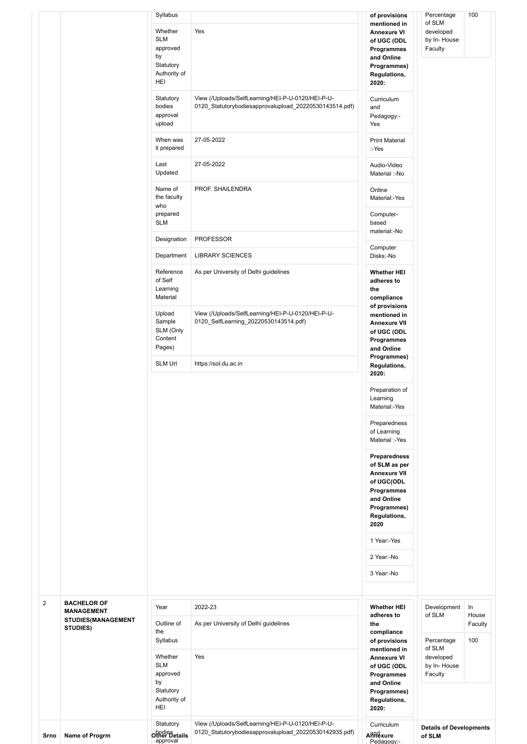| Srno | Name of Progrm | Other Details | | Annexure | Details of Developments of SLM | |
|---|---|---|---|---|---|---|
| | | Syllabus | | of provisions mentioned in Annexure VI of UGC (ODL Programmes and Online Programmes) Regulations, 2020: | Percentage of SLM developed by In- House Faculty | 100 |
| | | Whether SLM approved by Statutory Authority of HEI | Yes | Curriculum and Pedagogy:-Yes | | |
| | | Statutory bodies approval upload | View (/Uploads/SelfLearning/HEI-P-U-0120/HEI-P-U-0120_Statutorybodiesapprovalupload_20220530143514.pdf) | Print Material :-Yes | | |
| | | When was it prepared | 27-05-2022 | Audio-Video Material :-No | | |
| | | Last Updated | 27-05-2022 | Online Material:-Yes | | |
| | | Name of the faculty who prepared SLM | PROF. SHAILENDRA | Computer-based material:-No | | |
| | | Designation | PROFESSOR | Computer Disks:-No | | |
| | | Department | LIBRARY SCIENCES | **Whether HEI adheres to the compliance of provisions mentioned in Annexure VII of UGC (ODL Programmes and Online Programmes) Regulations, 2020:** | | |
| | | Reference of Self Learning Material | As per University of Delhi guidelines | Preparation of Learning Material:-Yes | | |
| | | Upload Sample SLM (Only Content Pages) | View (/Uploads/SelfLearning/HEI-P-U-0120/HEI-P-U-0120_SelfLearning_20220530143514.pdf) | Preparedness of Learning Material :-Yes | | |
| | | SLM Url | https://sol.du.ac.in | **Preparedness of SLM as per Annexure VII of UGC(ODL Programmes and Online Programmes) Regulations, 2020** | | |
| | | | | 1 Year:-Yes | | |
| | | | | 2 Year:-No | | |
| | | | | 3 Year:-No | | |
| 2 | **BACHELOR OF MANAGEMENT STUDIES(MANAGEMENT STUDIES)** | Year | 2022-23 | **Whether HEI adheres to the compliance of provisions mentioned in Annexure VI of UGC (ODL Programmes and Online Programmes) Regulations, 2020:** | Development of SLM | In House Faculty |
| | | Outline of the Syllabus | As per University of Delhi guidelines | | Percentage of SLM developed by In- House Faculty | 100 |
| | | Whether SLM approved by Statutory Authority of HEI | Yes | | | |
| | | Statutory bodies approval | View (/Uploads/SelfLearning/HEI-P-U-0120/HEI-P-U-0120_Statutorybodiesapprovalupload_20220530142935.pdf) | Curriculum and Pedagogy:- | | |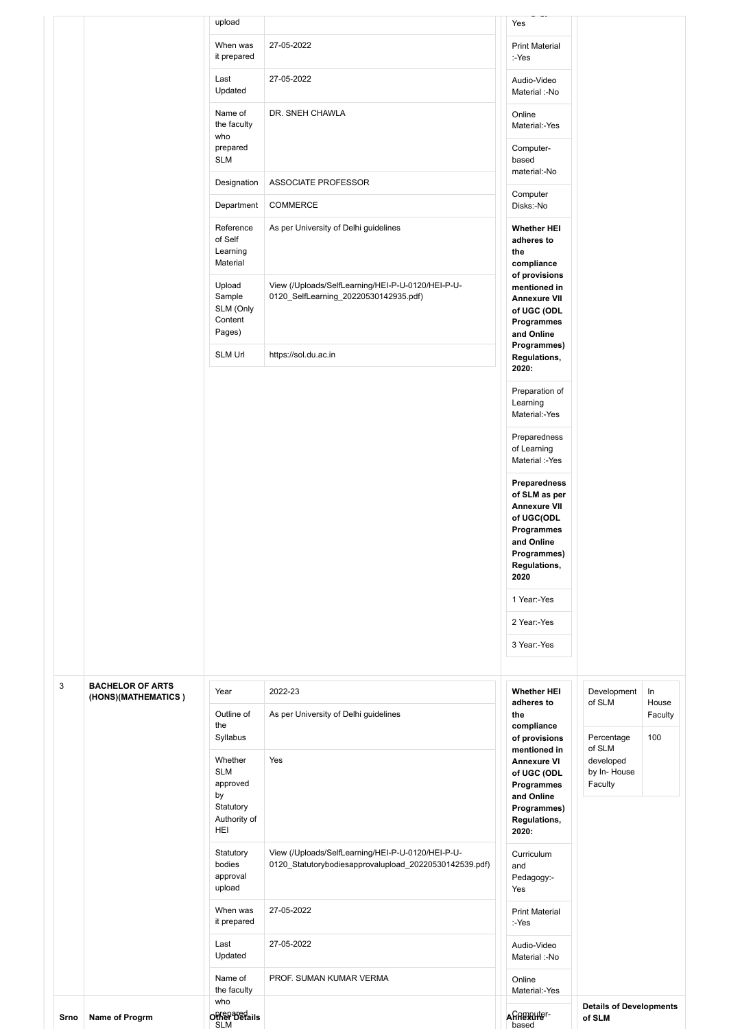| Srno | Name of Progrm | Other Details | | Annexure | Details of Developments of SLM | |
|---|---|---|---|---|---|---|
| | | upload | | Yes | | |
| | | When was it prepared | 27-05-2022 | Print Material :-Yes | | |
| | | Last Updated | 27-05-2022 | Audio-Video Material :-No | | |
| | | Name of the faculty who prepared SLM | DR. SNEH CHAWLA | Online Material:-Yes | | |
| | | | | Computer-based material:-No | | |
| | | Designation | ASSOCIATE PROFESSOR | Computer Disks:-No | | |
| | | Department | COMMERCE | | | |
| | | Reference of Self Learning Material | As per University of Delhi guidelines | **Whether HEI adheres to the compliance of provisions mentioned in Annexure VII of UGC (ODL Programmes and Online Programmes) Regulations, 2020:** | | |
| | | Upload Sample SLM (Only Content Pages) | View (/Uploads/SelfLearning/HEI-P-U-0120/HEI-P-U-0120_SelfLearning_20220530142935.pdf) | Preparation of Learning Material:-Yes | | |
| | | SLM Url | https://sol.du.ac.in | Preparedness of Learning Material :-Yes | | |
| | | | | **Preparedness of SLM as per Annexure VII of UGC(ODL Programmes and Online Programmes) Regulations, 2020** | | |
| | | | | 1 Year:-Yes | | |
| | | | | 2 Year:-Yes | | |
| | | | | 3 Year:-Yes | | |
| 3 | **BACHELOR OF ARTS (HONS)(MATHEMATICS )** | Year | 2022-23 | **Whether HEI adheres to the compliance of provisions mentioned in Annexure VI of UGC (ODL Programmes and Online Programmes) Regulations, 2020:** | Development of SLM | In House Faculty |
| | | Outline of the Syllabus | As per University of Delhi guidelines | | Percentage of SLM developed by In- House Faculty | 100 |
| | | Whether SLM approved by Statutory Authority of HEI | Yes | | | |
| | | Statutory bodies approval upload | View (/Uploads/SelfLearning/HEI-P-U-0120/HEI-P-U-0120_Statutorybodiesapprovalupload_20220530142539.pdf) | Curriculum and Pedagogy:-Yes | | |
| | | When was it prepared | 27-05-2022 | Print Material :-Yes | | |
| | | Last Updated | 27-05-2022 | Audio-Video Material :-No | | |
| | | Name of the faculty who prepared SLM | PROF. SUMAN KUMAR VERMA | Online Material:-Yes | | |
| | | | | Computer-based | | |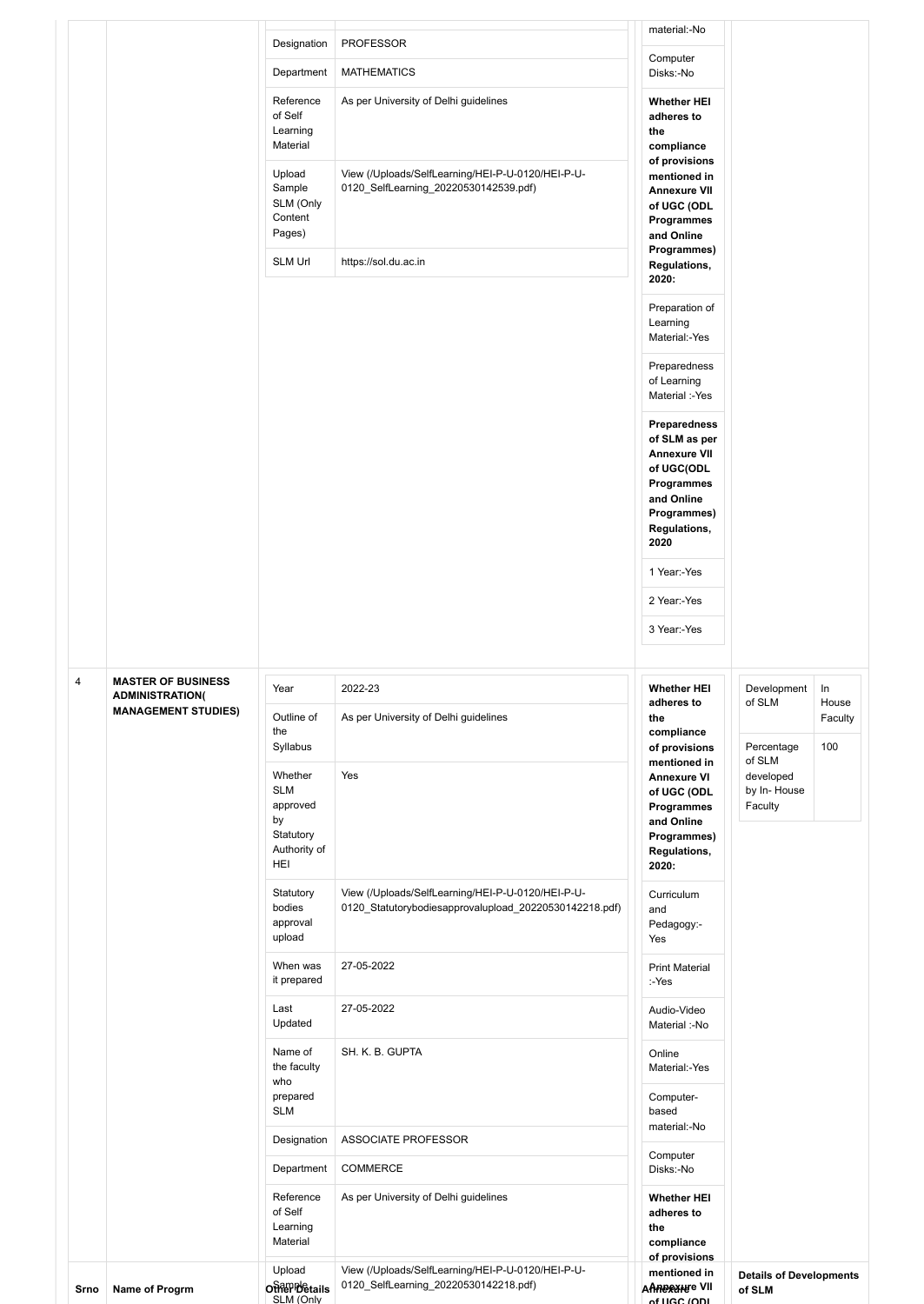| Srno | Name of Progrm | Other Details | | Whether HEI adheres to the compliance of provisions mentioned in Annexure VII of UGC (ODL | Details of Developments of SLM | |
|---|---|---|---|---|---|---|
| | | Designation | PROFESSOR | material:-No | | |
| | | Department | MATHEMATICS | Computer Disks:-No | | |
| | | Reference of Self Learning Material | As per University of Delhi guidelines | **Whether HEI adheres to the compliance of provisions mentioned in Annexure VII of UGC (ODL Programmes and Online Programmes) Regulations, 2020:** | | |
| | | Upload Sample SLM (Only Content Pages) | View (/Uploads/SelfLearning/HEI-P-U-0120/HEI-P-U-0120_SelfLearning_20220530142539.pdf) | Preparation of Learning Material:-Yes | | |
| | | SLM Url | https://sol.du.ac.in | Preparedness of Learning Material :-Yes | | |
| | | | | **Preparedness of SLM as per Annexure VII of UGC(ODL Programmes and Online Programmes) Regulations, 2020** | | |
| | | | | 1 Year:-Yes | | |
| | | | | 2 Year:-Yes | | |
| | | | | 3 Year:-Yes | | |
| 4 | **MASTER OF BUSINESS ADMINISTRATION( MANAGEMENT STUDIES)** | Year | 2022-23 | **Whether HEI adheres to the compliance of provisions mentioned in Annexure VI of UGC (ODL Programmes and Online Programmes) Regulations, 2020:** | Development of SLM | In House Faculty |
| | | Outline of the Syllabus | As per University of Delhi guidelines | | Percentage of SLM developed by In- House Faculty | 100 |
| | | Whether SLM approved by Statutory Authority of HEI | Yes | | | |
| | | Statutory bodies approval upload | View (/Uploads/SelfLearning/HEI-P-U-0120/HEI-P-U-0120_Statutorybodiesapprovalupload_20220530142218.pdf) | Curriculum and Pedagogy:-Yes | | |
| | | When was it prepared | 27-05-2022 | Print Material :-Yes | | |
| | | Last Updated | 27-05-2022 | Audio-Video Material :-No | | |
| | | Name of the faculty who prepared SLM | SH. K. B. GUPTA | Online Material:-Yes | | |
| | | | | Computer-based material:-No | | |
| | | Designation | ASSOCIATE PROFESSOR | Computer Disks:-No | | |
| | | Department | COMMERCE | | | |
| | | Reference of Self Learning Material | As per University of Delhi guidelines | **Whether HEI adheres to the compliance of provisions** | | |
| | | Upload Sample SLM (Only | View (/Uploads/SelfLearning/HEI-P-U-0120/HEI-P-U-0120_SelfLearning_20220530142218.pdf) | | | |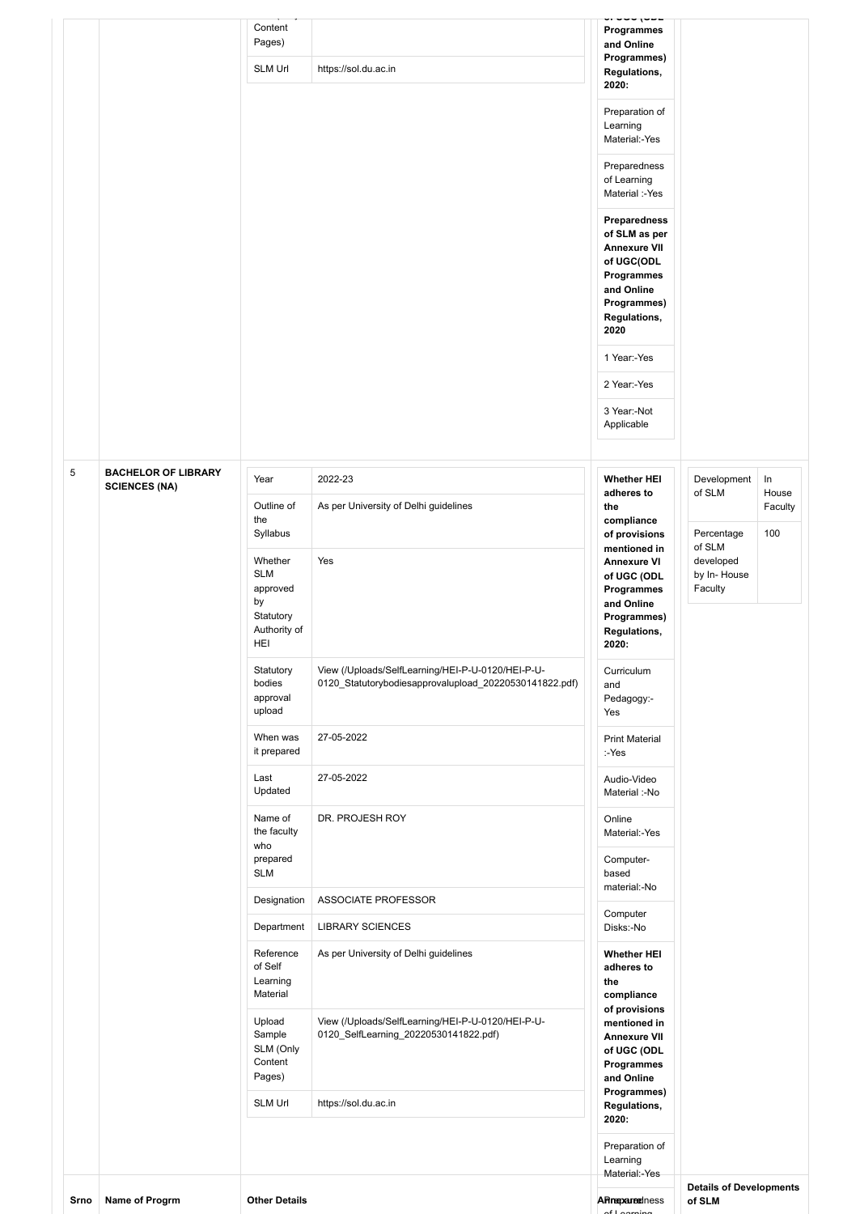| Srno | Name of Progrm | Other Details | | Annexure | Details of Developments of SLM | |
|---|---|---|---|---|---|---|
| | | Content Pages) | | of UGC (ODL Programmes and Online Programmes) Regulations, 2020: | | |
| | | SLM Url | https://sol.du.ac.in | Preparation of Learning Material:-Yes | | |
| | | | | Preparedness of Learning Material :-Yes | | |
| | | | | **Preparedness of SLM as per Annexure VII of UGC(ODL Programmes and Online Programmes) Regulations, 2020** | | |
| | | | | 1 Year:-Yes | | |
| | | | | 2 Year:-Yes | | |
| | | | | 3 Year:-Not Applicable | | |
| 5 | **BACHELOR OF LIBRARY SCIENCES (NA)** | Year | 2022-23 | **Whether HEI adheres to the compliance of provisions mentioned in Annexure VI of UGC (ODL Programmes and Online Programmes) Regulations, 2020:** | Development of SLM | In House Faculty |
| | | Outline of the Syllabus | As per University of Delhi guidelines | Curriculum and Pedagogy:-Yes | Percentage of SLM developed by In- House Faculty | 100 |
| | | Whether SLM approved by Statutory Authority of HEI | Yes | Print Material :-Yes | | |
| | | Statutory bodies approval upload | View (/Uploads/SelfLearning/HEI-P-U-0120/HEI-P-U-0120_Statutorybodiesapprovalupload_20220530141822.pdf) | Audio-Video Material :-No | | |
| | | When was it prepared | 27-05-2022 | Online Material:-Yes | | |
| | | Last Updated | 27-05-2022 | Computer-based material:-No | | |
| | | Name of the faculty who prepared SLM | DR. PROJESH ROY | Computer Disks:-No | | |
| | | Designation | ASSOCIATE PROFESSOR | **Whether HEI adheres to the compliance of provisions mentioned in Annexure VII of UGC (ODL Programmes and Online Programmes) Regulations, 2020:** | | |
| | | Department | LIBRARY SCIENCES | | | |
| | | Reference of Self Learning Material | As per University of Delhi guidelines | | | |
| | | Upload Sample SLM (Only Content Pages) | View (/Uploads/SelfLearning/HEI-P-U-0120/HEI-P-U-0120_SelfLearning_20220530141822.pdf) | | | |
| | | SLM Url | https://sol.du.ac.in | Preparation of Learning Material:-Yes | | |
| | | | | Preparedness of Learning | | |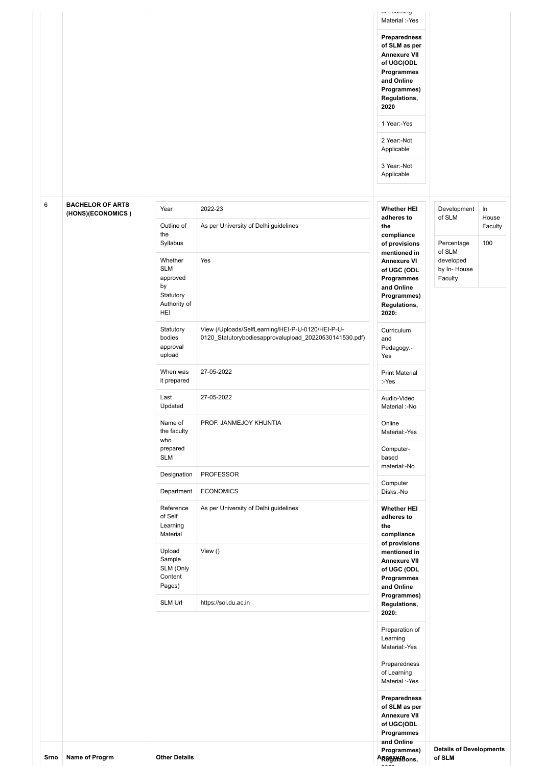| Srno | Name of Progrm | Other Details | | Annexure Regulations, | Details of Developments of SLM | |
|---|---|---|---|---|---|---|
| | | | | of Learning Material :-Yes | | |
| | | | | **Preparedness of SLM as per Annexure VII of UGC(ODL Programmes and Online Programmes) Regulations, 2020** | | |
| | | | | 1 Year:-Yes | | |
| | | | | 2 Year:-Not Applicable | | |
| | | | | 3 Year:-Not Applicable | | |
| 6 | **BACHELOR OF ARTS (HONS)(ECONOMICS )** | Year | 2022-23 | **Whether HEI adheres to the compliance of provisions mentioned in Annexure VI of UGC (ODL Programmes and Online Programmes) Regulations, 2020:** | Development of SLM | In House Faculty |
| | | Outline of the Syllabus | As per University of Delhi guidelines | Curriculum and Pedagogy:-Yes | Percentage of SLM developed by In- House Faculty | 100 |
| | | Whether SLM approved by Statutory Authority of HEI | Yes | Print Material :-Yes | | |
| | | Statutory bodies approval upload | View (/Uploads/SelfLearning/HEI-P-U-0120/HEI-P-U-0120_Statutorybodiesapprovalupload_20220530141530.pdf) | Audio-Video Material :-No | | |
| | | When was it prepared | 27-05-2022 | Online Material:-Yes | | |
| | | Last Updated | 27-05-2022 | Computer-based material:-No | | |
| | | Name of the faculty who prepared SLM | PROF. JANMEJOY KHUNTIA | Computer Disks:-No | | |
| | | Designation | PROFESSOR | **Whether HEI adheres to the compliance of provisions mentioned in Annexure VII of UGC (ODL Programmes and Online Programmes) Regulations, 2020:** | | |
| | | Department | ECONOMICS | Preparation of Learning Material:-Yes | | |
| | | Reference of Self Learning Material | As per University of Delhi guidelines | Preparedness of Learning Material :-Yes | | |
| | | Upload Sample SLM (Only Content Pages) | View () | **Preparedness of SLM as per Annexure VII of UGC(ODL Programmes and Online Programmes) Regulations, 2020** | | |
| | | SLM Url | https://sol.du.ac.in | | | |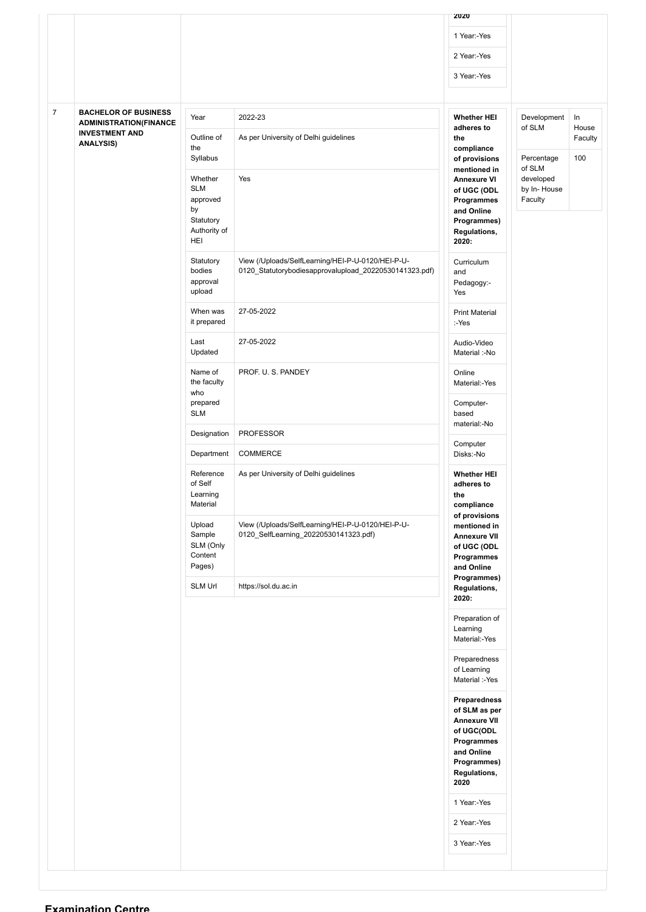| | | | | | |
|---|---|---|---|---|---|
| | | | | 2020 | |
| | | | | 1 Year:-Yes | |
| | | | | 2 Year:-Yes | |
| | | | | 3 Year:-Yes | |
| 7 | **BACHELOR OF BUSINESS ADMINISTRATION(FINANCE INVESTMENT AND ANALYSIS)** | Year | 2022-23 | **Whether HEI adheres to the compliance of provisions mentioned in Annexure VI of UGC (ODL Programmes and Online Programmes) Regulations, 2020:** | Development of SLM: In House Faculty |
| | | Outline of the Syllabus | As per University of Delhi guidelines | Curriculum and Pedagogy:-Yes | Percentage of SLM developed by In- House Faculty: 100 |
| | | Whether SLM approved by Statutory Authority of HEI | Yes | Print Material :-Yes | |
| | | Statutory bodies approval upload | View (/Uploads/SelfLearning/HEI-P-U-0120/HEI-P-U-0120_Statutorybodiesapprovalupload_20220530141323.pdf) | Audio-Video Material :-No | |
| | | When was it prepared | 27-05-2022 | Online Material:-Yes | |
| | | Last Updated | 27-05-2022 | Computer-based material:-No | |
| | | Name of the faculty who prepared SLM | PROF. U. S. PANDEY | Computer Disks:-No | |
| | | Designation | PROFESSOR | **Whether HEI adheres to the compliance of provisions mentioned in Annexure VII of UGC (ODL Programmes and Online Programmes) Regulations, 2020:** | |
| | | Department | COMMERCE | Preparation of Learning Material:-Yes | |
| | | Reference of Self Learning Material | As per University of Delhi guidelines | Preparedness of Learning Material :-Yes | |
| | | Upload Sample SLM (Only Content Pages) | View (/Uploads/SelfLearning/HEI-P-U-0120/HEI-P-U-0120_SelfLearning_20220530141323.pdf) | **Preparedness of SLM as per Annexure VII of UGC(ODL Programmes and Online Programmes) Regulations, 2020** | |
| | | SLM Url | https://sol.du.ac.in | 1 Year:-Yes | |
| | | | | 2 Year:-Yes | |
| | | | | 3 Year:-Yes | |

## Examination Centre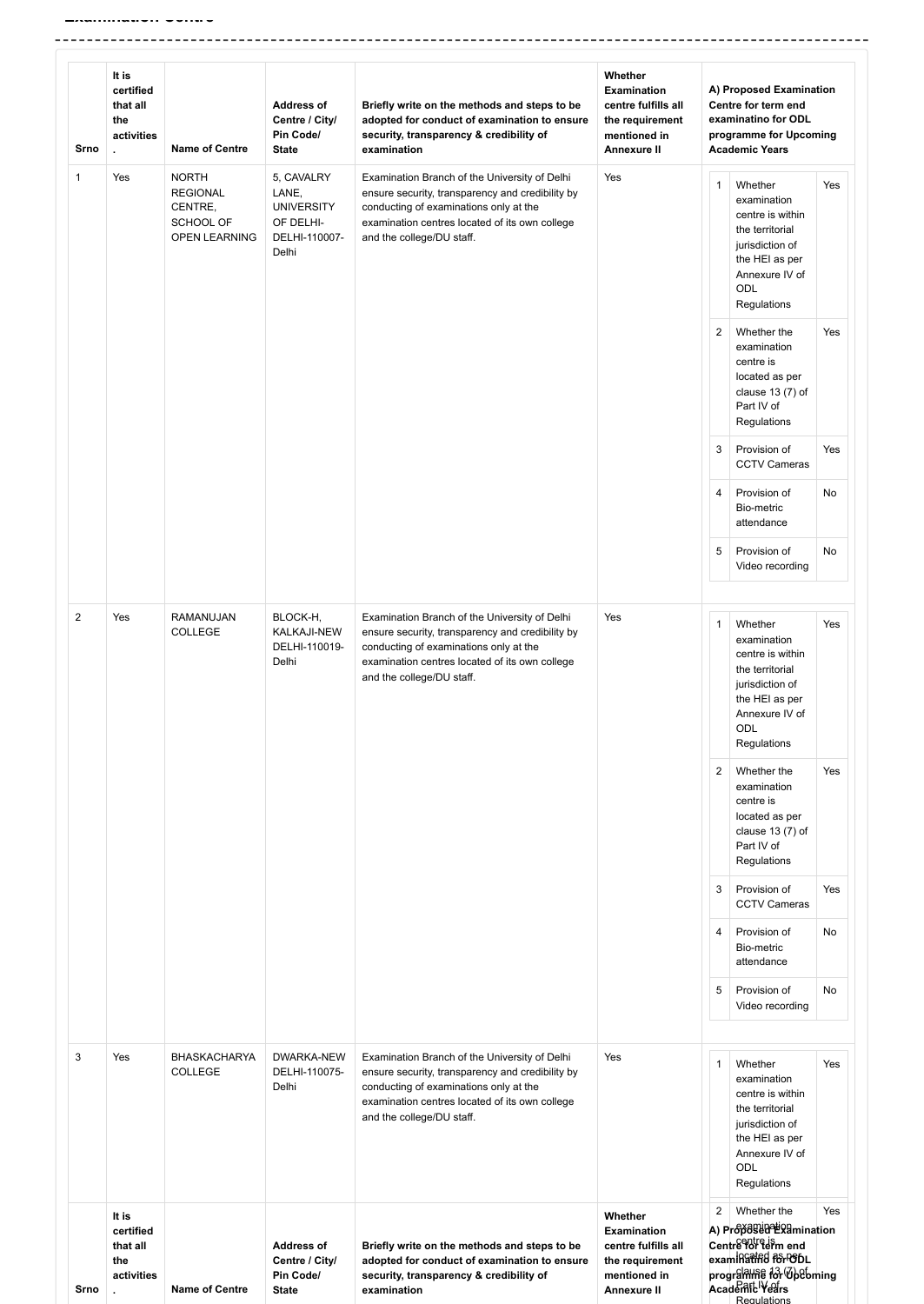| Srno | It is certified that all the activities . | Name of Centre | Address of Centre / City/ Pin Code/ State | Briefly write on the methods and steps to be adopted for conduct of examination to ensure security, transparency & credibility of examination | Whether Examination centre fulfills all the requirement mentioned in Annexure II | A) Proposed Examination Centre for term end examinatino for ODL programme for Upcoming Academic Years |
|---|---|---|---|---|---|---|
| 1 | Yes | NORTH REGIONAL CENTRE, SCHOOL OF OPEN LEARNING | 5, CAVALRY LANE, UNIVERSITY OF DELHI-DELHI-110007-Delhi | Examination Branch of the University of Delhi ensure security, transparency and credibility by conducting of examinations only at the examination centres located of its own college and the college/DU staff. | Yes | 1. Whether examination centre is within the territorial jurisdiction of the HEI as per Annexure IV of ODL Regulations: Yes<br>2. Whether the examination centre is located as per clause 13 (7) of Part IV of Regulations: Yes<br>3. Provision of CCTV Cameras: Yes<br>4. Provision of Bio-metric attendance: No<br>5. Provision of Video recording: No |
| 2 | Yes | RAMANUJAN COLLEGE | BLOCK-H, KALKAJI-NEW DELHI-110019-Delhi | Examination Branch of the University of Delhi ensure security, transparency and credibility by conducting of examinations only at the examination centres located of its own college and the college/DU staff. | Yes | 1. Whether examination centre is within the territorial jurisdiction of the HEI as per Annexure IV of ODL Regulations: Yes<br>2. Whether the examination centre is located as per clause 13 (7) of Part IV of Regulations: Yes<br>3. Provision of CCTV Cameras: Yes<br>4. Provision of Bio-metric attendance: No<br>5. Provision of Video recording: No |
| 3 | Yes | BHASKACHARYA COLLEGE | DWARKA-NEW DELHI-110075-Delhi | Examination Branch of the University of Delhi ensure security, transparency and credibility by conducting of examinations only at the examination centres located of its own college and the college/DU staff. | Yes | 1. Whether examination centre is within the territorial jurisdiction of the HEI as per Annexure IV of ODL Regulations: Yes<br>2. Whether the examination centre is located as per clause 13 (7) of Part IV of Regulations: Yes |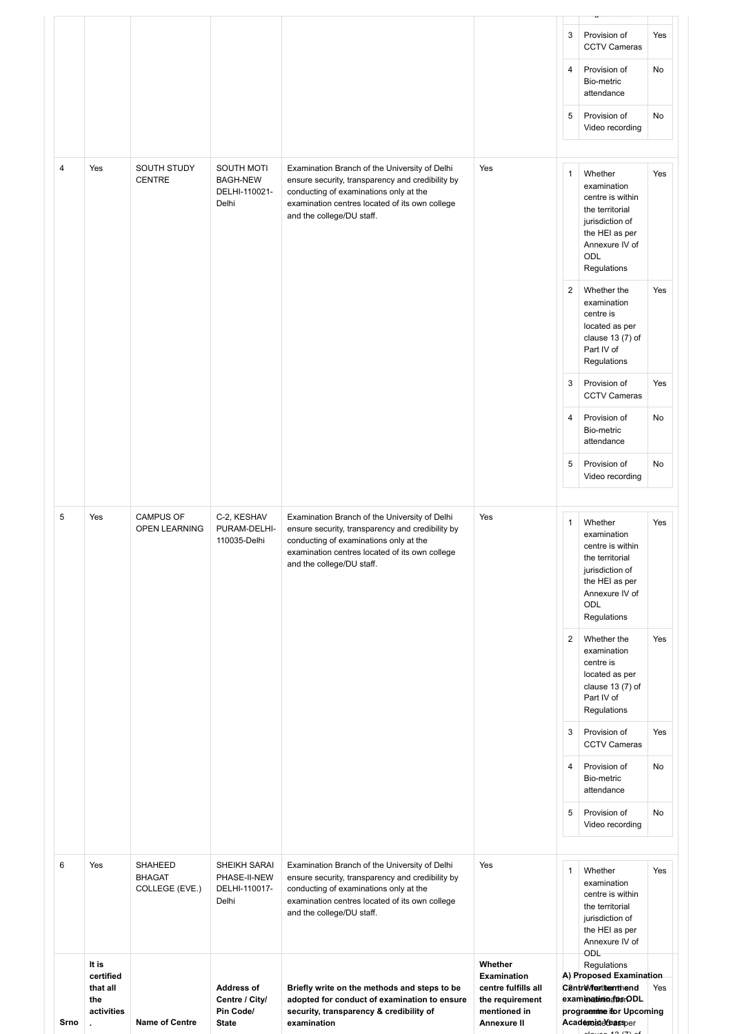| Srno. | It is certified that all the activities. | Name of Centre | Address of Centre / City/ Pin Code/ State | Briefly write on the methods and steps to be adopted for conduct of examination to ensure security, transparency & credibility of examination | Whether Examination centre fulfills all the requirement mentioned in Annexure II | A) Proposed Examination Centre for term end examination for ODL programme for Upcoming Academic Years |
|---|---|---|---|---|---|---|
| | | | | | | 3 Provision of CCTV Cameras: Yes<br>4 Provision of Bio-metric attendance: No<br>5 Provision of Video recording: No |
| 4 | Yes | SOUTH STUDY CENTRE | SOUTH MOTI BAGH-NEW DELHI-110021-Delhi | Examination Branch of the University of Delhi ensure security, transparency and credibility by conducting of examinations only at the examination centres located of its own college and the college/DU staff. | Yes | 1 Whether examination centre is within the territorial jurisdiction of the HEI as per Annexure IV of ODL Regulations: Yes<br>2 Whether the examination centre is located as per clause 13 (7) of Part IV of Regulations: Yes<br>3 Provision of CCTV Cameras: Yes<br>4 Provision of Bio-metric attendance: No<br>5 Provision of Video recording: No |
| 5 | Yes | CAMPUS OF OPEN LEARNING | C-2, KESHAV PURAM-DELHI-110035-Delhi | Examination Branch of the University of Delhi ensure security, transparency and credibility by conducting of examinations only at the examination centres located of its own college and the college/DU staff. | Yes | 1 Whether examination centre is within the territorial jurisdiction of the HEI as per Annexure IV of ODL Regulations: Yes<br>2 Whether the examination centre is located as per clause 13 (7) of Part IV of Regulations: Yes<br>3 Provision of CCTV Cameras: Yes<br>4 Provision of Bio-metric attendance: No<br>5 Provision of Video recording: No |
| 6 | Yes | SHAHEED BHAGAT COLLEGE (EVE.) | SHEIKH SARAI PHASE-II-NEW DELHI-110017-Delhi | Examination Branch of the University of Delhi ensure security, transparency and credibility by conducting of examinations only at the examination centres located of its own college and the college/DU staff. | Yes | 1 Whether examination centre is within the territorial jurisdiction of the HEI as per Annexure IV of ODL Regulations: Yes<br>2 Whether the examination centre is located as per clause 13 (7) of: Yes |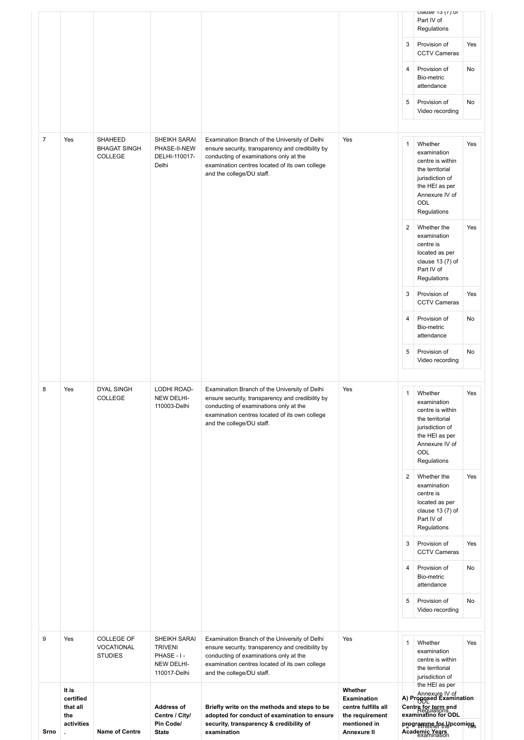| Srno. | It is certified that all the activities | Name of Centre | Address of Centre / City/ Pin Code/ State | Briefly write on the methods and steps to be adopted for conduct of examination to ensure security, transparency & credibility of examination | Whether Examination centre fulfills all the requirement mentioned in Annexure II | A) Proposed Examination Centre for term end examinatino for ODL programme for Upcoming Academic Years | | |
|---|---|---|---|---|---|---|---|---|
| | | | | | | | clause 13 (7) of Part IV of Regulations | |
| | | | | | | 3 | Provision of CCTV Cameras | Yes |
| | | | | | | 4 | Provision of Bio-metric attendance | No |
| | | | | | | 5 | Provision of Video recording | No |
| 7 | Yes | SHAHEED BHAGAT SINGH COLLEGE | SHEIKH SARAI PHASE-II-NEW DELHI-110017-Delhi | Examination Branch of the University of Delhi ensure security, transparency and credibility by conducting of examinations only at the examination centres located of its own college and the college/DU staff. | Yes | 1 | Whether examination centre is within the territorial jurisdiction of the HEI as per Annexure IV of ODL Regulations | Yes |
| | | | | | | 2 | Whether the examination centre is located as per clause 13 (7) of Part IV of Regulations | Yes |
| | | | | | | 3 | Provision of CCTV Cameras | Yes |
| | | | | | | 4 | Provision of Bio-metric attendance | No |
| | | | | | | 5 | Provision of Video recording | No |
| 8 | Yes | DYAL SINGH COLLEGE | LODHI ROAD-NEW DELHI-110003-Delhi | Examination Branch of the University of Delhi ensure security, transparency and credibility by conducting of examinations only at the examination centres located of its own college and the college/DU staff. | Yes | 1 | Whether examination centre is within the territorial jurisdiction of the HEI as per Annexure IV of ODL Regulations | Yes |
| | | | | | | 2 | Whether the examination centre is located as per clause 13 (7) of Part IV of Regulations | Yes |
| | | | | | | 3 | Provision of CCTV Cameras | Yes |
| | | | | | | 4 | Provision of Bio-metric attendance | No |
| | | | | | | 5 | Provision of Video recording | No |
| 9 | Yes | COLLEGE OF VOCATIONAL STUDIES | SHEIKH SARAI TRIVENI PHASE - I - NEW DELHI-110017-Delhi | Examination Branch of the University of Delhi ensure security, transparency and credibility by conducting of examinations only at the examination centres located of its own college and the college/DU staff. | Yes | 1 | Whether examination centre is within the territorial jurisdiction of the HEI as per Annexure IV of ODL Regulations | Yes |
| | | | | | | 2 | Whether the examination | Yes |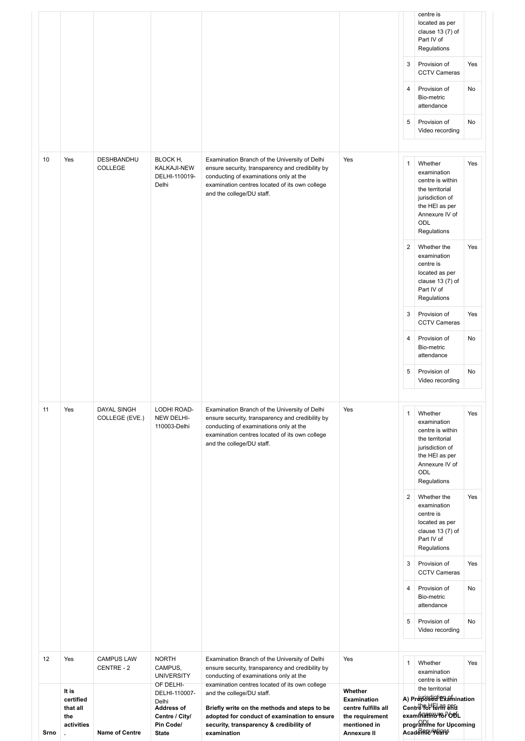| Srno. | It is certified that all the activities | Name of Centre | Address of Centre / City/ Pin Code/ State | Briefly write on the methods and steps to be adopted for conduct of examination to ensure security, transparency & credibility of examination | Whether Examination centre fulfills all the requirement mentioned in Annexure II | A) Proposed Examination Centre for term end examination for ODL programme for Upcoming Academic Years |
|---|---|---|---|---|---|---|
| | | | | | | centre is located as per clause 13 (7) of Part IV of Regulations |
| | | | | | | 3 Provision of CCTV Cameras: Yes |
| | | | | | | 4 Provision of Bio-metric attendance: No |
| | | | | | | 5 Provision of Video recording: No |
| 10 | Yes | DESHBANDHU COLLEGE | BLOCK H, KALKAJI-NEW DELHI-110019-Delhi | Examination Branch of the University of Delhi ensure security, transparency and credibility by conducting of examinations only at the examination centres located of its own college and the college/DU staff. | Yes | 1 Whether examination centre is within the territorial jurisdiction of the HEI as per Annexure IV of ODL Regulations: Yes<br>2 Whether the examination centre is located as per clause 13 (7) of Part IV of Regulations: Yes<br>3 Provision of CCTV Cameras: Yes<br>4 Provision of Bio-metric attendance: No<br>5 Provision of Video recording: No |
| 11 | Yes | DAYAL SINGH COLLEGE (EVE.) | LODHI ROAD-NEW DELHI-110003-Delhi | Examination Branch of the University of Delhi ensure security, transparency and credibility by conducting of examinations only at the examination centres located of its own college and the college/DU staff. | Yes | 1 Whether examination centre is within the territorial jurisdiction of the HEI as per Annexure IV of ODL Regulations: Yes<br>2 Whether the examination centre is located as per clause 13 (7) of Part IV of Regulations: Yes<br>3 Provision of CCTV Cameras: Yes<br>4 Provision of Bio-metric attendance: No<br>5 Provision of Video recording: No |
| 12 | Yes | CAMPUS LAW CENTRE - 2 | NORTH CAMPUS, UNIVERSITY OF DELHI-DELHI-110007-Delhi | Examination Branch of the University of Delhi ensure security, transparency and credibility by conducting of examinations only at the examination centres located of its own college and the college/DU staff. | Yes | 1 Whether examination centre is within the territorial jurisdiction of the HEI as per Annexure IV of ODL Regulations: Yes |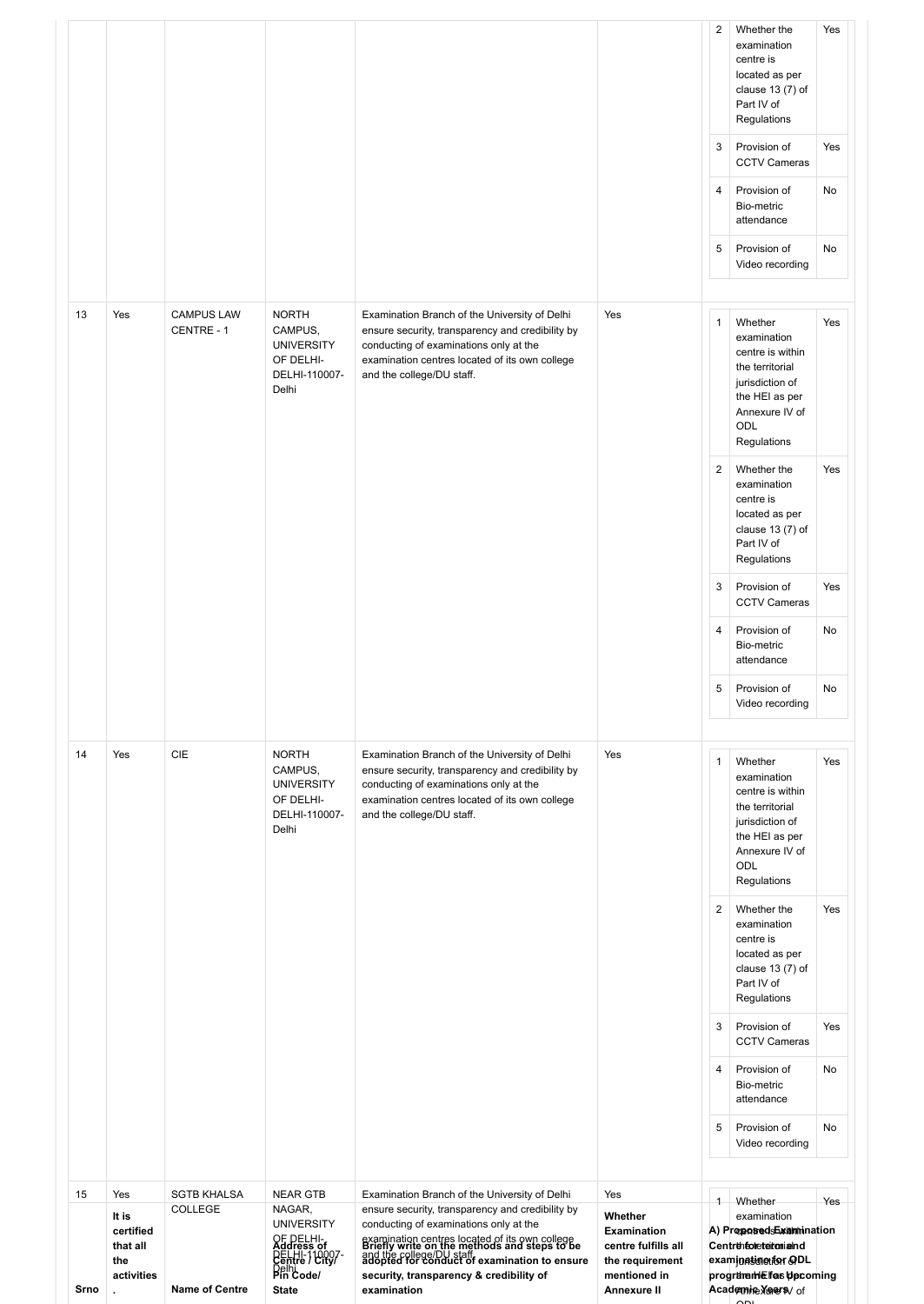| Srno. | It is certified that all the activities | Name of Centre | Address of Centre / City/ Pin Code/ State | Briefly write on the methods and steps to be adopted for conduct of examination to ensure security, transparency & credibility of examination | Whether Examination centre fulfills all the requirement mentioned in Annexure II | A) Proposed Examination Centre for term end examinations for ODL programme for Upcoming Academic Years |
|---|---|---|---|---|---|---|
| | | | | | | 2. Whether the examination centre is located as per clause 13 (7) of Part IV of Regulations: Yes<br>3. Provision of CCTV Cameras: Yes<br>4. Provision of Bio-metric attendance: No<br>5. Provision of Video recording: No |
| 13 | Yes | CAMPUS LAW CENTRE - 1 | NORTH CAMPUS, UNIVERSITY OF DELHI-DELHI-110007-Delhi | Examination Branch of the University of Delhi ensure security, transparency and credibility by conducting of examinations only at the examination centres located of its own college and the college/DU staff. | Yes | 1. Whether examination centre is within the territorial jurisdiction of the HEI as per Annexure IV of ODL Regulations: Yes<br>2. Whether the examination centre is located as per clause 13 (7) of Part IV of Regulations: Yes<br>3. Provision of CCTV Cameras: Yes<br>4. Provision of Bio-metric attendance: No<br>5. Provision of Video recording: No |
| 14 | Yes | CIE | NORTH CAMPUS, UNIVERSITY OF DELHI-DELHI-110007-Delhi | Examination Branch of the University of Delhi ensure security, transparency and credibility by conducting of examinations only at the examination centres located of its own college and the college/DU staff. | Yes | 1. Whether examination centre is within the territorial jurisdiction of the HEI as per Annexure IV of ODL Regulations: Yes<br>2. Whether the examination centre is located as per clause 13 (7) of Part IV of Regulations: Yes<br>3. Provision of CCTV Cameras: Yes<br>4. Provision of Bio-metric attendance: No<br>5. Provision of Video recording: No |
| 15 | Yes | SGTB KHALSA COLLEGE | NEAR GTB NAGAR, UNIVERSITY OF DELHI-DELHI-110007-Delhi | Examination Branch of the University of Delhi ensure security, transparency and credibility by conducting of examinations only at the examination centres located of its own college and the college/DU staff. | Yes | 1. Whether examination centre is within the territorial jurisdiction of the HEI as per Annexure IV of ODL: Yes |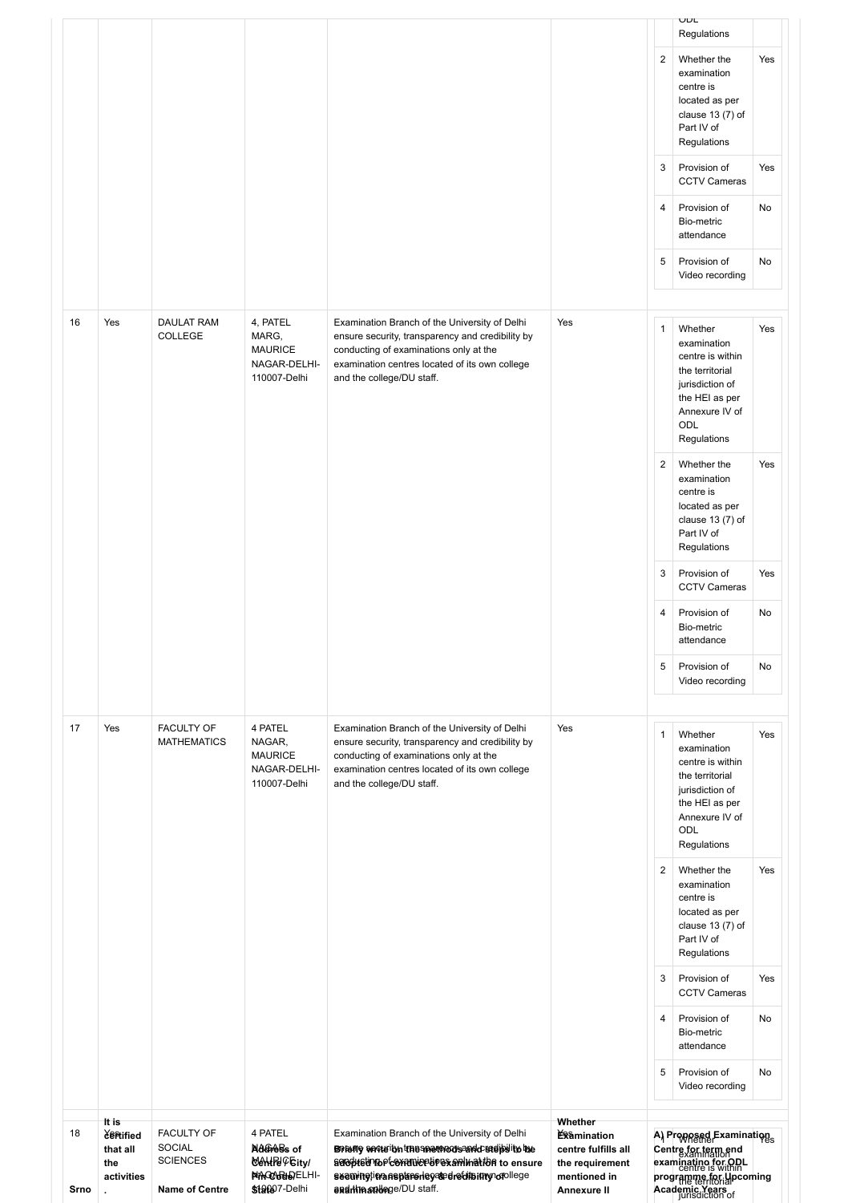| | | | | | | | | |
|---|---|---|---|---|---|---|---|---|
| | | | | | | | ODL Regulations | |
| | | | | | | 2 | Whether the examination centre is located as per clause 13 (7) of Part IV of Regulations | Yes |
| | | | | | | 3 | Provision of CCTV Cameras | Yes |
| | | | | | | 4 | Provision of Bio-metric attendance | No |
| | | | | | | 5 | Provision of Video recording | No |
| 16 | Yes | DAULAT RAM COLLEGE | 4, PATEL MARG, MAURICE NAGAR-DELHI-110007-Delhi | Examination Branch of the University of Delhi ensure security, transparency and credibility by conducting of examinations only at the examination centres located of its own college and the college/DU staff. | Yes | 1 | Whether examination centre is within the territorial jurisdiction of the HEI as per Annexure IV of ODL Regulations | Yes |
| | | | | | | 2 | Whether the examination centre is located as per clause 13 (7) of Part IV of Regulations | Yes |
| | | | | | | 3 | Provision of CCTV Cameras | Yes |
| | | | | | | 4 | Provision of Bio-metric attendance | No |
| | | | | | | 5 | Provision of Video recording | No |
| 17 | Yes | FACULTY OF MATHEMATICS | 4 PATEL NAGAR, MAURICE NAGAR-DELHI-110007-Delhi | Examination Branch of the University of Delhi ensure security, transparency and credibility by conducting of examinations only at the examination centres located of its own college and the college/DU staff. | Yes | 1 | Whether examination centre is within the territorial jurisdiction of the HEI as per Annexure IV of ODL Regulations | Yes |
| | | | | | | 2 | Whether the examination centre is located as per clause 13 (7) of Part IV of Regulations | Yes |
| | | | | | | 3 | Provision of CCTV Cameras | Yes |
| | | | | | | 4 | Provision of Bio-metric attendance | No |
| | | | | | | 5 | Provision of Video recording | No |
| 18 | Yes | FACULTY OF SOCIAL SCIENCES | 4 PATEL NAGAR, MAURICE NAGAR-DELHI-110007-Delhi | Examination Branch of the University of Delhi ensure security, transparency and credibility by conducting of examinations only at the examination centres located of its own college and the college/DU staff. | Yes | 1 | Whether examination centre is within the territorial jurisdiction of | Yes |
| **Srno** | **It is certified that all the activities .** | **Name of Centre** | **Address of Centre / City/ Pin Code/ State** | **Briefly write on the methods and steps to be adopted for conduct of examination to ensure security, transparency & credibility of examination** | **Whether Examination centre fulfills all the requirement mentioned in Annexure II** | **A) Proposed Examination Centre for term end examinatino for ODL programme for Upcoming Academic Years** | | |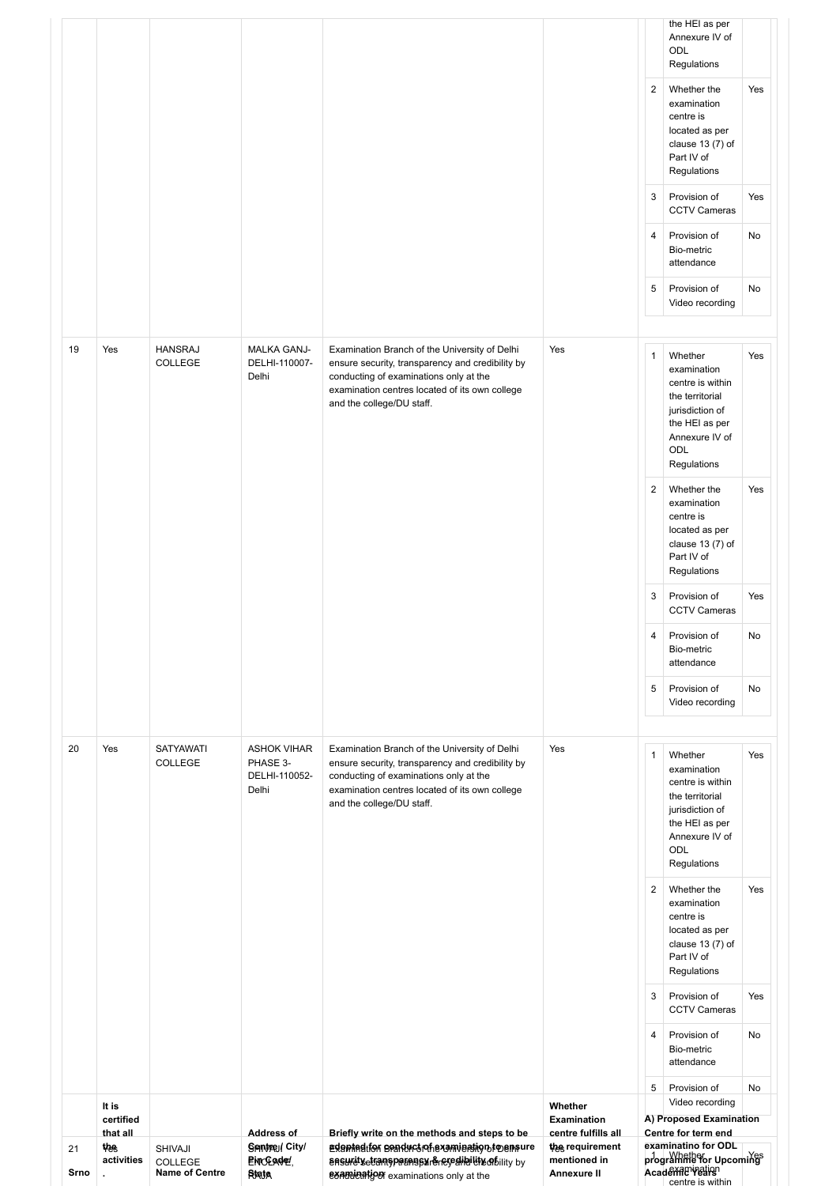| Srno | It is certified that all the activities . | Name of Centre | Address of Centre/ City/ Pin Code/ State | Briefly write on the methods and steps to be adopted for conduct of examination to ensure security, transparency & credibility of examination | Whether Examination centre fulfills all the requirement mentioned in Annexure II | A) Proposed Examination Centre for term end examinatino for ODL programme for Upcoming Academic Years |
|---|---|---|---|---|---|---|
| | | | | | | the HEI as per Annexure IV of ODL Regulations |
| | | | | | | 2. Whether the examination centre is located as per clause 13 (7) of Part IV of Regulations: Yes |
| | | | | | | 3. Provision of CCTV Cameras: Yes |
| | | | | | | 4. Provision of Bio-metric attendance: No |
| | | | | | | 5. Provision of Video recording: No |
| 19 | Yes | HANSRAJ COLLEGE | MALKA GANJ-DELHI-110007-Delhi | Examination Branch of the University of Delhi ensure security, transparency and credibility by conducting of examinations only at the examination centres located of its own college and the college/DU staff. | Yes | 1. Whether examination centre is within the territorial jurisdiction of the HEI as per Annexure IV of ODL Regulations: Yes<br>2. Whether the examination centre is located as per clause 13 (7) of Part IV of Regulations: Yes<br>3. Provision of CCTV Cameras: Yes<br>4. Provision of Bio-metric attendance: No<br>5. Provision of Video recording: No |
| 20 | Yes | SATYAWATI COLLEGE | ASHOK VIHAR PHASE 3-DELHI-110052-Delhi | Examination Branch of the University of Delhi ensure security, transparency and credibility by conducting of examinations only at the examination centres located of its own college and the college/DU staff. | Yes | 1. Whether examination centre is within the territorial jurisdiction of the HEI as per Annexure IV of ODL Regulations: Yes<br>2. Whether the examination centre is located as per clause 13 (7) of Part IV of Regulations: Yes<br>3. Provision of CCTV Cameras: Yes<br>4. Provision of Bio-metric attendance: No<br>5. Provision of Video recording: No |
| 21 | Yes | SHIVAJI COLLEGE | SHIVAJI ENCLAVE, RAJA | Examination Branch of the University of Delhi ensure security, transparency and credibility by conducting of examinations only at the | Yes | 1. Whether examination centre is within: Yes |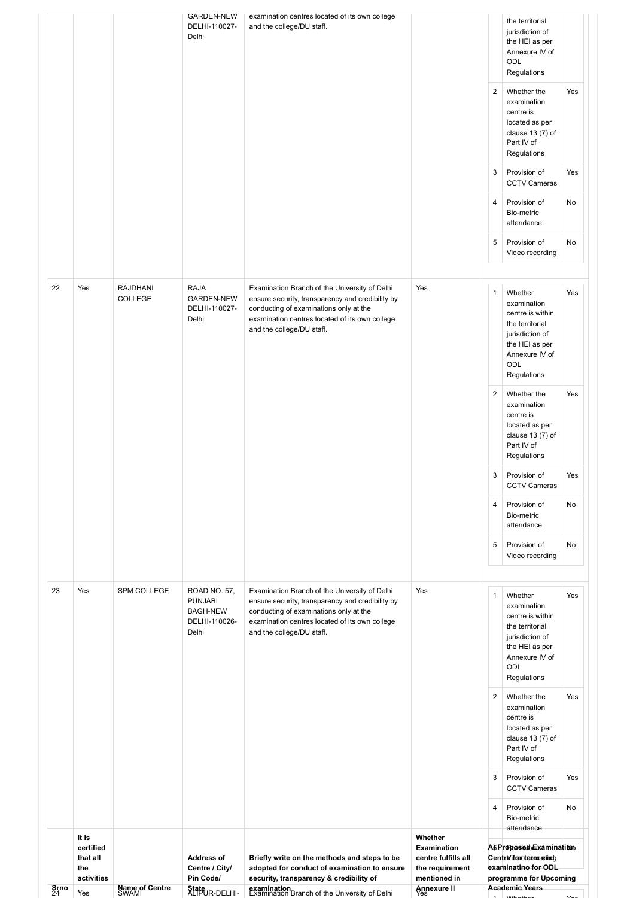| Srno | It is certified that all the activities | Name of Centre | Address of Centre / City/ Pin Code/ State | Briefly write on the methods and steps to be adopted for conduct of examination to ensure security, transparency & credibility of examination | Whether Examination centre fulfills all the requirement mentioned in Annexure II | A) Proposed Examination Centre for conducting examinatino for ODL programme for Upcoming Academic Years |
|---|---|---|---|---|---|---|
| | | | GARDEN-NEW DELHI-110027-Delhi | examination centres located of its own college and the college/DU staff. | | the territorial jurisdiction of the HEI as per Annexure IV of ODL Regulations<br>2. Whether the examination centre is located as per clause 13 (7) of Part IV of Regulations: Yes<br>3. Provision of CCTV Cameras: Yes<br>4. Provision of Bio-metric attendance: No<br>5. Provision of Video recording: No |
| 22 | Yes | RAJDHANI COLLEGE | RAJA GARDEN-NEW DELHI-110027-Delhi | Examination Branch of the University of Delhi ensure security, transparency and credibility by conducting of examinations only at the examination centres located of its own college and the college/DU staff. | Yes | 1. Whether examination centre is within the territorial jurisdiction of the HEI as per Annexure IV of ODL Regulations: Yes<br>2. Whether the examination centre is located as per clause 13 (7) of Part IV of Regulations: Yes<br>3. Provision of CCTV Cameras: Yes<br>4. Provision of Bio-metric attendance: No<br>5. Provision of Video recording: No |
| 23 | Yes | SPM COLLEGE | ROAD NO. 57, PUNJABI BAGH-NEW DELHI-110026-Delhi | Examination Branch of the University of Delhi ensure security, transparency and credibility by conducting of examinations only at the examination centres located of its own college and the college/DU staff. | Yes | 1. Whether examination centre is within the territorial jurisdiction of the HEI as per Annexure IV of ODL Regulations: Yes<br>2. Whether the examination centre is located as per clause 13 (7) of Part IV of Regulations: Yes<br>3. Provision of CCTV Cameras: Yes<br>4. Provision of Bio-metric attendance: No<br>5. Provision of Video recording: No |
| 24 | Yes | SWAMI | ALIPUR-DELHI- | Examination Branch of the University of Delhi | Yes | 1. Whether: Yes |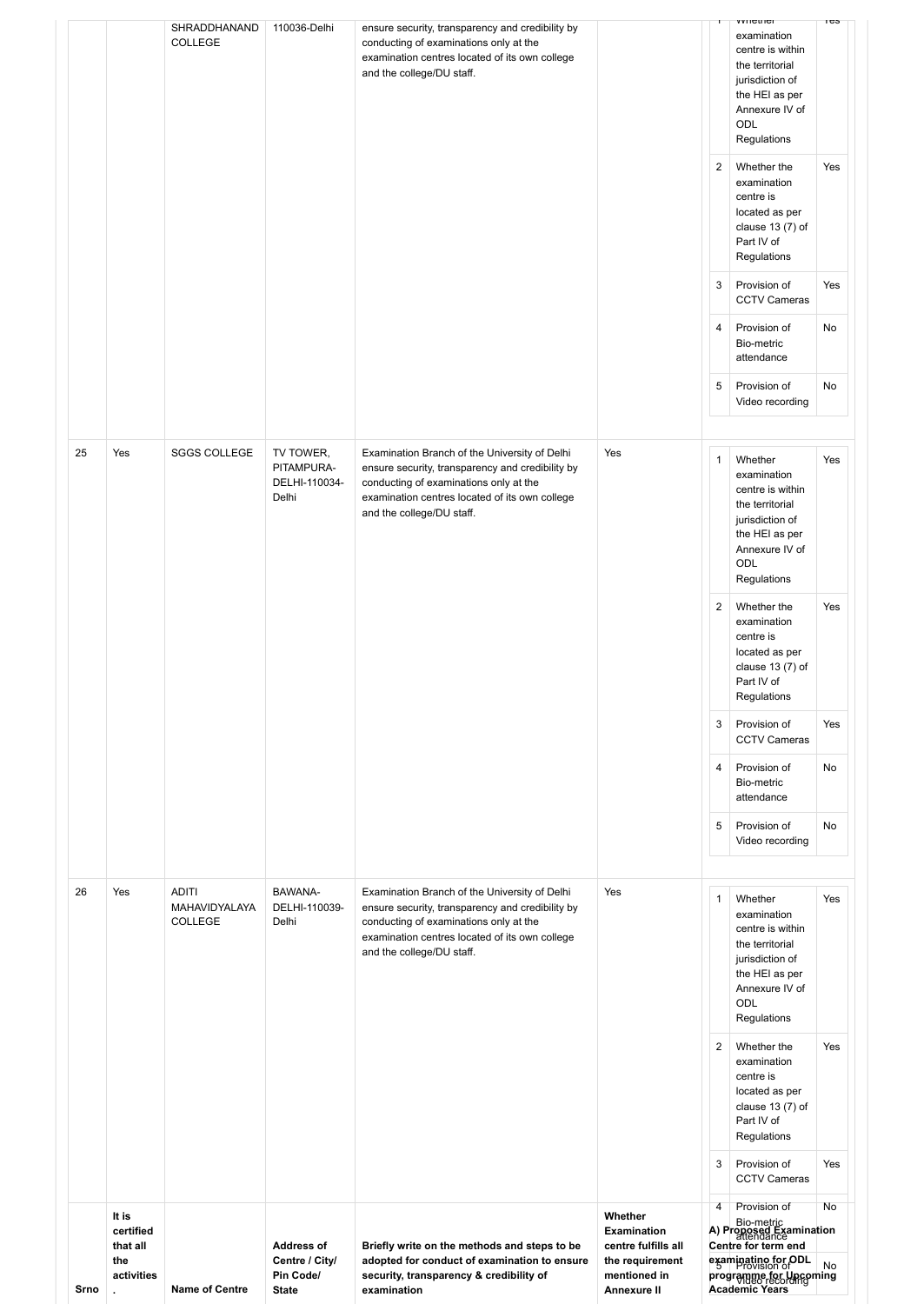| Srno. | It is certified that all the activities. | Name of Centre | Address of Centre / City/ Pin Code/ State | Briefly write on the methods and steps to be adopted for conduct of examination to ensure security, transparency & credibility of examination | Whether Examination centre fulfills all the requirement mentioned in Annexure II | A) Proposed Examination Centre for term end examinatino for ODL programme for Upcoming Academic Years |
|---|---|---|---|---|---|---|
| | | SHRADDHANAND COLLEGE | 110036-Delhi | ensure security, transparency and credibility by conducting of examinations only at the examination centres located of its own college and the college/DU staff. | | 1. Whether examination centre is within the territorial jurisdiction of the HEI as per Annexure IV of ODL Regulations: Yes<br>2. Whether the examination centre is located as per clause 13 (7) of Part IV of Regulations: Yes<br>3. Provision of CCTV Cameras: Yes<br>4. Provision of Bio-metric attendance: No<br>5. Provision of Video recording: No |
| 25 | Yes | SGGS COLLEGE | TV TOWER, PITAMPURA-DELHI-110034-Delhi | Examination Branch of the University of Delhi ensure security, transparency and credibility by conducting of examinations only at the examination centres located of its own college and the college/DU staff. | Yes | 1. Whether examination centre is within the territorial jurisdiction of the HEI as per Annexure IV of ODL Regulations: Yes<br>2. Whether the examination centre is located as per clause 13 (7) of Part IV of Regulations: Yes<br>3. Provision of CCTV Cameras: Yes<br>4. Provision of Bio-metric attendance: No<br>5. Provision of Video recording: No |
| 26 | Yes | ADITI MAHAVIDYALAYA COLLEGE | BAWANA-DELHI-110039-Delhi | Examination Branch of the University of Delhi ensure security, transparency and credibility by conducting of examinations only at the examination centres located of its own college and the college/DU staff. | Yes | 1. Whether examination centre is within the territorial jurisdiction of the HEI as per Annexure IV of ODL Regulations: Yes<br>2. Whether the examination centre is located as per clause 13 (7) of Part IV of Regulations: Yes<br>3. Provision of CCTV Cameras: Yes<br>4. Provision of Bio-metric attendance: No<br>5. Provision of Video recording: No |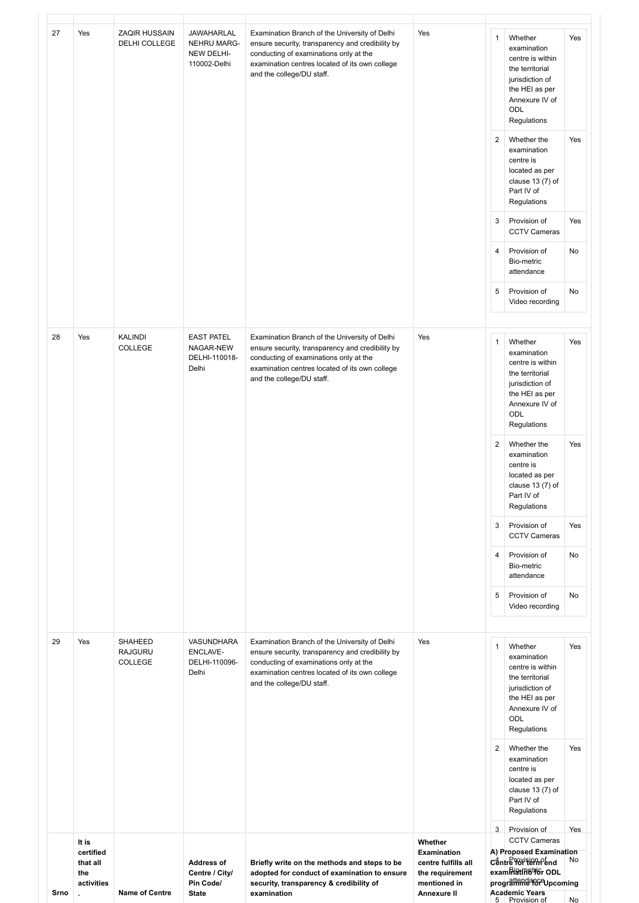| Srno | It is certified that all the activities . | Name of Centre | Address of Centre / City/ Pin Code/ State | Briefly write on the methods and steps to be adopted for conduct of examination to ensure security, transparency & credibility of examination | Whether Examination centre fulfills all the requirement mentioned in Annexure II | A) Proposed Examination Centre for term end examinations for ODL programme for Upcoming Academic Years |
|---|---|---|---|---|---|---|
| 27 | Yes | ZAQIR HUSSAIN DELHI COLLEGE | JAWAHARLAL NEHRU MARG-NEW DELHI-110002-Delhi | Examination Branch of the University of Delhi ensure security, transparency and credibility by conducting of examinations only at the examination centres located of its own college and the college/DU staff. | Yes | 1. Whether examination centre is within the territorial jurisdiction of the HEI as per Annexure IV of ODL Regulations: Yes<br>2. Whether the examination centre is located as per clause 13 (7) of Part IV of Regulations: Yes<br>3. Provision of CCTV Cameras: Yes<br>4. Provision of Bio-metric attendance: No<br>5. Provision of Video recording: No |
| 28 | Yes | KALINDI COLLEGE | EAST PATEL NAGAR-NEW DELHI-110018-Delhi | Examination Branch of the University of Delhi ensure security, transparency and credibility by conducting of examinations only at the examination centres located of its own college and the college/DU staff. | Yes | 1. Whether examination centre is within the territorial jurisdiction of the HEI as per Annexure IV of ODL Regulations: Yes<br>2. Whether the examination centre is located as per clause 13 (7) of Part IV of Regulations: Yes<br>3. Provision of CCTV Cameras: Yes<br>4. Provision of Bio-metric attendance: No<br>5. Provision of Video recording: No |
| 29 | Yes | SHAHEED RAJGURU COLLEGE | VASUNDHARA ENCLAVE-DELHI-110096-Delhi | Examination Branch of the University of Delhi ensure security, transparency and credibility by conducting of examinations only at the examination centres located of its own college and the college/DU staff. | Yes | 1. Whether examination centre is within the territorial jurisdiction of the HEI as per Annexure IV of ODL Regulations: Yes<br>2. Whether the examination centre is located as per clause 13 (7) of Part IV of Regulations: Yes<br>3. Provision of CCTV Cameras: Yes<br>4. Provision of Bio-metric attendance: No<br>5. Provision of Video recording: No |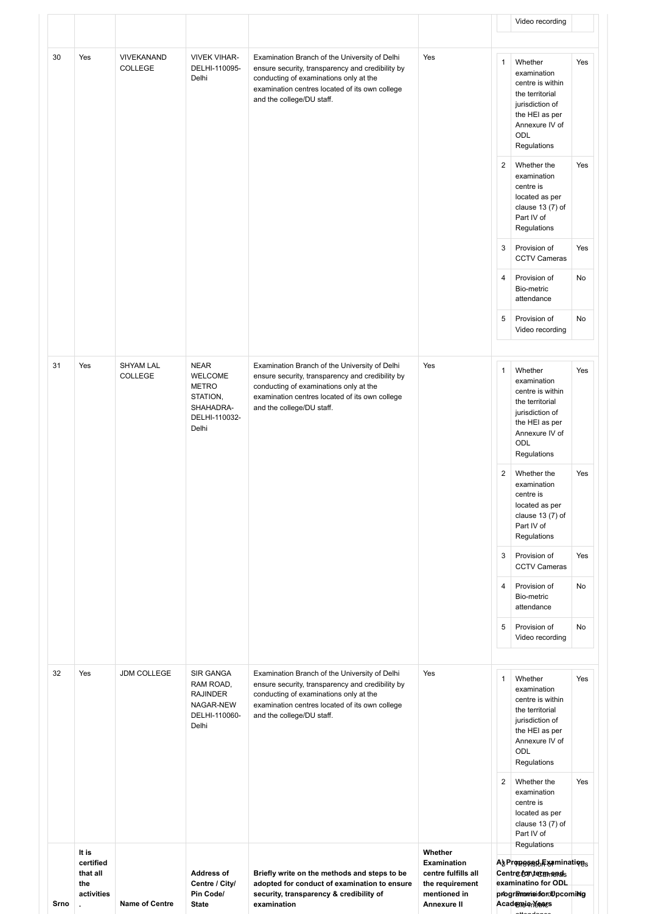| Srno. | It is certified that all the activities. | Name of Centre | Address of Centre / City/ Pin Code/ State | Briefly write on the methods and steps to be adopted for conduct of examination to ensure security, transparency & credibility of examination | Whether Examination centre fulfills all the requirement mentioned in Annexure II | A) Proposed Examination Centre for term-end examinatino for ODL programme for Upcoming Academic Years | | |
|---|---|---|---|---|---|---|---|---|
| | | | | | | | Video recording | |
| 30 | Yes | VIVEKANAND COLLEGE | VIVEK VIHAR-DELHI-110095-Delhi | Examination Branch of the University of Delhi ensure security, transparency and credibility by conducting of examinations only at the examination centres located of its own college and the college/DU staff. | Yes | 1 | Whether examination centre is within the territorial jurisdiction of the HEI as per Annexure IV of ODL Regulations | Yes |
| | | | | | | 2 | Whether the examination centre is located as per clause 13 (7) of Part IV of Regulations | Yes |
| | | | | | | 3 | Provision of CCTV Cameras | Yes |
| | | | | | | 4 | Provision of Bio-metric attendance | No |
| | | | | | | 5 | Provision of Video recording | No |
| 31 | Yes | SHYAM LAL COLLEGE | NEAR WELCOME METRO STATION, SHAHADRA-DELHI-110032-Delhi | Examination Branch of the University of Delhi ensure security, transparency and credibility by conducting of examinations only at the examination centres located of its own college and the college/DU staff. | Yes | 1 | Whether examination centre is within the territorial jurisdiction of the HEI as per Annexure IV of ODL Regulations | Yes |
| | | | | | | 2 | Whether the examination centre is located as per clause 13 (7) of Part IV of Regulations | Yes |
| | | | | | | 3 | Provision of CCTV Cameras | Yes |
| | | | | | | 4 | Provision of Bio-metric attendance | No |
| | | | | | | 5 | Provision of Video recording | No |
| 32 | Yes | JDM COLLEGE | SIR GANGA RAM ROAD, RAJINDER NAGAR-NEW DELHI-110060-Delhi | Examination Branch of the University of Delhi ensure security, transparency and credibility by conducting of examinations only at the examination centres located of its own college and the college/DU staff. | Yes | 1 | Whether examination centre is within the territorial jurisdiction of the HEI as per Annexure IV of ODL Regulations | Yes |
| | | | | | | 2 | Whether the examination centre is located as per clause 13 (7) of Part IV of Regulations | Yes |
| | | | | | | 3 | Provision of CCTV Cameras | Yes |
| | | | | | | 4 | Provision of Bio-metric attendance | No |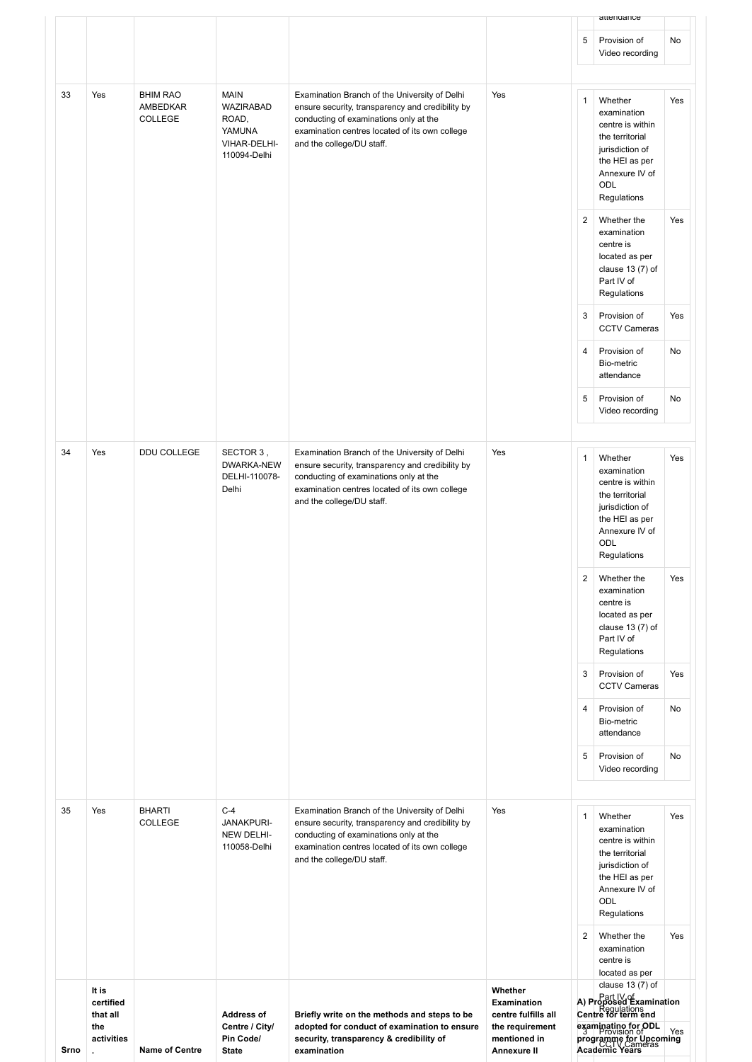| Srno. | It is certified that all the activities. | Name of Centre | Address of Centre / City/ Pin Code/ State | Briefly write on the methods and steps to be adopted for conduct of examination to ensure security, transparency & credibility of examination | Whether Examination centre fulfills all the requirement mentioned in Annexure II | A) Proposed Examination Centre for term end examinatino for ODL programme for Upcoming Academic Years |
|---|---|---|---|---|---|---|
| | | | | | | attendance<br>5 Provision of Video recording: No |
| 33 | Yes | BHIM RAO AMBEDKAR COLLEGE | MAIN WAZIRABAD ROAD, YAMUNA VIHAR-DELHI-110094-Delhi | Examination Branch of the University of Delhi ensure security, transparency and credibility by conducting of examinations only at the examination centres located of its own college and the college/DU staff. | Yes | 1 Whether examination centre is within the territorial jurisdiction of the HEI as per Annexure IV of ODL Regulations: Yes<br>2 Whether the examination centre is located as per clause 13 (7) of Part IV of Regulations: Yes<br>3 Provision of CCTV Cameras: Yes<br>4 Provision of Bio-metric attendance: No<br>5 Provision of Video recording: No |
| 34 | Yes | DDU COLLEGE | SECTOR 3 , DWARKA-NEW DELHI-110078-Delhi | Examination Branch of the University of Delhi ensure security, transparency and credibility by conducting of examinations only at the examination centres located of its own college and the college/DU staff. | Yes | 1 Whether examination centre is within the territorial jurisdiction of the HEI as per Annexure IV of ODL Regulations: Yes<br>2 Whether the examination centre is located as per clause 13 (7) of Part IV of Regulations: Yes<br>3 Provision of CCTV Cameras: Yes<br>4 Provision of Bio-metric attendance: No<br>5 Provision of Video recording: No |
| 35 | Yes | BHARTI COLLEGE | C-4 JANAKPURI-NEW DELHI-110058-Delhi | Examination Branch of the University of Delhi ensure security, transparency and credibility by conducting of examinations only at the examination centres located of its own college and the college/DU staff. | Yes | 1 Whether examination centre is within the territorial jurisdiction of the HEI as per Annexure IV of ODL Regulations: Yes<br>2 Whether the examination centre is located as per clause 13 (7) of Part IV of Regulations: Yes<br>3 Provision of CCTV Cameras: Yes |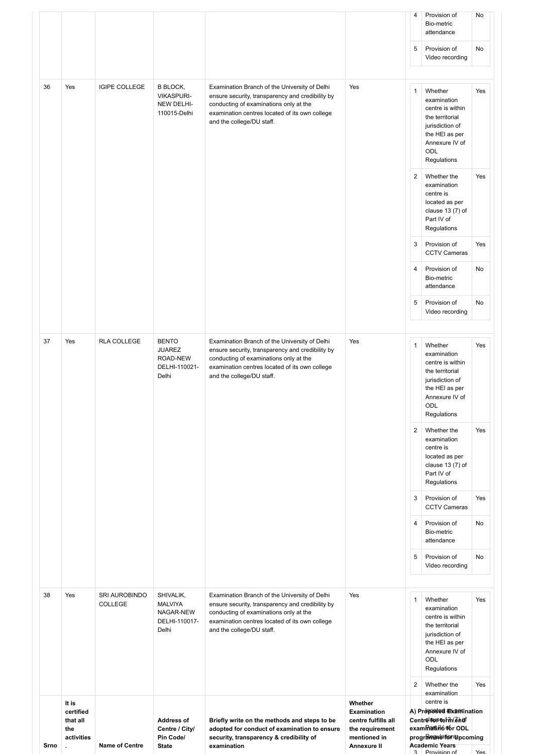| Srno | It is certified that all the activities . | Name of Centre | Address of Centre / City/ Pin Code/ State | Briefly write on the methods and steps to be adopted for conduct of examination to ensure security, transparency & credibility of examination | Whether Examination centre fulfills all the requirement mentioned in Annexure II | A) Proposed Examination Centre for term end examination for ODL programme for Upcoming Academic Years |
|---|---|---|---|---|---|---|
| | | | | | | 4 Provision of Bio-metric attendance: No; 5 Provision of Video recording: No |
| 36 | Yes | IGIPE COLLEGE | B BLOCK, VIKASPURI-NEW DELHI-110015-Delhi | Examination Branch of the University of Delhi ensure security, transparency and credibility by conducting of examinations only at the examination centres located of its own college and the college/DU staff. | Yes | 1 Whether examination centre is within the territorial jurisdiction of the HEI as per Annexure IV of ODL Regulations: Yes; 2 Whether the examination centre is located as per clause 13 (7) of Part IV of Regulations: Yes; 3 Provision of CCTV Cameras: Yes; 4 Provision of Bio-metric attendance: No; 5 Provision of Video recording: No |
| 37 | Yes | RLA COLLEGE | BENTO JUAREZ ROAD-NEW DELHI-110021-Delhi | Examination Branch of the University of Delhi ensure security, transparency and credibility by conducting of examinations only at the examination centres located of its own college and the college/DU staff. | Yes | 1 Whether examination centre is within the territorial jurisdiction of the HEI as per Annexure IV of ODL Regulations: Yes; 2 Whether the examination centre is located as per clause 13 (7) of Part IV of Regulations: Yes; 3 Provision of CCTV Cameras: Yes; 4 Provision of Bio-metric attendance: No; 5 Provision of Video recording: No |
| 38 | Yes | SRI AUROBINDO COLLEGE | SHIVALIK, MALVIYA NAGAR-NEW DELHI-110017-Delhi | Examination Branch of the University of Delhi ensure security, transparency and credibility by conducting of examinations only at the examination centres located of its own college and the college/DU staff. | Yes | 1 Whether examination centre is within the territorial jurisdiction of the HEI as per Annexure IV of ODL Regulations: Yes; 2 Whether the examination centre is located as per clause 13 (7) of Part IV of Regulations: Yes; 3 Provision of CCTV Cameras: Yes |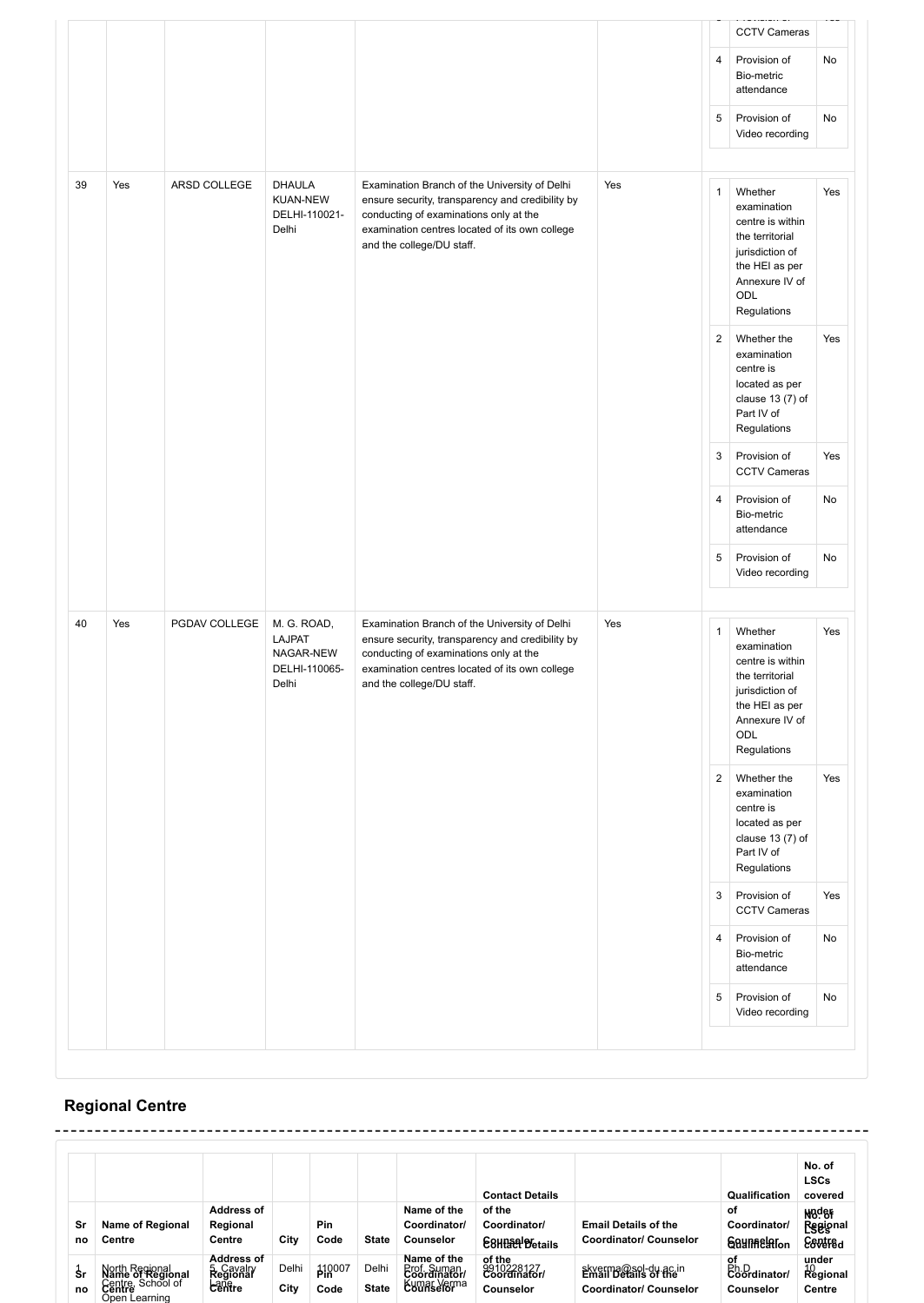| | | | | | | | | |
|---|---|---|---|---|---|---|---|---|
| | | | | | | 3 | Provision of CCTV Cameras | Yes |
| | | | | | | 4 | Provision of Bio-metric attendance | No |
| | | | | | | 5 | Provision of Video recording | No |
| 39 | Yes | ARSD COLLEGE | DHAULA KUAN-NEW DELHI-110021-Delhi | Examination Branch of the University of Delhi ensure security, transparency and credibility by conducting of examinations only at the examination centres located of its own college and the college/DU staff. | Yes | 1 | Whether examination centre is within the territorial jurisdiction of the HEI as per Annexure IV of ODL Regulations | Yes |
| | | | | | | 2 | Whether the examination centre is located as per clause 13 (7) of Part IV of Regulations | Yes |
| | | | | | | 3 | Provision of CCTV Cameras | Yes |
| | | | | | | 4 | Provision of Bio-metric attendance | No |
| | | | | | | 5 | Provision of Video recording | No |
| 40 | Yes | PGDAV COLLEGE | M. G. ROAD, LAJPAT NAGAR-NEW DELHI-110065-Delhi | Examination Branch of the University of Delhi ensure security, transparency and credibility by conducting of examinations only at the examination centres located of its own college and the college/DU staff. | Yes | 1 | Whether examination centre is within the territorial jurisdiction of the HEI as per Annexure IV of ODL Regulations | Yes |
| | | | | | | 2 | Whether the examination centre is located as per clause 13 (7) of Part IV of Regulations | Yes |
| | | | | | | 3 | Provision of CCTV Cameras | Yes |
| | | | | | | 4 | Provision of Bio-metric attendance | No |
| | | | | | | 5 | Provision of Video recording | No |

## Regional Centre

| Sr no | Name of Regional Centre | Address of Regional Centre | City | Pin Code | State | Name of the Coordinator/ Counselor | Contact Details of the Coordinator/ Counselor | Email Details of the Coordinator/ Counselor | Qualification of Coordinator/ Counselor | No. of LSCs covered under Regional Centre |
|---|---|---|---|---|---|---|---|---|---|---|
| 1 | North Regional Centre, School of Open Learning | 5, Cavalry Lane | Delhi | 110007 | Delhi | Prof. Suman Kumar Verma | 9910228127 | skverma@sol-du.ac.in | Ph.D | 10 |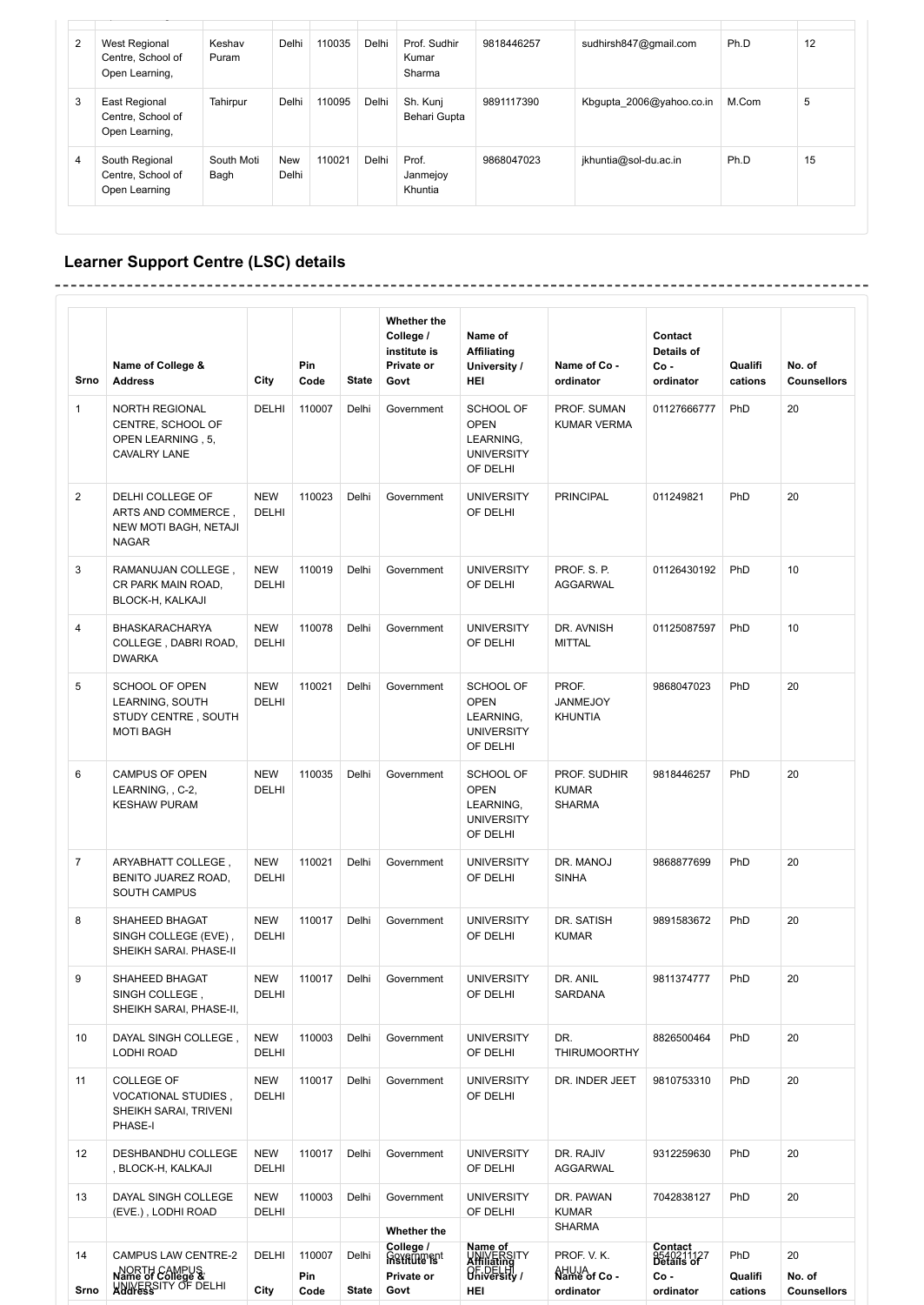| 2 | West Regional Centre, School of Open Learning, | Keshav Puram | Delhi | 110035 | Delhi | Prof. Sudhir Kumar Sharma | 9818446257 | sudhirsh847@gmail.com | Ph.D | 12 |
|---|---|---|---|---|---|---|---|---|---|---|
| 3 | East Regional Centre, School of Open Learning, | Tahirpur | Delhi | 110095 | Delhi | Sh. Kunj Behari Gupta | 9891117390 | Kbgupta_2006@yahoo.co.in | M.Com | 5 |
| 4 | South Regional Centre, School of Open Learning | South Moti Bagh | New Delhi | 110021 | Delhi | Prof. Janmejoy Khuntia | 9868047023 | jkhuntia@sol-du.ac.in | Ph.D | 15 |

## Learner Support Centre (LSC) details

| Srno | Name of College & Address | City | Pin Code | State | Whether the College / institute is Private or Govt | Name of Affiliating University / HEI | Name of Co - ordinator | Contact Details of Co - ordinator | Qualifi cations | No. of Counsellors |
|---|---|---|---|---|---|---|---|---|---|---|
| 1 | NORTH REGIONAL CENTRE, SCHOOL OF OPEN LEARNING , 5, CAVALRY LANE | DELHI | 110007 | Delhi | Government | SCHOOL OF OPEN LEARNING, UNIVERSITY OF DELHI | PROF. SUMAN KUMAR VERMA | 01127666777 | PhD | 20 |
| 2 | DELHI COLLEGE OF ARTS AND COMMERCE , NEW MOTI BAGH, NETAJI NAGAR | NEW DELHI | 110023 | Delhi | Government | UNIVERSITY OF DELHI | PRINCIPAL | 011249821 | PhD | 20 |
| 3 | RAMANUJAN COLLEGE , CR PARK MAIN ROAD, BLOCK-H, KALKAJI | NEW DELHI | 110019 | Delhi | Government | UNIVERSITY OF DELHI | PROF. S. P. AGGARWAL | 01126430192 | PhD | 10 |
| 4 | BHASKARACHARYA COLLEGE , DABRI ROAD, DWARKA | NEW DELHI | 110078 | Delhi | Government | UNIVERSITY OF DELHI | DR. AVNISH MITTAL | 01125087597 | PhD | 10 |
| 5 | SCHOOL OF OPEN LEARNING, SOUTH STUDY CENTRE , SOUTH MOTI BAGH | NEW DELHI | 110021 | Delhi | Government | SCHOOL OF OPEN LEARNING, UNIVERSITY OF DELHI | PROF. JANMEJOY KHUNTIA | 9868047023 | PhD | 20 |
| 6 | CAMPUS OF OPEN LEARNING, , C-2, KESHAW PURAM | NEW DELHI | 110035 | Delhi | Government | SCHOOL OF OPEN LEARNING, UNIVERSITY OF DELHI | PROF. SUDHIR KUMAR SHARMA | 9818446257 | PhD | 20 |
| 7 | ARYABHATT COLLEGE , BENITO JUAREZ ROAD, SOUTH CAMPUS | NEW DELHI | 110021 | Delhi | Government | UNIVERSITY OF DELHI | DR. MANOJ SINHA | 9868877699 | PhD | 20 |
| 8 | SHAHEED BHAGAT SINGH COLLEGE (EVE) , SHEIKH SARAI. PHASE-II | NEW DELHI | 110017 | Delhi | Government | UNIVERSITY OF DELHI | DR. SATISH KUMAR | 9891583672 | PhD | 20 |
| 9 | SHAHEED BHAGAT SINGH COLLEGE , SHEIKH SARAI, PHASE-II, | NEW DELHI | 110017 | Delhi | Government | UNIVERSITY OF DELHI | DR. ANIL SARDANA | 9811374777 | PhD | 20 |
| 10 | DAYAL SINGH COLLEGE , LODHI ROAD | NEW DELHI | 110003 | Delhi | Government | UNIVERSITY OF DELHI | DR. THIRUMOORTHY | 8826500464 | PhD | 20 |
| 11 | COLLEGE OF VOCATIONAL STUDIES , SHEIKH SARAI, TRIVENI PHASE-I | NEW DELHI | 110017 | Delhi | Government | UNIVERSITY OF DELHI | DR. INDER JEET | 9810753310 | PhD | 20 |
| 12 | DESHBANDHU COLLEGE , BLOCK-H, KALKAJI | NEW DELHI | 110017 | Delhi | Government | UNIVERSITY OF DELHI | DR. RAJIV AGGARWAL | 9312259630 | PhD | 20 |
| 13 | DAYAL SINGH COLLEGE (EVE.) , LODHI ROAD | NEW DELHI | 110003 | Delhi | Government | UNIVERSITY OF DELHI | DR. PAWAN KUMAR SHARMA | 7042838127 | PhD | 20 |
| 14 | CAMPUS LAW CENTRE-2 NORTH CAMPUS, UNIVERSITY OF DELHI | DELHI | 110007 | Delhi | Government | UNIVERSITY OF DELHI | PROF. V. K. AHUJA | 9540211127 | PhD | 20 |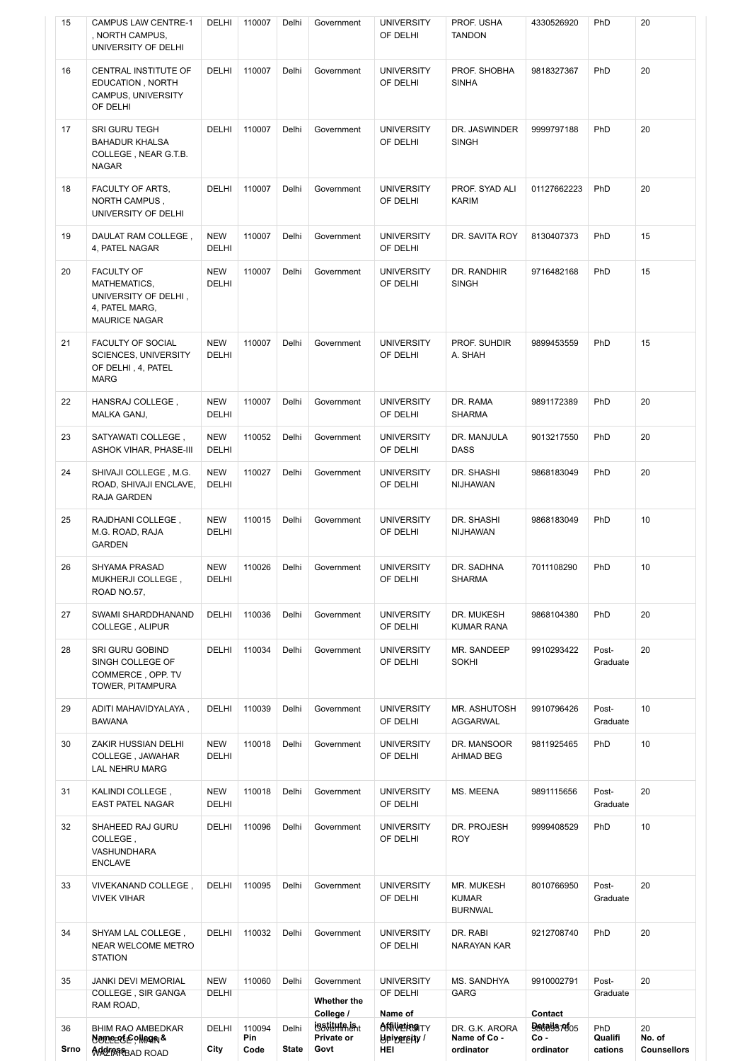| Srno | Name of College & Address | City | Pin Code | State | Whether the College / institute is Private or Govt | Name of Affiliating University / HEI | Name of Co - ordinator | Contact Details of Co - ordinator | Qualifications | No. of Counsellors |
|---|---|---|---|---|---|---|---|---|---|---|
| 15 | CAMPUS LAW CENTRE-1 , NORTH CAMPUS, UNIVERSITY OF DELHI | DELHI | 110007 | Delhi | Government | UNIVERSITY OF DELHI | PROF. USHA TANDON | 4330526920 | PhD | 20 |
| 16 | CENTRAL INSTITUTE OF EDUCATION , NORTH CAMPUS, UNIVERSITY OF DELHI | DELHI | 110007 | Delhi | Government | UNIVERSITY OF DELHI | PROF. SHOBHA SINHA | 9818327367 | PhD | 20 |
| 17 | SRI GURU TEGH BAHADUR KHALSA COLLEGE , NEAR G.T.B. NAGAR | DELHI | 110007 | Delhi | Government | UNIVERSITY OF DELHI | DR. JASWINDER SINGH | 9999797188 | PhD | 20 |
| 18 | FACULTY OF ARTS, NORTH CAMPUS , UNIVERSITY OF DELHI | DELHI | 110007 | Delhi | Government | UNIVERSITY OF DELHI | PROF. SYAD ALI KARIM | 01127662223 | PhD | 20 |
| 19 | DAULAT RAM COLLEGE , 4, PATEL NAGAR | NEW DELHI | 110007 | Delhi | Government | UNIVERSITY OF DELHI | DR. SAVITA ROY | 8130407373 | PhD | 15 |
| 20 | FACULTY OF MATHEMATICS, UNIVERSITY OF DELHI , 4, PATEL MARG, MAURICE NAGAR | NEW DELHI | 110007 | Delhi | Government | UNIVERSITY OF DELHI | DR. RANDHIR SINGH | 9716482168 | PhD | 15 |
| 21 | FACULTY OF SOCIAL SCIENCES, UNIVERSITY OF DELHI , 4, PATEL MARG | NEW DELHI | 110007 | Delhi | Government | UNIVERSITY OF DELHI | PROF. SUHDIR A. SHAH | 9899453559 | PhD | 15 |
| 22 | HANSRAJ COLLEGE , MALKA GANJ, | NEW DELHI | 110007 | Delhi | Government | UNIVERSITY OF DELHI | DR. RAMA SHARMA | 9891172389 | PhD | 20 |
| 23 | SATYAWATI COLLEGE , ASHOK VIHAR, PHASE-III | NEW DELHI | 110052 | Delhi | Government | UNIVERSITY OF DELHI | DR. MANJULA DASS | 9013217550 | PhD | 20 |
| 24 | SHIVAJI COLLEGE , M.G. ROAD, SHIVAJI ENCLAVE, RAJA GARDEN | NEW DELHI | 110027 | Delhi | Government | UNIVERSITY OF DELHI | DR. SHASHI NIJHAWAN | 9868183049 | PhD | 20 |
| 25 | RAJDHANI COLLEGE , M.G. ROAD, RAJA GARDEN | NEW DELHI | 110015 | Delhi | Government | UNIVERSITY OF DELHI | DR. SHASHI NIJHAWAN | 9868183049 | PhD | 10 |
| 26 | SHYAMA PRASAD MUKHERJI COLLEGE , ROAD NO.57, | NEW DELHI | 110026 | Delhi | Government | UNIVERSITY OF DELHI | DR. SADHNA SHARMA | 7011108290 | PhD | 10 |
| 27 | SWAMI SHARDDHANAND COLLEGE , ALIPUR | DELHI | 110036 | Delhi | Government | UNIVERSITY OF DELHI | DR. MUKESH KUMAR RANA | 9868104380 | PhD | 20 |
| 28 | SRI GURU GOBIND SINGH COLLEGE OF COMMERCE , OPP. TV TOWER, PITAMPURA | DELHI | 110034 | Delhi | Government | UNIVERSITY OF DELHI | MR. SANDEEP SOKHI | 9910293422 | Post-Graduate | 20 |
| 29 | ADITI MAHAVIDYALAYA , BAWANA | DELHI | 110039 | Delhi | Government | UNIVERSITY OF DELHI | MR. ASHUTOSH AGGARWAL | 9910796426 | Post-Graduate | 10 |
| 30 | ZAKIR HUSSIAN DELHI COLLEGE , JAWAHAR LAL NEHRU MARG | NEW DELHI | 110018 | Delhi | Government | UNIVERSITY OF DELHI | DR. MANSOOR AHMAD BEG | 9811925465 | PhD | 10 |
| 31 | KALINDI COLLEGE , EAST PATEL NAGAR | NEW DELHI | 110018 | Delhi | Government | UNIVERSITY OF DELHI | MS. MEENA | 9891115656 | Post-Graduate | 20 |
| 32 | SHAHEED RAJ GURU COLLEGE , VASHUNDHARA ENCLAVE | DELHI | 110096 | Delhi | Government | UNIVERSITY OF DELHI | DR. PROJESH ROY | 9999408529 | PhD | 10 |
| 33 | VIVEKANAND COLLEGE , VIVEK VIHAR | DELHI | 110095 | Delhi | Government | UNIVERSITY OF DELHI | MR. MUKESH KUMAR BURNWAL | 8010766950 | Post-Graduate | 20 |
| 34 | SHYAM LAL COLLEGE , NEAR WELCOME METRO STATION | DELHI | 110032 | Delhi | Government | UNIVERSITY OF DELHI | DR. RABI NARAYAN KAR | 9212708740 | PhD | 20 |
| 35 | JANKI DEVI MEMORIAL COLLEGE , SIR GANGA RAM ROAD, | NEW DELHI | 110060 | Delhi | Government | UNIVERSITY OF DELHI | MS. SANDHYA GARG | 9910002791 | Post-Graduate | 20 |
| 36 | BHIM RAO AMBEDKAR COLLEGE , MAIN WAZIRABAD ROAD | DELHI | 110094 | Delhi | Government | UNIVERSITY OF DELHI | DR. G.K. ARORA | 9868557605 | PhD | 20 |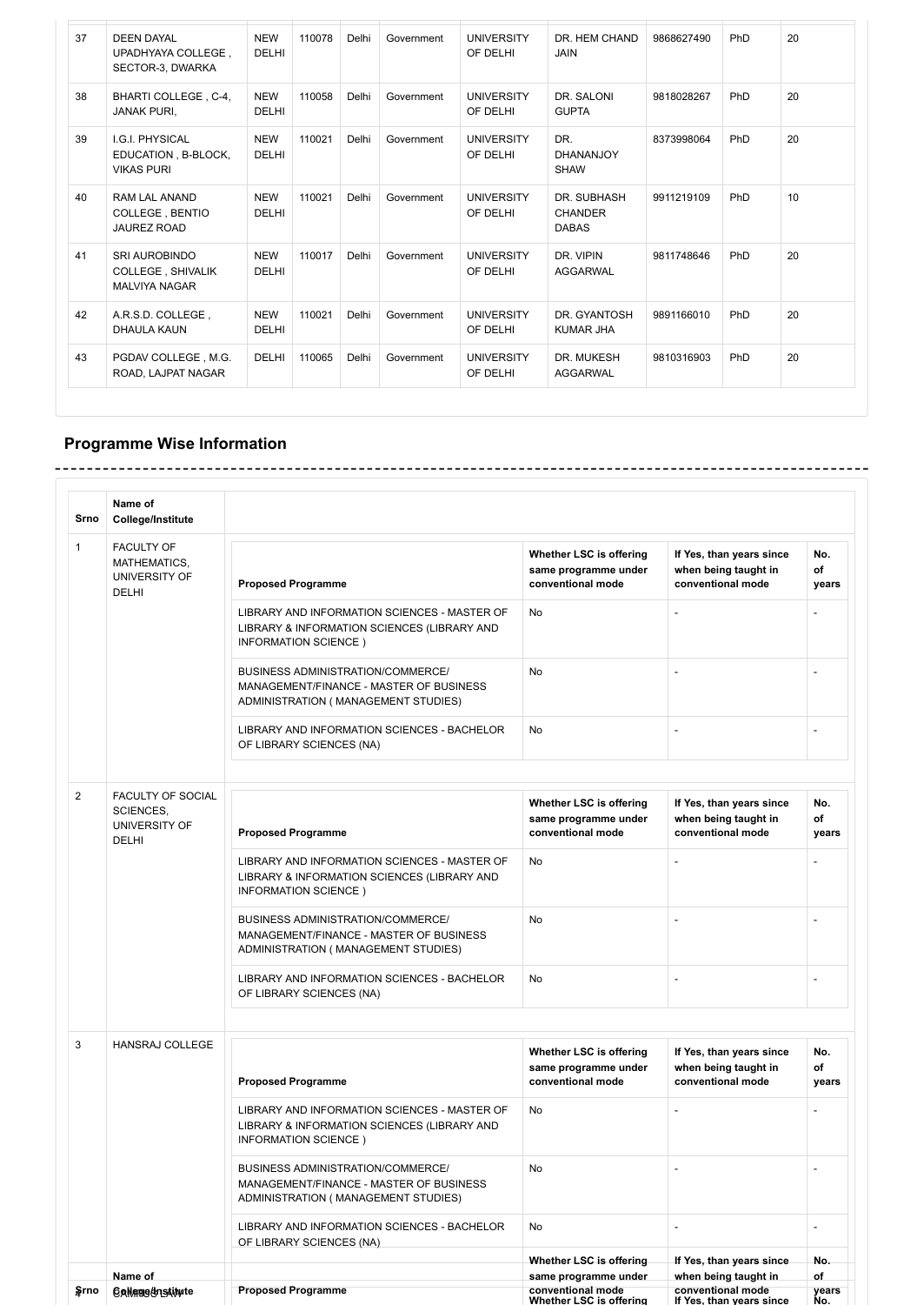| 37 | DEEN DAYAL UPADHYAYA COLLEGE , SECTOR-3, DWARKA | NEW DELHI | 110078 | Delhi | Government | UNIVERSITY OF DELHI | DR. HEM CHAND JAIN | 9868627490 | PhD | 20 |
|---|---|---|---|---|---|---|---|---|---|---|
| 38 | BHARTI COLLEGE , C-4, JANAK PURI, | NEW DELHI | 110058 | Delhi | Government | UNIVERSITY OF DELHI | DR. SALONI GUPTA | 9818028267 | PhD | 20 |
| 39 | I.G.I. PHYSICAL EDUCATION , B-BLOCK, VIKAS PURI | NEW DELHI | 110021 | Delhi | Government | UNIVERSITY OF DELHI | DR. DHANANJOY SHAW | 8373998064 | PhD | 20 |
| 40 | RAM LAL ANAND COLLEGE , BENTIO JAUREZ ROAD | NEW DELHI | 110021 | Delhi | Government | UNIVERSITY OF DELHI | DR. SUBHASH CHANDER DABAS | 9911219109 | PhD | 10 |
| 41 | SRI AUROBINDO COLLEGE , SHIVALIK MALVIYA NAGAR | NEW DELHI | 110017 | Delhi | Government | UNIVERSITY OF DELHI | DR. VIPIN AGGARWAL | 9811748646 | PhD | 20 |
| 42 | A.R.S.D. COLLEGE , DHAULA KAUN | NEW DELHI | 110021 | Delhi | Government | UNIVERSITY OF DELHI | DR. GYANTOSH KUMAR JHA | 9891166010 | PhD | 20 |
| 43 | PGDAV COLLEGE , M.G. ROAD, LAJPAT NAGAR | DELHI | 110065 | Delhi | Government | UNIVERSITY OF DELHI | DR. MUKESH AGGARWAL | 9810316903 | PhD | 20 |

## Programme Wise Information

| Srno | Name of College/Institute | Proposed Programme | Whether LSC is offering same programme under conventional mode | If Yes, than years since when being taught in conventional mode | No. of years |
|---|---|---|---|---|---|
| 1 | FACULTY OF MATHEMATICS, UNIVERSITY OF DELHI | LIBRARY AND INFORMATION SCIENCES - MASTER OF LIBRARY & INFORMATION SCIENCES (LIBRARY AND INFORMATION SCIENCE ) | No | - | - |
| | | BUSINESS ADMINISTRATION/COMMERCE/ MANAGEMENT/FINANCE - MASTER OF BUSINESS ADMINISTRATION ( MANAGEMENT STUDIES) | No | - | - |
| | | LIBRARY AND INFORMATION SCIENCES - BACHELOR OF LIBRARY SCIENCES (NA) | No | - | - |
| 2 | FACULTY OF SOCIAL SCIENCES, UNIVERSITY OF DELHI | LIBRARY AND INFORMATION SCIENCES - MASTER OF LIBRARY & INFORMATION SCIENCES (LIBRARY AND INFORMATION SCIENCE ) | No | - | - |
| | | BUSINESS ADMINISTRATION/COMMERCE/ MANAGEMENT/FINANCE - MASTER OF BUSINESS ADMINISTRATION ( MANAGEMENT STUDIES) | No | - | - |
| | | LIBRARY AND INFORMATION SCIENCES - BACHELOR OF LIBRARY SCIENCES (NA) | No | - | - |
| 3 | HANSRAJ COLLEGE | LIBRARY AND INFORMATION SCIENCES - MASTER OF LIBRARY & INFORMATION SCIENCES (LIBRARY AND INFORMATION SCIENCE ) | No | - | - |
| | | BUSINESS ADMINISTRATION/COMMERCE/ MANAGEMENT/FINANCE - MASTER OF BUSINESS ADMINISTRATION ( MANAGEMENT STUDIES) | No | - | - |
| | | LIBRARY AND INFORMATION SCIENCES - BACHELOR OF LIBRARY SCIENCES (NA) | No | - | - |
| 4 | CAMPUS LAW | | | | |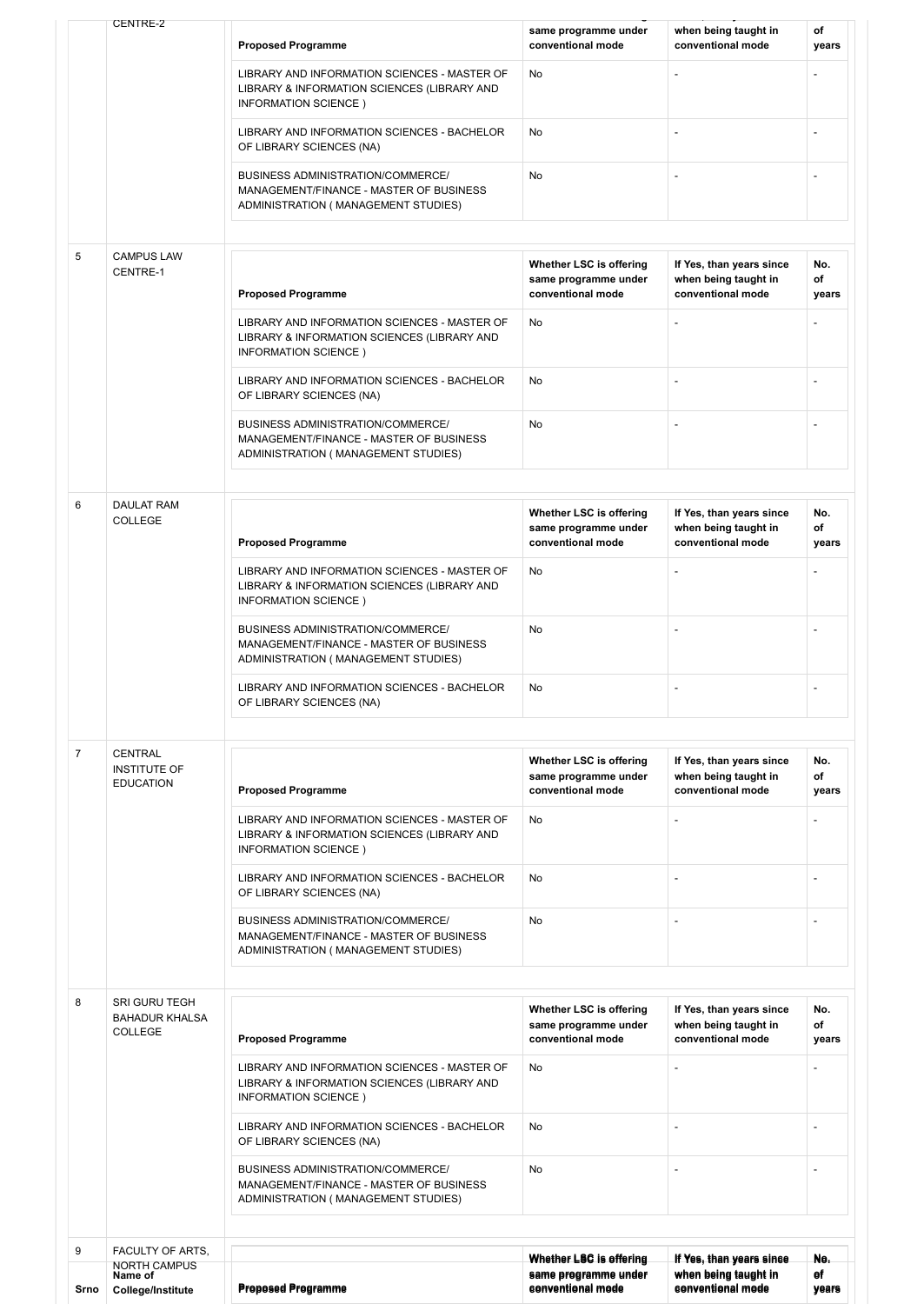| Srno | Name of College/Institute | Proposed Programme | Whether LSC is offering same programme under conventional mode | If Yes, than years since when being taught in conventional mode | No. of years |
|---|---|---|---|---|---|
| | CENTRE-2 | LIBRARY AND INFORMATION SCIENCES - MASTER OF LIBRARY & INFORMATION SCIENCES (LIBRARY AND INFORMATION SCIENCE ) | No | - | - |
| | | LIBRARY AND INFORMATION SCIENCES - BACHELOR OF LIBRARY SCIENCES (NA) | No | - | - |
| | | BUSINESS ADMINISTRATION/COMMERCE/ MANAGEMENT/FINANCE - MASTER OF BUSINESS ADMINISTRATION ( MANAGEMENT STUDIES) | No | - | - |
| 5 | CAMPUS LAW CENTRE-1 | LIBRARY AND INFORMATION SCIENCES - MASTER OF LIBRARY & INFORMATION SCIENCES (LIBRARY AND INFORMATION SCIENCE ) | No | - | - |
| | | LIBRARY AND INFORMATION SCIENCES - BACHELOR OF LIBRARY SCIENCES (NA) | No | - | - |
| | | BUSINESS ADMINISTRATION/COMMERCE/ MANAGEMENT/FINANCE - MASTER OF BUSINESS ADMINISTRATION ( MANAGEMENT STUDIES) | No | - | - |
| 6 | DAULAT RAM COLLEGE | LIBRARY AND INFORMATION SCIENCES - MASTER OF LIBRARY & INFORMATION SCIENCES (LIBRARY AND INFORMATION SCIENCE ) | No | - | - |
| | | BUSINESS ADMINISTRATION/COMMERCE/ MANAGEMENT/FINANCE - MASTER OF BUSINESS ADMINISTRATION ( MANAGEMENT STUDIES) | No | - | - |
| | | LIBRARY AND INFORMATION SCIENCES - BACHELOR OF LIBRARY SCIENCES (NA) | No | - | - |
| 7 | CENTRAL INSTITUTE OF EDUCATION | LIBRARY AND INFORMATION SCIENCES - MASTER OF LIBRARY & INFORMATION SCIENCES (LIBRARY AND INFORMATION SCIENCE ) | No | - | - |
| | | LIBRARY AND INFORMATION SCIENCES - BACHELOR OF LIBRARY SCIENCES (NA) | No | - | - |
| | | BUSINESS ADMINISTRATION/COMMERCE/ MANAGEMENT/FINANCE - MASTER OF BUSINESS ADMINISTRATION ( MANAGEMENT STUDIES) | No | - | - |
| 8 | SRI GURU TEGH BAHADUR KHALSA COLLEGE | LIBRARY AND INFORMATION SCIENCES - MASTER OF LIBRARY & INFORMATION SCIENCES (LIBRARY AND INFORMATION SCIENCE ) | No | - | - |
| | | LIBRARY AND INFORMATION SCIENCES - BACHELOR OF LIBRARY SCIENCES (NA) | No | - | - |
| | | BUSINESS ADMINISTRATION/COMMERCE/ MANAGEMENT/FINANCE - MASTER OF BUSINESS ADMINISTRATION ( MANAGEMENT STUDIES) | No | - | - |
| 9 | FACULTY OF ARTS, NORTH CAMPUS | | | | |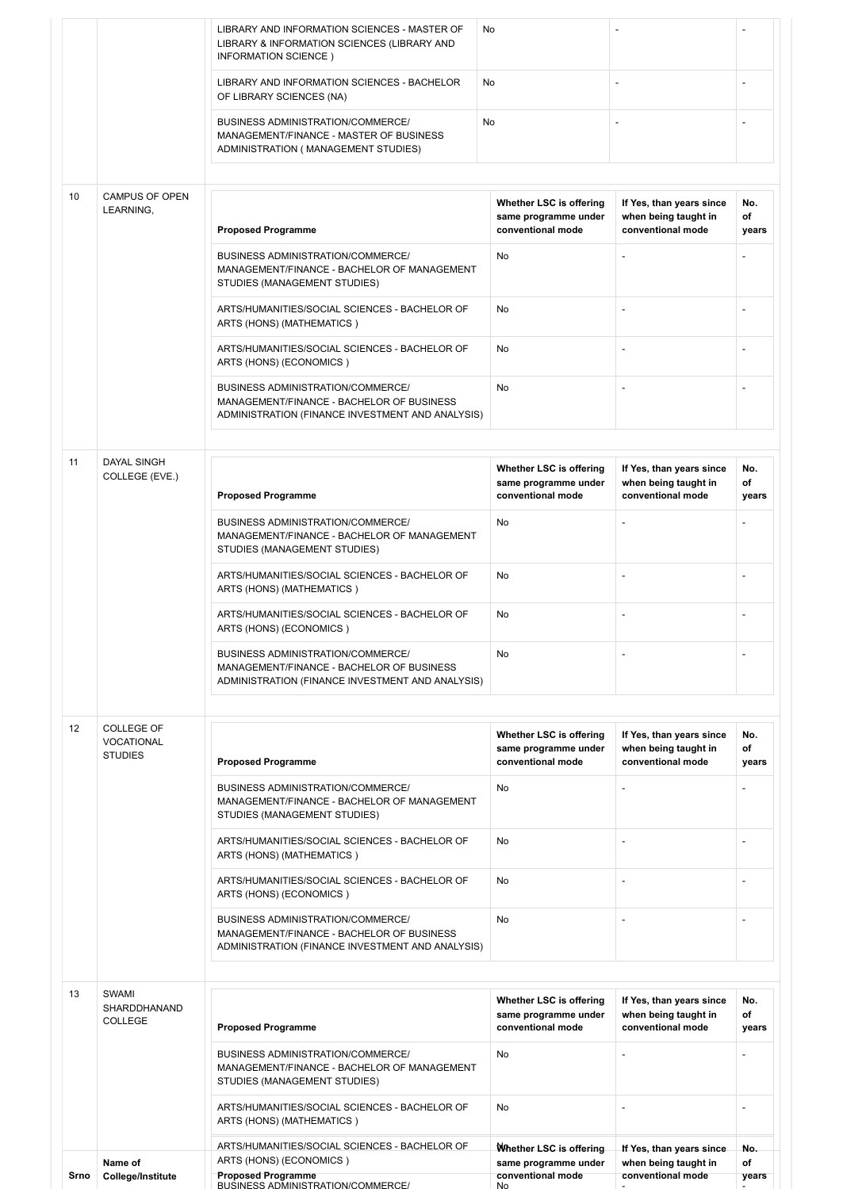| Srno | Name of College/Institute | Proposed Programme | Whether LSC is offering same programme under conventional mode | If Yes, than years since when being taught in conventional mode | No. of years |
|---|---|---|---|---|---|
| | | LIBRARY AND INFORMATION SCIENCES - MASTER OF LIBRARY & INFORMATION SCIENCES (LIBRARY AND INFORMATION SCIENCE ) | No | - | - |
| | | LIBRARY AND INFORMATION SCIENCES - BACHELOR OF LIBRARY SCIENCES (NA) | No | - | - |
| | | BUSINESS ADMINISTRATION/COMMERCE/ MANAGEMENT/FINANCE - MASTER OF BUSINESS ADMINISTRATION ( MANAGEMENT STUDIES) | No | - | - |
| 10 | CAMPUS OF OPEN LEARNING, | BUSINESS ADMINISTRATION/COMMERCE/ MANAGEMENT/FINANCE - BACHELOR OF MANAGEMENT STUDIES (MANAGEMENT STUDIES) | No | - | - |
| | | ARTS/HUMANITIES/SOCIAL SCIENCES - BACHELOR OF ARTS (HONS) (MATHEMATICS ) | No | - | - |
| | | ARTS/HUMANITIES/SOCIAL SCIENCES - BACHELOR OF ARTS (HONS) (ECONOMICS ) | No | - | - |
| | | BUSINESS ADMINISTRATION/COMMERCE/ MANAGEMENT/FINANCE - BACHELOR OF BUSINESS ADMINISTRATION (FINANCE INVESTMENT AND ANALYSIS) | No | - | - |
| 11 | DAYAL SINGH COLLEGE (EVE.) | BUSINESS ADMINISTRATION/COMMERCE/ MANAGEMENT/FINANCE - BACHELOR OF MANAGEMENT STUDIES (MANAGEMENT STUDIES) | No | - | - |
| | | ARTS/HUMANITIES/SOCIAL SCIENCES - BACHELOR OF ARTS (HONS) (MATHEMATICS ) | No | - | - |
| | | ARTS/HUMANITIES/SOCIAL SCIENCES - BACHELOR OF ARTS (HONS) (ECONOMICS ) | No | - | - |
| | | BUSINESS ADMINISTRATION/COMMERCE/ MANAGEMENT/FINANCE - BACHELOR OF BUSINESS ADMINISTRATION (FINANCE INVESTMENT AND ANALYSIS) | No | - | - |
| 12 | COLLEGE OF VOCATIONAL STUDIES | BUSINESS ADMINISTRATION/COMMERCE/ MANAGEMENT/FINANCE - BACHELOR OF MANAGEMENT STUDIES (MANAGEMENT STUDIES) | No | - | - |
| | | ARTS/HUMANITIES/SOCIAL SCIENCES - BACHELOR OF ARTS (HONS) (MATHEMATICS ) | No | - | - |
| | | ARTS/HUMANITIES/SOCIAL SCIENCES - BACHELOR OF ARTS (HONS) (ECONOMICS ) | No | - | - |
| | | BUSINESS ADMINISTRATION/COMMERCE/ MANAGEMENT/FINANCE - BACHELOR OF BUSINESS ADMINISTRATION (FINANCE INVESTMENT AND ANALYSIS) | No | - | - |
| 13 | SWAMI SHARDDHANAND COLLEGE | BUSINESS ADMINISTRATION/COMMERCE/ MANAGEMENT/FINANCE - BACHELOR OF MANAGEMENT STUDIES (MANAGEMENT STUDIES) | No | - | - |
| | | ARTS/HUMANITIES/SOCIAL SCIENCES - BACHELOR OF ARTS (HONS) (MATHEMATICS ) | No | - | - |
| | | ARTS/HUMANITIES/SOCIAL SCIENCES - BACHELOR OF ARTS (HONS) (ECONOMICS ) | No | - | - |
| | | BUSINESS ADMINISTRATION/COMMERCE/ | No | - | - |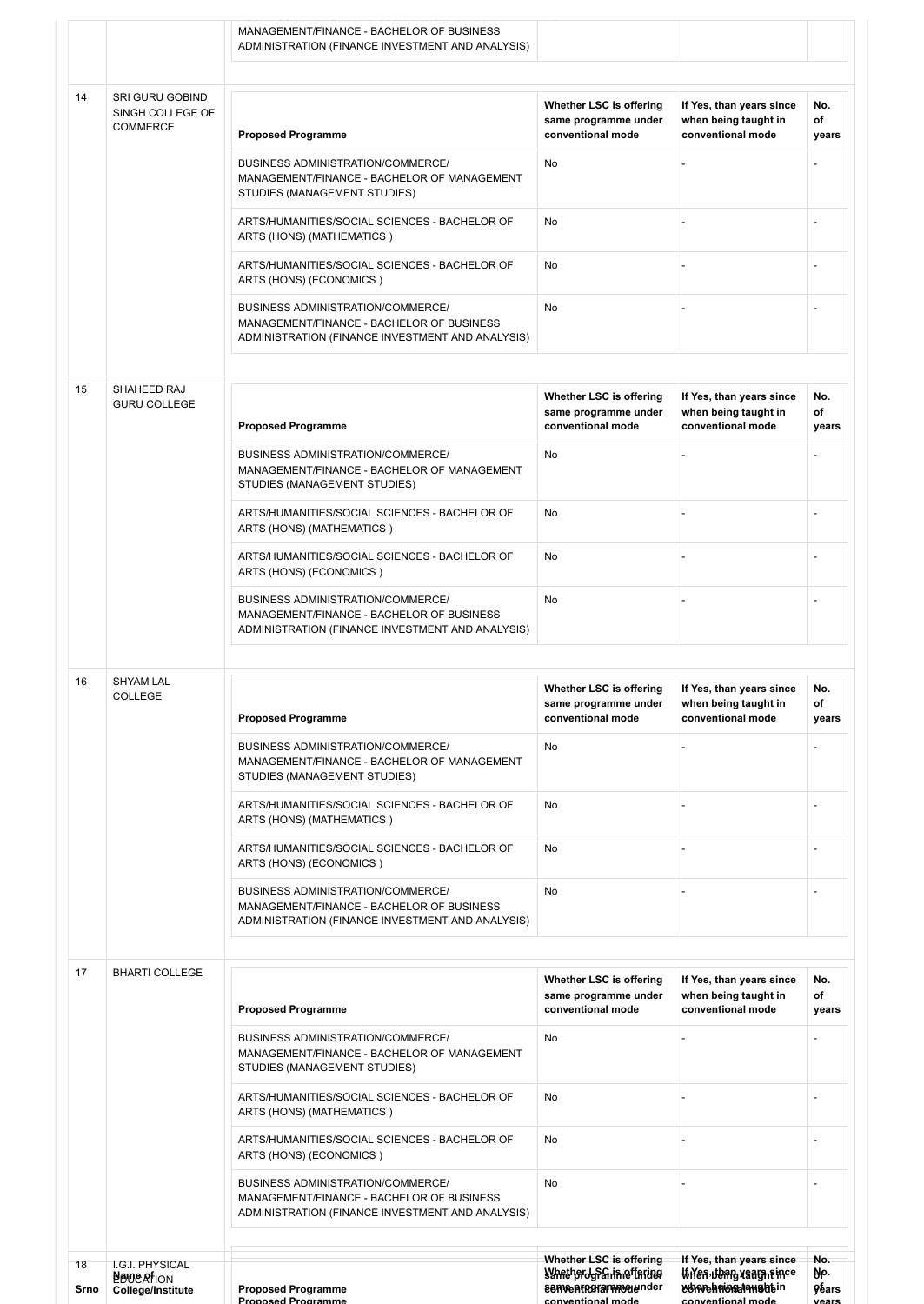| | | MANAGEMENT/FINANCE - BACHELOR OF BUSINESS ADMINISTRATION (FINANCE INVESTMENT AND ANALYSIS) | | | |
|---|---|---|---|---|---|
| 14 | SRI GURU GOBIND SINGH COLLEGE OF COMMERCE | **Proposed Programme** | **Whether LSC is offering same programme under conventional mode** | **If Yes, than years since when being taught in conventional mode** | **No. of years** |
| | | BUSINESS ADMINISTRATION/COMMERCE/ MANAGEMENT/FINANCE - BACHELOR OF MANAGEMENT STUDIES (MANAGEMENT STUDIES) | No | - | - |
| | | ARTS/HUMANITIES/SOCIAL SCIENCES - BACHELOR OF ARTS (HONS) (MATHEMATICS ) | No | - | - |
| | | ARTS/HUMANITIES/SOCIAL SCIENCES - BACHELOR OF ARTS (HONS) (ECONOMICS ) | No | - | - |
| | | BUSINESS ADMINISTRATION/COMMERCE/ MANAGEMENT/FINANCE - BACHELOR OF BUSINESS ADMINISTRATION (FINANCE INVESTMENT AND ANALYSIS) | No | - | - |
| 15 | SHAHEED RAJ GURU COLLEGE | **Proposed Programme** | **Whether LSC is offering same programme under conventional mode** | **If Yes, than years since when being taught in conventional mode** | **No. of years** |
| | | BUSINESS ADMINISTRATION/COMMERCE/ MANAGEMENT/FINANCE - BACHELOR OF MANAGEMENT STUDIES (MANAGEMENT STUDIES) | No | - | - |
| | | ARTS/HUMANITIES/SOCIAL SCIENCES - BACHELOR OF ARTS (HONS) (MATHEMATICS ) | No | - | - |
| | | ARTS/HUMANITIES/SOCIAL SCIENCES - BACHELOR OF ARTS (HONS) (ECONOMICS ) | No | - | - |
| | | BUSINESS ADMINISTRATION/COMMERCE/ MANAGEMENT/FINANCE - BACHELOR OF BUSINESS ADMINISTRATION (FINANCE INVESTMENT AND ANALYSIS) | No | - | - |
| 16 | SHYAM LAL COLLEGE | **Proposed Programme** | **Whether LSC is offering same programme under conventional mode** | **If Yes, than years since when being taught in conventional mode** | **No. of years** |
| | | BUSINESS ADMINISTRATION/COMMERCE/ MANAGEMENT/FINANCE - BACHELOR OF MANAGEMENT STUDIES (MANAGEMENT STUDIES) | No | - | - |
| | | ARTS/HUMANITIES/SOCIAL SCIENCES - BACHELOR OF ARTS (HONS) (MATHEMATICS ) | No | - | - |
| | | ARTS/HUMANITIES/SOCIAL SCIENCES - BACHELOR OF ARTS (HONS) (ECONOMICS ) | No | - | - |
| | | BUSINESS ADMINISTRATION/COMMERCE/ MANAGEMENT/FINANCE - BACHELOR OF BUSINESS ADMINISTRATION (FINANCE INVESTMENT AND ANALYSIS) | No | - | - |
| 17 | BHARTI COLLEGE | **Proposed Programme** | **Whether LSC is offering same programme under conventional mode** | **If Yes, than years since when being taught in conventional mode** | **No. of years** |
| | | BUSINESS ADMINISTRATION/COMMERCE/ MANAGEMENT/FINANCE - BACHELOR OF MANAGEMENT STUDIES (MANAGEMENT STUDIES) | No | - | - |
| | | ARTS/HUMANITIES/SOCIAL SCIENCES - BACHELOR OF ARTS (HONS) (MATHEMATICS ) | No | - | - |
| | | ARTS/HUMANITIES/SOCIAL SCIENCES - BACHELOR OF ARTS (HONS) (ECONOMICS ) | No | - | - |
| | | BUSINESS ADMINISTRATION/COMMERCE/ MANAGEMENT/FINANCE - BACHELOR OF BUSINESS ADMINISTRATION (FINANCE INVESTMENT AND ANALYSIS) | No | - | - |
| 18 | I.G.I. PHYSICAL EDUCATION | **Proposed Programme** | **Whether LSC is offering same programme under conventional mode** | **If Yes, than years since when being taught in conventional mode** | **No. of years** |
| **Srno** | **Name of College/Institute** | **Proposed Programme** | **Whether LSC is offering same programme under conventional mode** | **If Yes, than years since when being taught in conventional mode** | **No. of years** |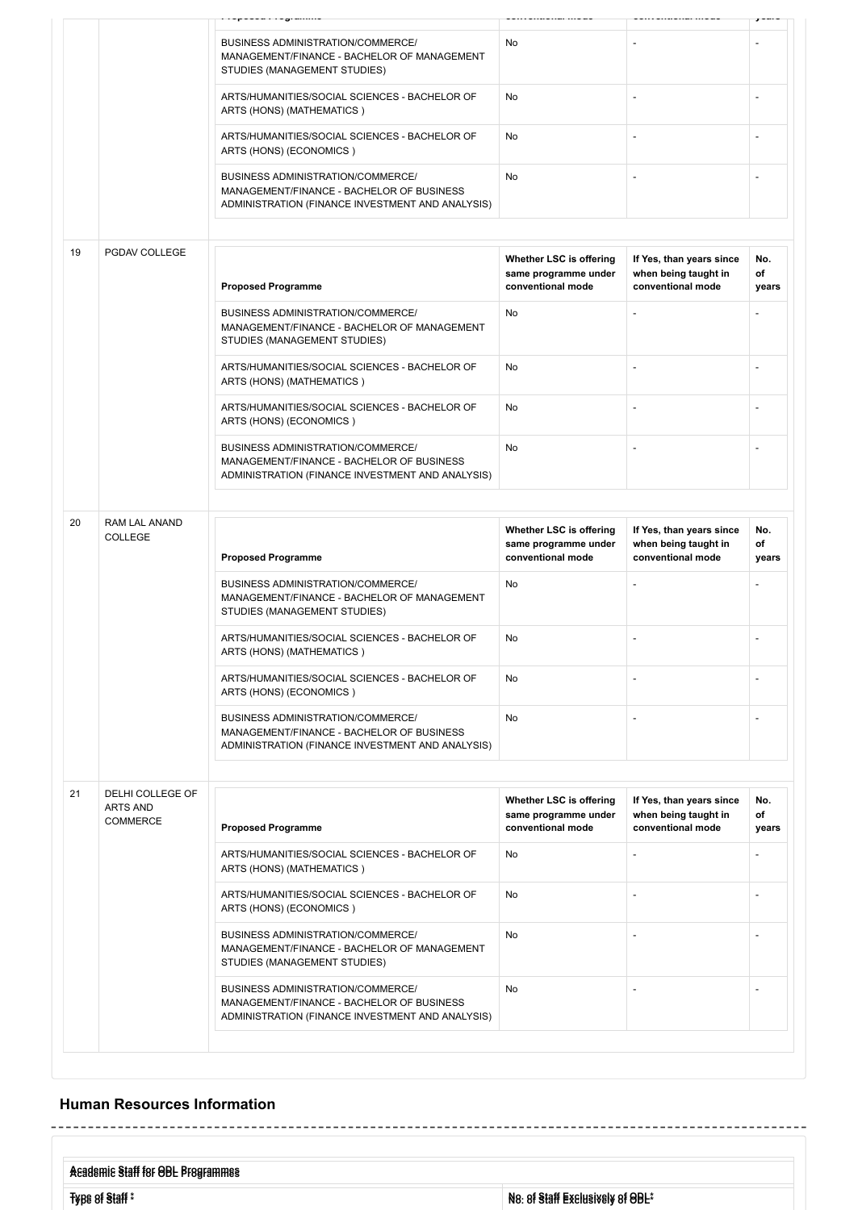| | | Proposed Programme | Whether LSC is offering same programme under conventional mode | If Yes, than years since when being taught in conventional mode | No. of years |
|---|---|---|---|---|---|
| | | BUSINESS ADMINISTRATION/COMMERCE/ MANAGEMENT/FINANCE - BACHELOR OF MANAGEMENT STUDIES (MANAGEMENT STUDIES) | No | - | - |
| | | ARTS/HUMANITIES/SOCIAL SCIENCES - BACHELOR OF ARTS (HONS) (MATHEMATICS ) | No | - | - |
| | | ARTS/HUMANITIES/SOCIAL SCIENCES - BACHELOR OF ARTS (HONS) (ECONOMICS ) | No | - | - |
| | | BUSINESS ADMINISTRATION/COMMERCE/ MANAGEMENT/FINANCE - BACHELOR OF BUSINESS ADMINISTRATION (FINANCE INVESTMENT AND ANALYSIS) | No | - | - |
| 19 | PGDAV COLLEGE | **Proposed Programme** | **Whether LSC is offering same programme under conventional mode** | **If Yes, than years since when being taught in conventional mode** | **No. of years** |
| | | BUSINESS ADMINISTRATION/COMMERCE/ MANAGEMENT/FINANCE - BACHELOR OF MANAGEMENT STUDIES (MANAGEMENT STUDIES) | No | - | - |
| | | ARTS/HUMANITIES/SOCIAL SCIENCES - BACHELOR OF ARTS (HONS) (MATHEMATICS ) | No | - | - |
| | | ARTS/HUMANITIES/SOCIAL SCIENCES - BACHELOR OF ARTS (HONS) (ECONOMICS ) | No | - | - |
| | | BUSINESS ADMINISTRATION/COMMERCE/ MANAGEMENT/FINANCE - BACHELOR OF BUSINESS ADMINISTRATION (FINANCE INVESTMENT AND ANALYSIS) | No | - | - |
| 20 | RAM LAL ANAND COLLEGE | **Proposed Programme** | **Whether LSC is offering same programme under conventional mode** | **If Yes, than years since when being taught in conventional mode** | **No. of years** |
| | | BUSINESS ADMINISTRATION/COMMERCE/ MANAGEMENT/FINANCE - BACHELOR OF MANAGEMENT STUDIES (MANAGEMENT STUDIES) | No | - | - |
| | | ARTS/HUMANITIES/SOCIAL SCIENCES - BACHELOR OF ARTS (HONS) (MATHEMATICS ) | No | - | - |
| | | ARTS/HUMANITIES/SOCIAL SCIENCES - BACHELOR OF ARTS (HONS) (ECONOMICS ) | No | - | - |
| | | BUSINESS ADMINISTRATION/COMMERCE/ MANAGEMENT/FINANCE - BACHELOR OF BUSINESS ADMINISTRATION (FINANCE INVESTMENT AND ANALYSIS) | No | - | - |
| 21 | DELHI COLLEGE OF ARTS AND COMMERCE | **Proposed Programme** | **Whether LSC is offering same programme under conventional mode** | **If Yes, than years since when being taught in conventional mode** | **No. of years** |
| | | ARTS/HUMANITIES/SOCIAL SCIENCES - BACHELOR OF ARTS (HONS) (MATHEMATICS ) | No | - | - |
| | | ARTS/HUMANITIES/SOCIAL SCIENCES - BACHELOR OF ARTS (HONS) (ECONOMICS ) | No | - | - |
| | | BUSINESS ADMINISTRATION/COMMERCE/ MANAGEMENT/FINANCE - BACHELOR OF MANAGEMENT STUDIES (MANAGEMENT STUDIES) | No | - | - |
| | | BUSINESS ADMINISTRATION/COMMERCE/ MANAGEMENT/FINANCE - BACHELOR OF BUSINESS ADMINISTRATION (FINANCE INVESTMENT AND ANALYSIS) | No | - | - |

## Human Resources Information

**Academic Staff for ODL Programmes**

| Type of Staff * | No. of Staff Exclusively of ODL* |
|---|---|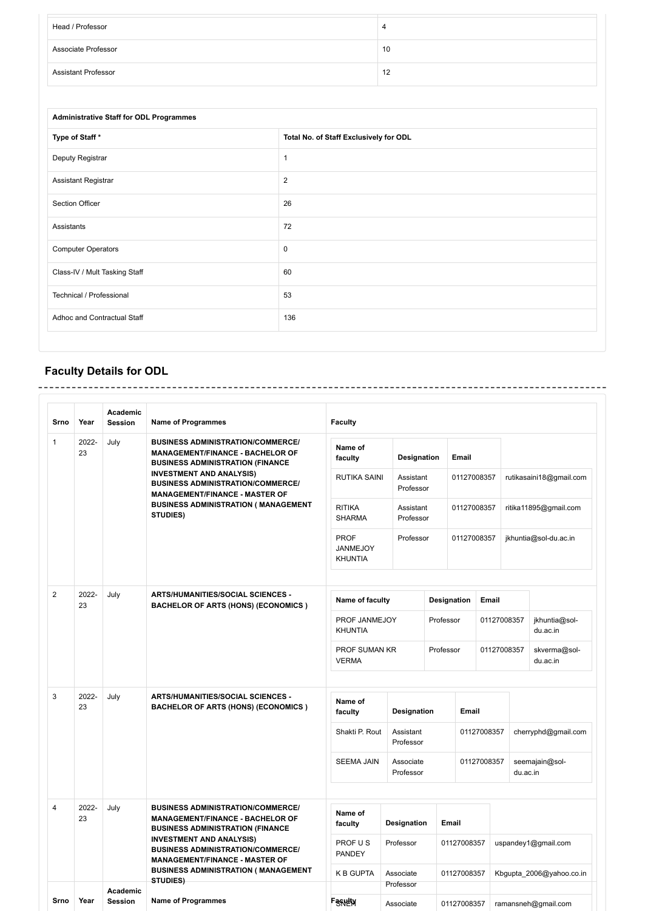| | |
|---|---|
| Head / Professor | 4 |
| Associate Professor | 10 |
| Assistant Professor | 12 |

| Administrative Staff for ODL Programmes | |
|---|---|
| **Type of Staff *** | **Total No. of Staff Exclusively for ODL** |
| Deputy Registrar | 1 |
| Assistant Registrar | 2 |
| Section Officer | 26 |
| Assistants | 72 |
| Computer Operators | 0 |
| Class-IV / Mult Tasking Staff | 60 |
| Technical / Professional | 53 |
| Adhoc and Contractual Staff | 136 |

## Faculty Details for ODL

| Srno | Year | Academic Session | Name of Programmes | Name of faculty | Designation | Email | |
|---|---|---|---|---|---|---|---|
| 1 | 2022-23 | July | **BUSINESS ADMINISTRATION/COMMERCE/ MANAGEMENT/FINANCE - BACHELOR OF BUSINESS ADMINISTRATION (FINANCE INVESTMENT AND ANALYSIS) BUSINESS ADMINISTRATION/COMMERCE/ MANAGEMENT/FINANCE - MASTER OF BUSINESS ADMINISTRATION ( MANAGEMENT STUDIES)** | RUTIKA SAINI | Assistant Professor | 01127008357 | rutikasaini18@gmail.com |
| | | | | RITIKA SHARMA | Assistant Professor | 01127008357 | ritika11895@gmail.com |
| | | | | PROF JANMEJOY KHUNTIA | Professor | 01127008357 | jkhuntia@sol-du.ac.in |
| 2 | 2022-23 | July | **ARTS/HUMANITIES/SOCIAL SCIENCES - BACHELOR OF ARTS (HONS) (ECONOMICS )** | PROF JANMEJOY KHUNTIA | Professor | 01127008357 | jkhuntia@sol-du.ac.in |
| | | | | PROF SUMAN KR VERMA | Professor | 01127008357 | skverma@sol-du.ac.in |
| 3 | 2022-23 | July | **ARTS/HUMANITIES/SOCIAL SCIENCES - BACHELOR OF ARTS (HONS) (ECONOMICS )** | Shakti P. Rout | Assistant Professor | 01127008357 | cherryphd@gmail.com |
| | | | | SEEMA JAIN | Associate Professor | 01127008357 | seemajain@sol-du.ac.in |
| 4 | 2022-23 | July | **BUSINESS ADMINISTRATION/COMMERCE/ MANAGEMENT/FINANCE - BACHELOR OF BUSINESS ADMINISTRATION (FINANCE INVESTMENT AND ANALYSIS) BUSINESS ADMINISTRATION/COMMERCE/ MANAGEMENT/FINANCE - MASTER OF BUSINESS ADMINISTRATION ( MANAGEMENT STUDIES)** | PROF U S PANDEY | Professor | 01127008357 | uspandey1@gmail.com |
| | | | | K B GUPTA | Associate Professor | 01127008357 | Kbgupta_2006@yahoo.co.in |
| | | | | SNEH | Associate | 01127008357 | ramansneh@gmail.com |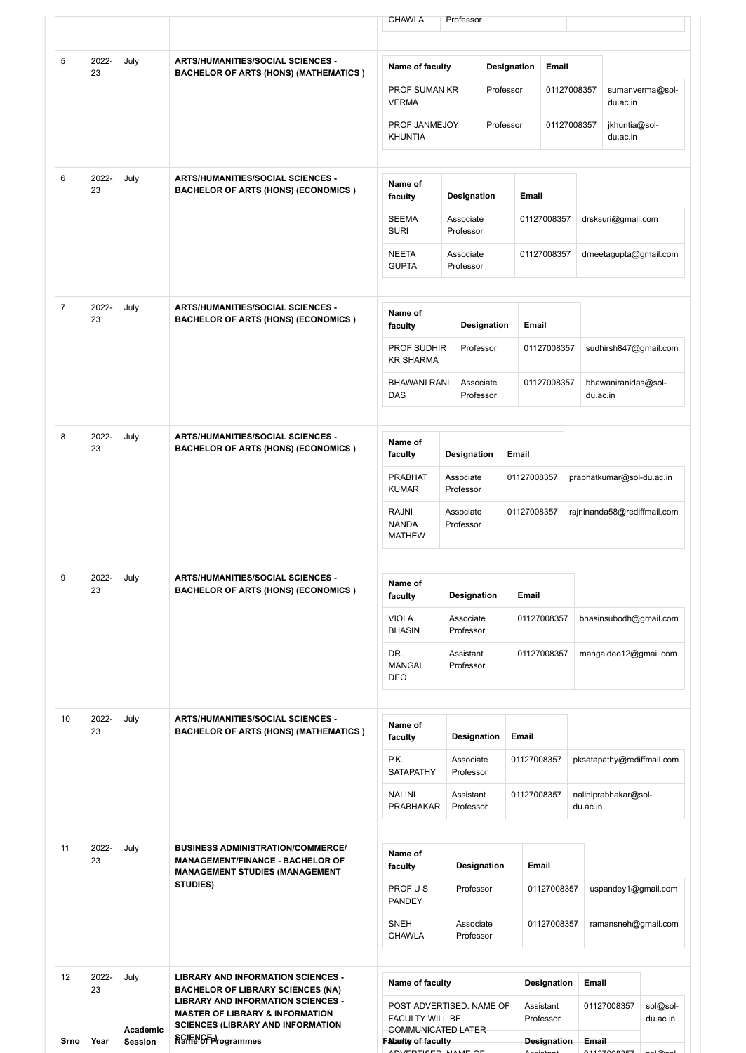| Srno | Year | Academic Session | Name of Programmes | Faculty of faculty |
|---|---|---|---|---|
| | | | | CHAWLA / Professor |
| 5 | 2022-23 | July | ARTS/HUMANITIES/SOCIAL SCIENCES - BACHELOR OF ARTS (HONS) (MATHEMATICS ) | |

| Name of faculty | Designation | Email | |
|---|---|---|---|
| PROF SUMAN KR VERMA | Professor | 01127008357 | sumanverma@sol-du.ac.in |
| PROF JANMEJOY KHUNTIA | Professor | 01127008357 | jkhuntia@sol-du.ac.in |

| Srno | Year | Academic Session | Name of Programmes |
|---|---|---|---|
| 6 | 2022-23 | July | ARTS/HUMANITIES/SOCIAL SCIENCES - BACHELOR OF ARTS (HONS) (ECONOMICS ) |

| Name of faculty | Designation | Email | |
|---|---|---|---|
| SEEMA SURI | Associate Professor | 01127008357 | drsksuri@gmail.com |
| NEETA GUPTA | Associate Professor | 01127008357 | drneetagupta@gmail.com |

| Srno | Year | Academic Session | Name of Programmes |
|---|---|---|---|
| 7 | 2022-23 | July | ARTS/HUMANITIES/SOCIAL SCIENCES - BACHELOR OF ARTS (HONS) (ECONOMICS ) |

| Name of faculty | Designation | Email | |
|---|---|---|---|
| PROF SUDHIR KR SHARMA | Professor | 01127008357 | sudhirsh847@gmail.com |
| BHAWANI RANI DAS | Associate Professor | 01127008357 | bhawaniranidas@sol-du.ac.in |

| Srno | Year | Academic Session | Name of Programmes |
|---|---|---|---|
| 8 | 2022-23 | July | ARTS/HUMANITIES/SOCIAL SCIENCES - BACHELOR OF ARTS (HONS) (ECONOMICS ) |

| Name of faculty | Designation | Email | |
|---|---|---|---|
| PRABHAT KUMAR | Associate Professor | 01127008357 | prabhatkumar@sol-du.ac.in |
| RAJNI NANDA MATHEW | Associate Professor | 01127008357 | rajninanda58@rediffmail.com |

| Srno | Year | Academic Session | Name of Programmes |
|---|---|---|---|
| 9 | 2022-23 | July | ARTS/HUMANITIES/SOCIAL SCIENCES - BACHELOR OF ARTS (HONS) (ECONOMICS ) |

| Name of faculty | Designation | Email | |
|---|---|---|---|
| VIOLA BHASIN | Associate Professor | 01127008357 | bhasinsubodh@gmail.com |
| DR. MANGAL DEO | Assistant Professor | 01127008357 | mangaldeo12@gmail.com |

| Srno | Year | Academic Session | Name of Programmes |
|---|---|---|---|
| 10 | 2022-23 | July | ARTS/HUMANITIES/SOCIAL SCIENCES - BACHELOR OF ARTS (HONS) (MATHEMATICS ) |

| Name of faculty | Designation | Email | |
|---|---|---|---|
| P.K. SATAPATHY | Associate Professor | 01127008357 | pksatapathy@rediffmail.com |
| NALINI PRABHAKAR | Assistant Professor | 01127008357 | naliniprabhakar@sol-du.ac.in |

| Srno | Year | Academic Session | Name of Programmes |
|---|---|---|---|
| 11 | 2022-23 | July | BUSINESS ADMINISTRATION/COMMERCE/ MANAGEMENT/FINANCE - BACHELOR OF MANAGEMENT STUDIES (MANAGEMENT STUDIES) |

| Name of faculty | Designation | Email | |
|---|---|---|---|
| PROF U S PANDEY | Professor | 01127008357 | uspandey1@gmail.com |
| SNEH CHAWLA | Associate Professor | 01127008357 | ramansneh@gmail.com |

| Srno | Year | Academic Session | Name of Programmes |
|---|---|---|---|
| 12 | 2022-23 | July | LIBRARY AND INFORMATION SCIENCES - BACHELOR OF LIBRARY SCIENCES (NA) LIBRARY AND INFORMATION SCIENCES - MASTER OF LIBRARY & INFORMATION SCIENCES (LIBRARY AND INFORMATION SCIENCE) |

| Name of faculty | Designation | Email | |
|---|---|---|---|
| POST ADVERTISED. NAME OF FACULTY WILL BE COMMUNICATED LATER | Assistant Professor | 01127008357 | sol@sol-du.ac.in |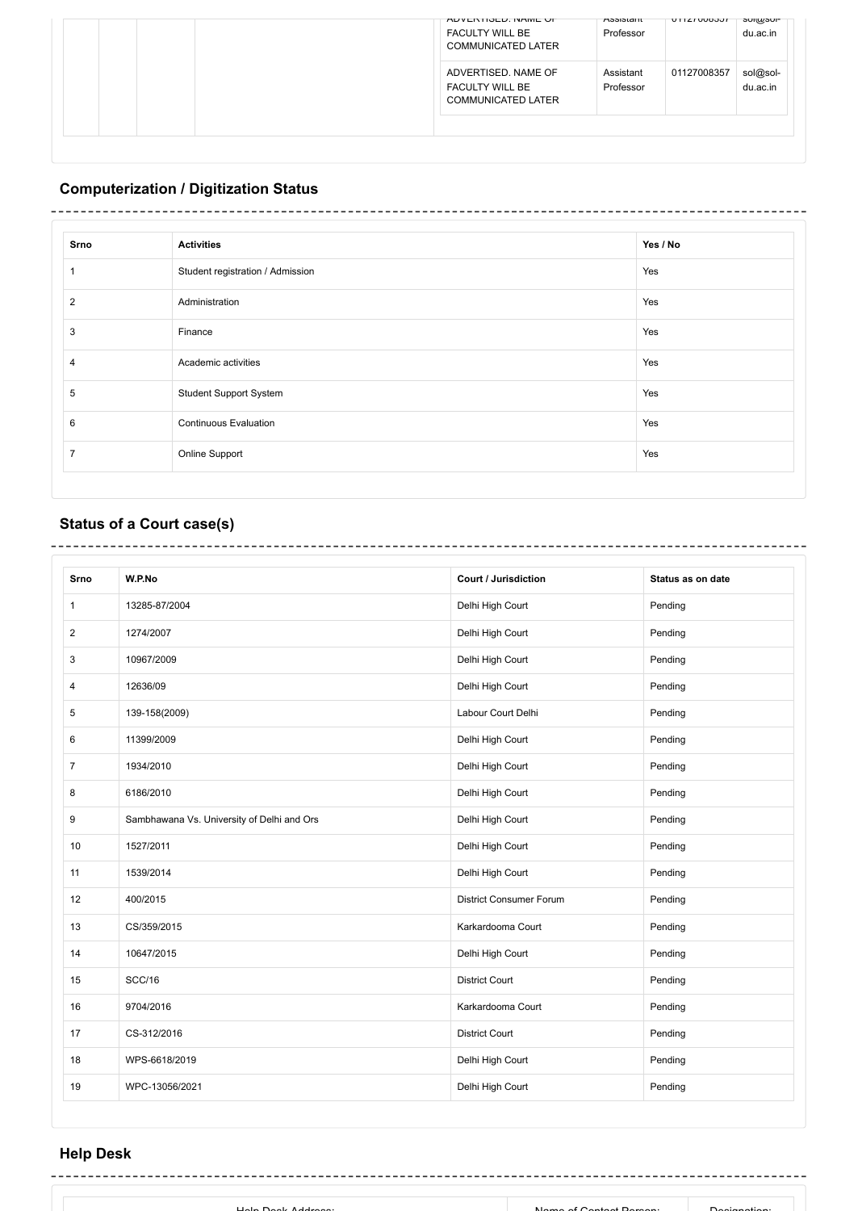| | | | | ADVERTISED. NAME OF FACULTY WILL BE COMMUNICATED LATER | Assistant Professor | 01127008357 | sol@sol-du.ac.in |
|---|---|---|---|---|---|---|---|
| | | | | ADVERTISED. NAME OF FACULTY WILL BE COMMUNICATED LATER | Assistant Professor | 01127008357 | sol@sol-du.ac.in |

## Computerization / Digitization Status

| Srno | Activities | Yes / No |
|---|---|---|
| 1 | Student registration / Admission | Yes |
| 2 | Administration | Yes |
| 3 | Finance | Yes |
| 4 | Academic activities | Yes |
| 5 | Student Support System | Yes |
| 6 | Continuous Evaluation | Yes |
| 7 | Online Support | Yes |

## Status of a Court case(s)

| Srno | W.P.No | Court / Jurisdiction | Status as on date |
|---|---|---|---|
| 1 | 13285-87/2004 | Delhi High Court | Pending |
| 2 | 1274/2007 | Delhi High Court | Pending |
| 3 | 10967/2009 | Delhi High Court | Pending |
| 4 | 12636/09 | Delhi High Court | Pending |
| 5 | 139-158(2009) | Labour Court Delhi | Pending |
| 6 | 11399/2009 | Delhi High Court | Pending |
| 7 | 1934/2010 | Delhi High Court | Pending |
| 8 | 6186/2010 | Delhi High Court | Pending |
| 9 | Sambhawana Vs. University of Delhi and Ors | Delhi High Court | Pending |
| 10 | 1527/2011 | Delhi High Court | Pending |
| 11 | 1539/2014 | Delhi High Court | Pending |
| 12 | 400/2015 | District Consumer Forum | Pending |
| 13 | CS/359/2015 | Karkardooma Court | Pending |
| 14 | 10647/2015 | Delhi High Court | Pending |
| 15 | SCC/16 | District Court | Pending |
| 16 | 9704/2016 | Karkardooma Court | Pending |
| 17 | CS-312/2016 | District Court | Pending |
| 18 | WPS-6618/2019 | Delhi High Court | Pending |
| 19 | WPC-13056/2021 | Delhi High Court | Pending |

## Help Desk

| Help Desk Address: | Name of Contact Person: | Designation: |
|---|---|---|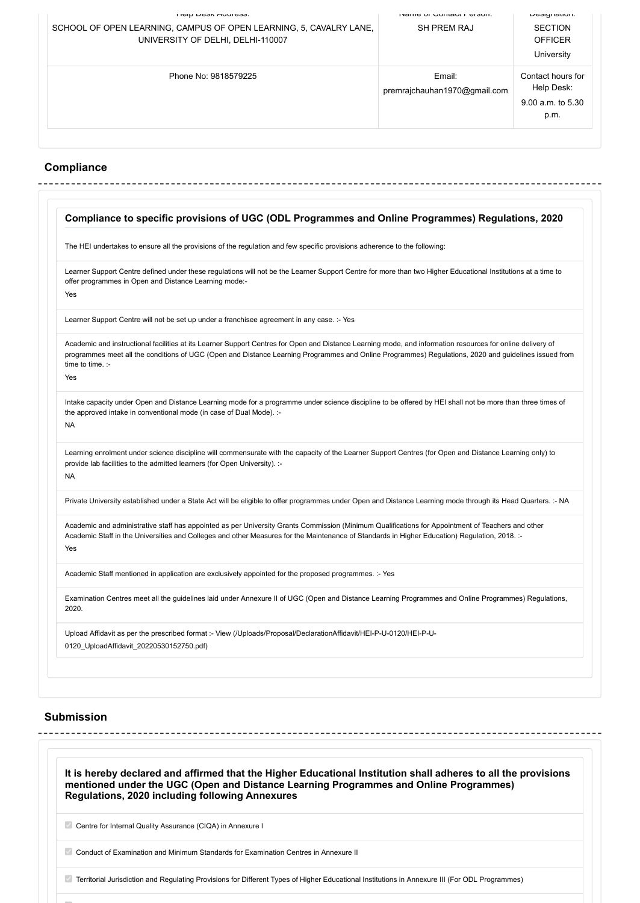| Help Desk Address: | Name of Contact Person: | Designation: |
| --- | --- | --- |
| SCHOOL OF OPEN LEARNING, CAMPUS OF OPEN LEARNING, 5, CAVALRY LANE, UNIVERSITY OF DELHI, DELHI-110007 | SH PREM RAJ | SECTION OFFICER University |
| Phone No: 9818579225 | Email: premrajchauhan1970@gmail.com | Contact hours for Help Desk: 9.00 a.m. to 5.30 p.m. |

## Compliance

### Compliance to specific provisions of UGC (ODL Programmes and Online Programmes) Regulations, 2020

The HEI undertakes to ensure all the provisions of the regulation and few specific provisions adherence to the following:

Learner Support Centre defined under these regulations will not be the Learner Support Centre for more than two Higher Educational Institutions at a time to offer programmes in Open and Distance Learning mode:-
Yes

Learner Support Centre will not be set up under a franchisee agreement in any case. :- Yes

Academic and instructional facilities at its Learner Support Centres for Open and Distance Learning mode, and information resources for online delivery of programmes meet all the conditions of UGC (Open and Distance Learning Programmes and Online Programmes) Regulations, 2020 and guidelines issued from time to time. :-
Yes

Intake capacity under Open and Distance Learning mode for a programme under science discipline to be offered by HEI shall not be more than three times of the approved intake in conventional mode (in case of Dual Mode). :-
NA

Learning enrolment under science discipline will commensurate with the capacity of the Learner Support Centres (for Open and Distance Learning only) to provide lab facilities to the admitted learners (for Open University). :-
NA

Private University established under a State Act will be eligible to offer programmes under Open and Distance Learning mode through its Head Quarters. :- NA

Academic and administrative staff has appointed as per University Grants Commission (Minimum Qualifications for Appointment of Teachers and other Academic Staff in the Universities and Colleges and other Measures for the Maintenance of Standards in Higher Education) Regulation, 2018. :-
Yes

Academic Staff mentioned in application are exclusively appointed for the proposed programmes. :- Yes

Examination Centres meet all the guidelines laid under Annexure II of UGC (Open and Distance Learning Programmes and Online Programmes) Regulations, 2020.

Upload Affidavit as per the prescribed format :- View (/Uploads/Proposal/DeclarationAffidavit/HEI-P-U-0120/HEI-P-U-0120_UploadAffidavit_20220530152750.pdf)

## Submission

### It is hereby declared and affirmed that the Higher Educational Institution shall adheres to all the provisions mentioned under the UGC (Open and Distance Learning Programmes and Online Programmes) Regulations, 2020 including following Annexures

- [x] Centre for Internal Quality Assurance (CIQA) in Annexure I
- [x] Conduct of Examination and Minimum Standards for Examination Centres in Annexure II
- [x] Territorial Jurisdiction and Regulating Provisions for Different Types of Higher Educational Institutions in Annexure III (For ODL Programmes)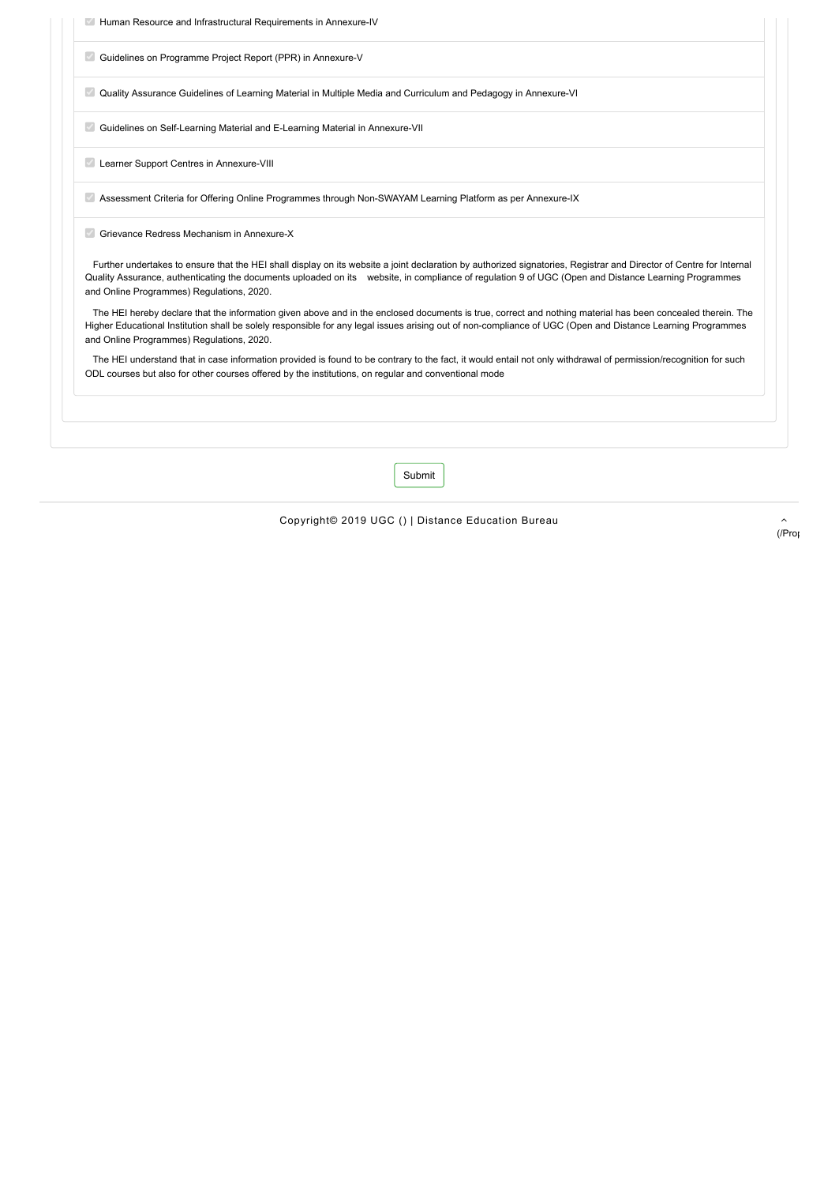- ☑ Human Resource and Infrastructural Requirements in Annexure-IV
- ☑ Guidelines on Programme Project Report (PPR) in Annexure-V
- ☑ Quality Assurance Guidelines of Learning Material in Multiple Media and Curriculum and Pedagogy in Annexure-VI
- ☑ Guidelines on Self-Learning Material and E-Learning Material in Annexure-VII
- ☑ Learner Support Centres in Annexure-VIII
- ☑ Assessment Criteria for Offering Online Programmes through Non-SWAYAM Learning Platform as per Annexure-IX
- ☑ Grievance Redress Mechanism in Annexure-X

Further undertakes to ensure that the HEI shall display on its website a joint declaration by authorized signatories, Registrar and Director of Centre for Internal Quality Assurance, authenticating the documents uploaded on its website, in compliance of regulation 9 of UGC (Open and Distance Learning Programmes and Online Programmes) Regulations, 2020.

The HEI hereby declare that the information given above and in the enclosed documents is true, correct and nothing material has been concealed therein. The Higher Educational Institution shall be solely responsible for any legal issues arising out of non-compliance of UGC (Open and Distance Learning Programmes and Online Programmes) Regulations, 2020.

The HEI understand that in case information provided is found to be contrary to the fact, it would entail not only withdrawal of permission/recognition for such ODL courses but also for other courses offered by the institutions, on regular and conventional mode

Submit

Copyright© 2019 UGC () | Distance Education Bureau